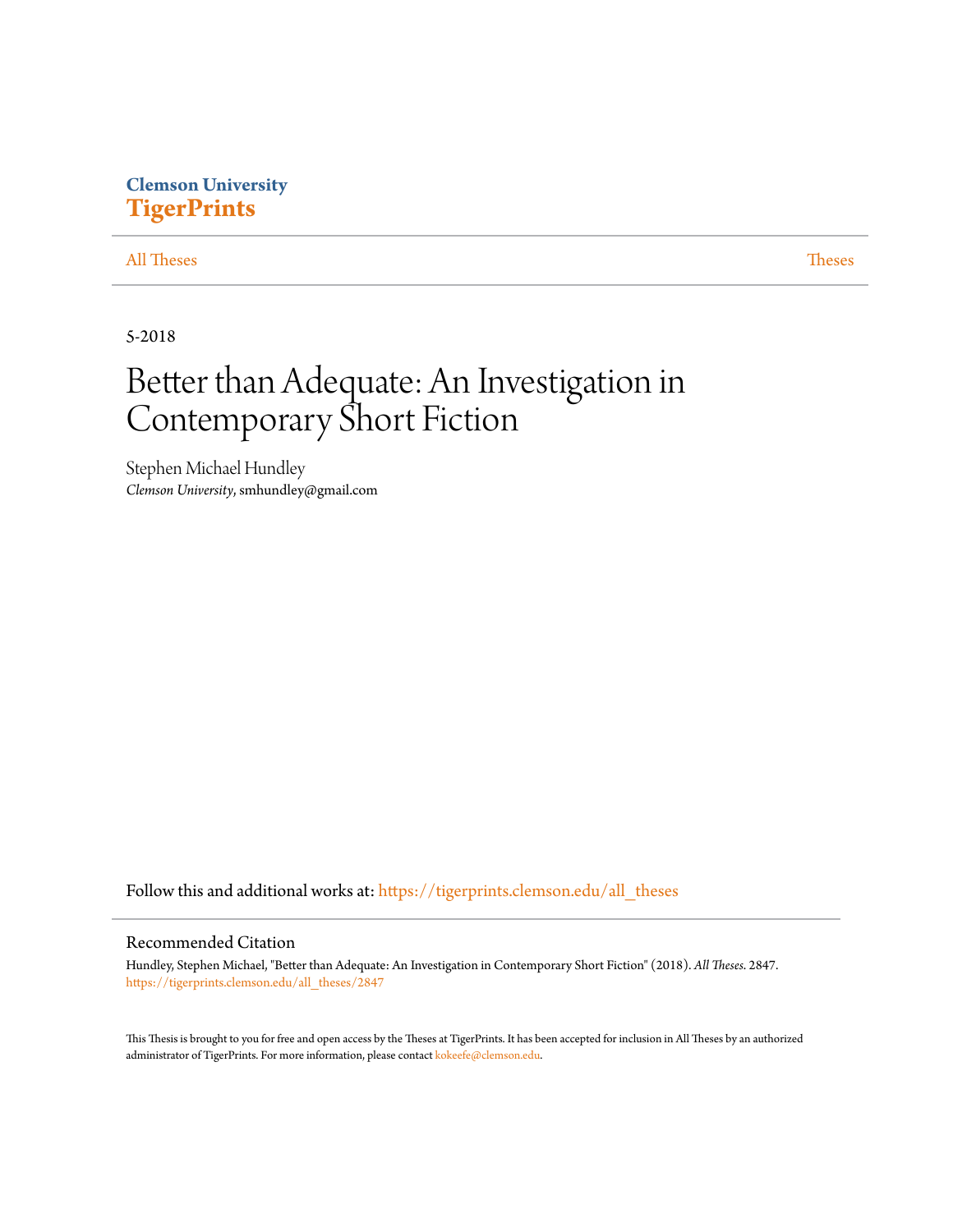Clemson University

**TigerPrints**

All Theses | Theses

5-2018

# Better than Adequate: An Investigation in Contemporary Short Fiction

Stephen Michael Hundley
*Clemson University*, smhundley@gmail.com

Follow this and additional works at: https://tigerprints.clemson.edu/all_theses

## Recommended Citation

Hundley, Stephen Michael, "Better than Adequate: An Investigation in Contemporary Short Fiction" (2018). *All Theses*. 2847.
https://tigerprints.clemson.edu/all_theses/2847

This Thesis is brought to you for free and open access by the Theses at TigerPrints. It has been accepted for inclusion in All Theses by an authorized administrator of TigerPrints. For more information, please contact kokeefe@clemson.edu.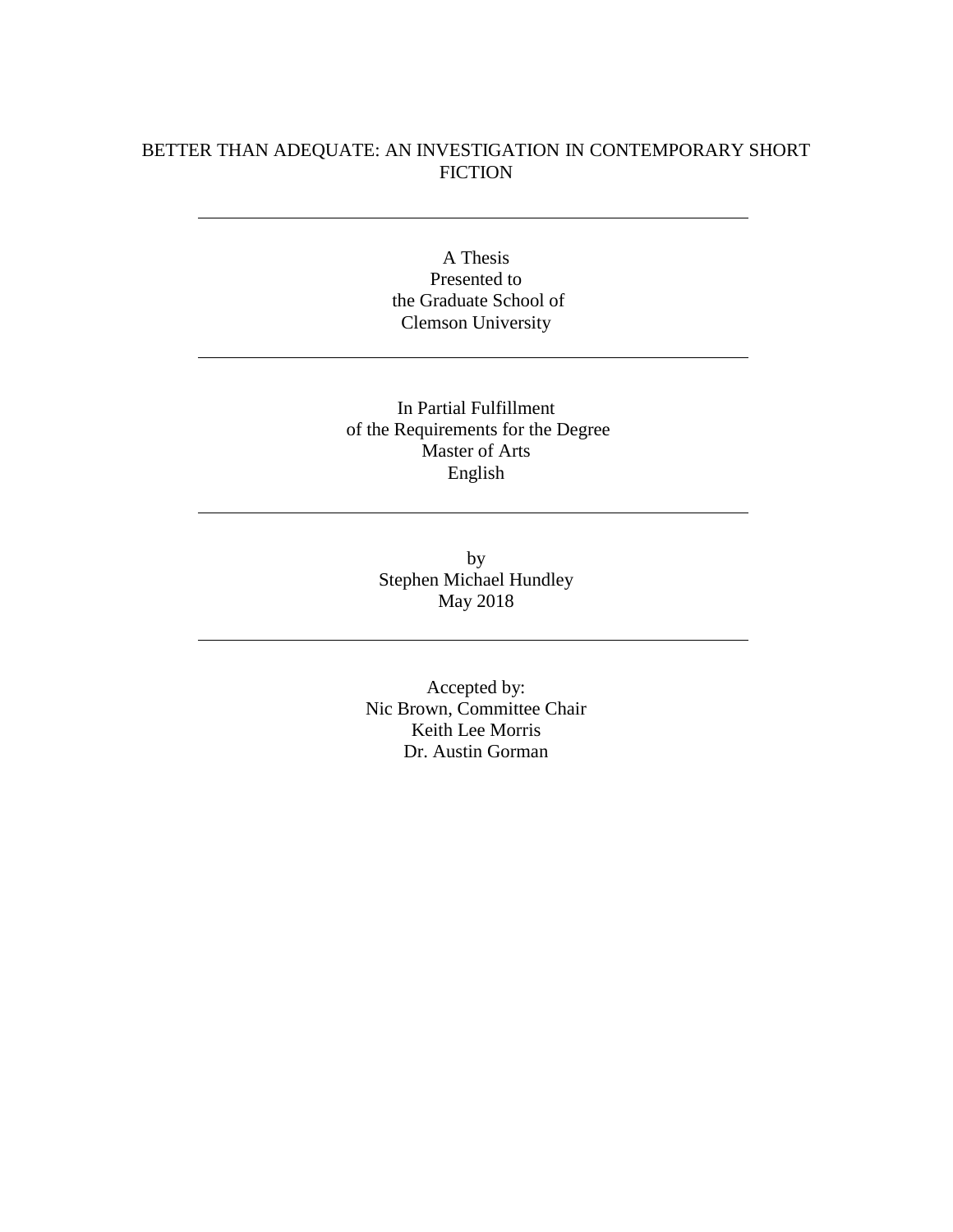# BETTER THAN ADEQUATE: AN INVESTIGATION IN CONTEMPORARY SHORT FICTION

---

A Thesis
Presented to
the Graduate School of
Clemson University

---

In Partial Fulfillment
of the Requirements for the Degree
Master of Arts
English

---

by
Stephen Michael Hundley
May 2018

---

Accepted by:
Nic Brown, Committee Chair
Keith Lee Morris
Dr. Austin Gorman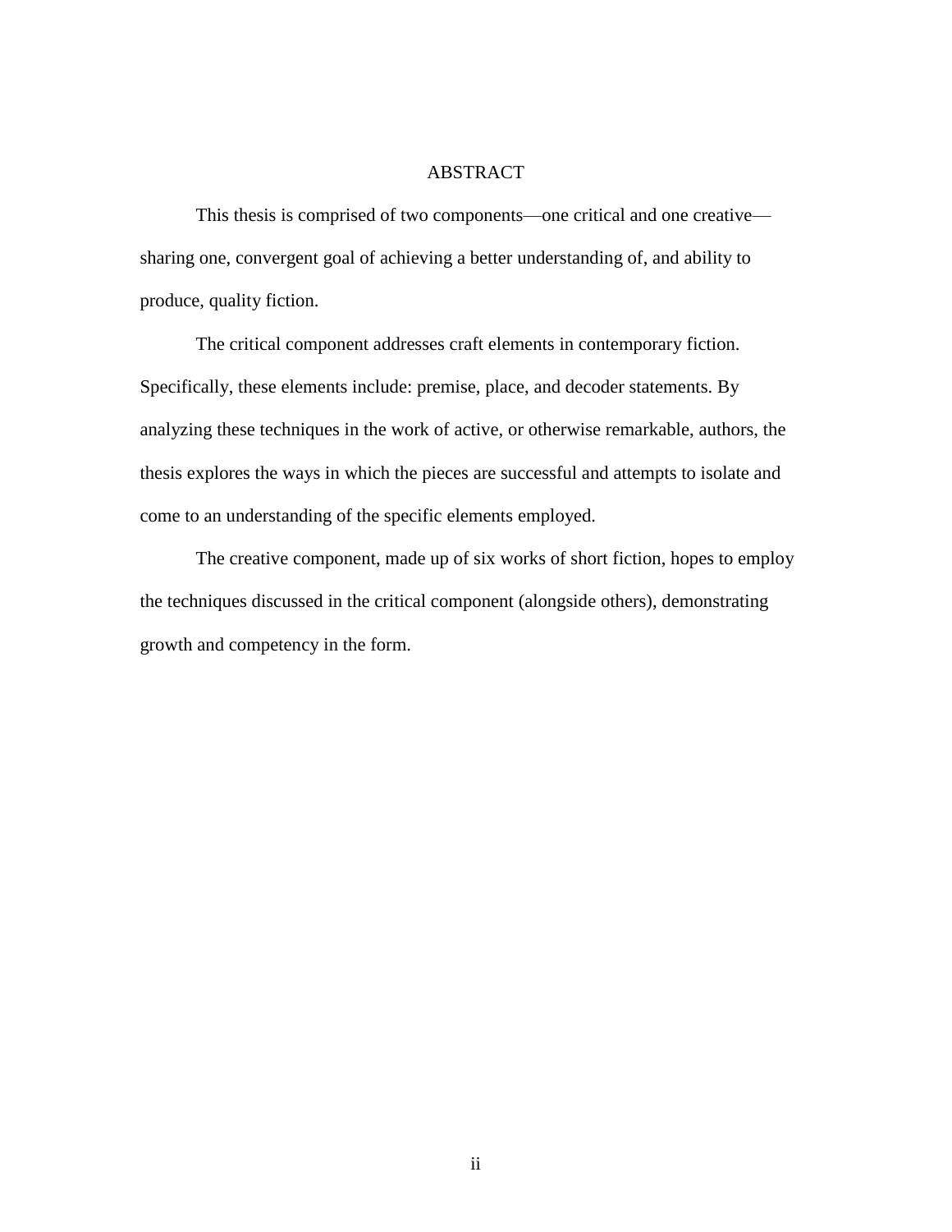# ABSTRACT

This thesis is comprised of two components—one critical and one creative—sharing one, convergent goal of achieving a better understanding of, and ability to produce, quality fiction.

The critical component addresses craft elements in contemporary fiction. Specifically, these elements include: premise, place, and decoder statements. By analyzing these techniques in the work of active, or otherwise remarkable, authors, the thesis explores the ways in which the pieces are successful and attempts to isolate and come to an understanding of the specific elements employed.

The creative component, made up of six works of short fiction, hopes to employ the techniques discussed in the critical component (alongside others), demonstrating growth and competency in the form.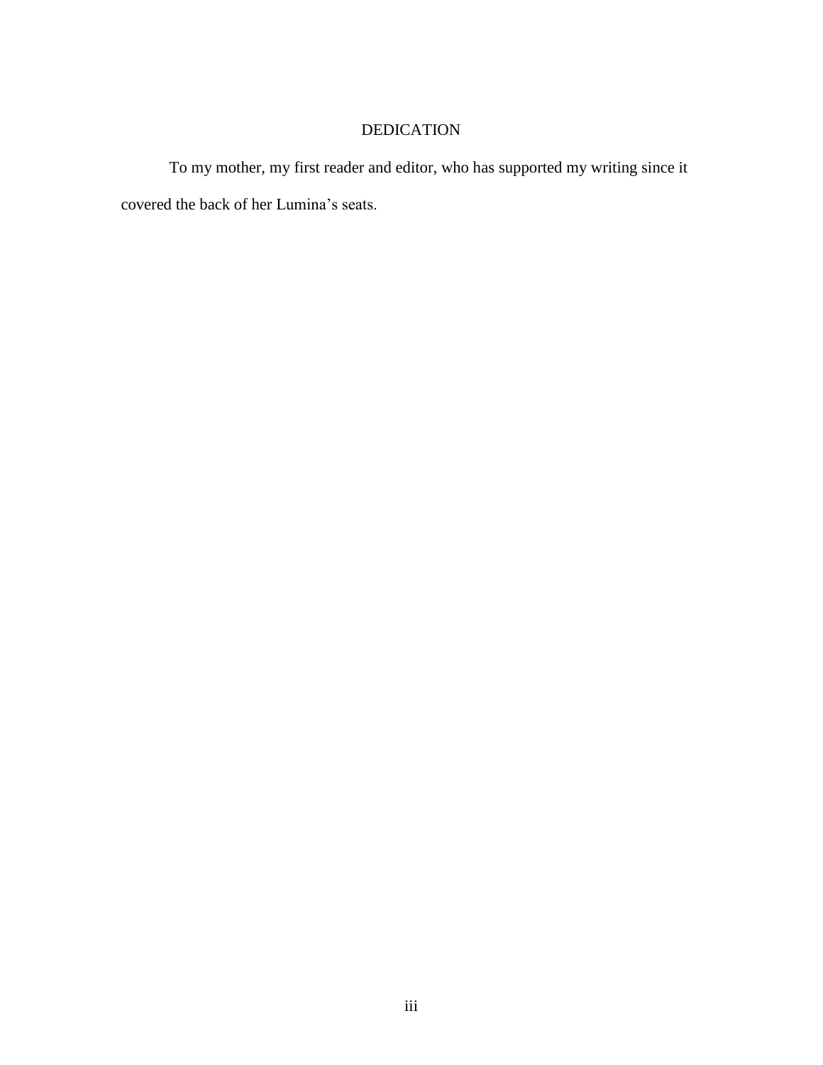# DEDICATION

To my mother, my first reader and editor, who has supported my writing since it covered the back of her Lumina's seats.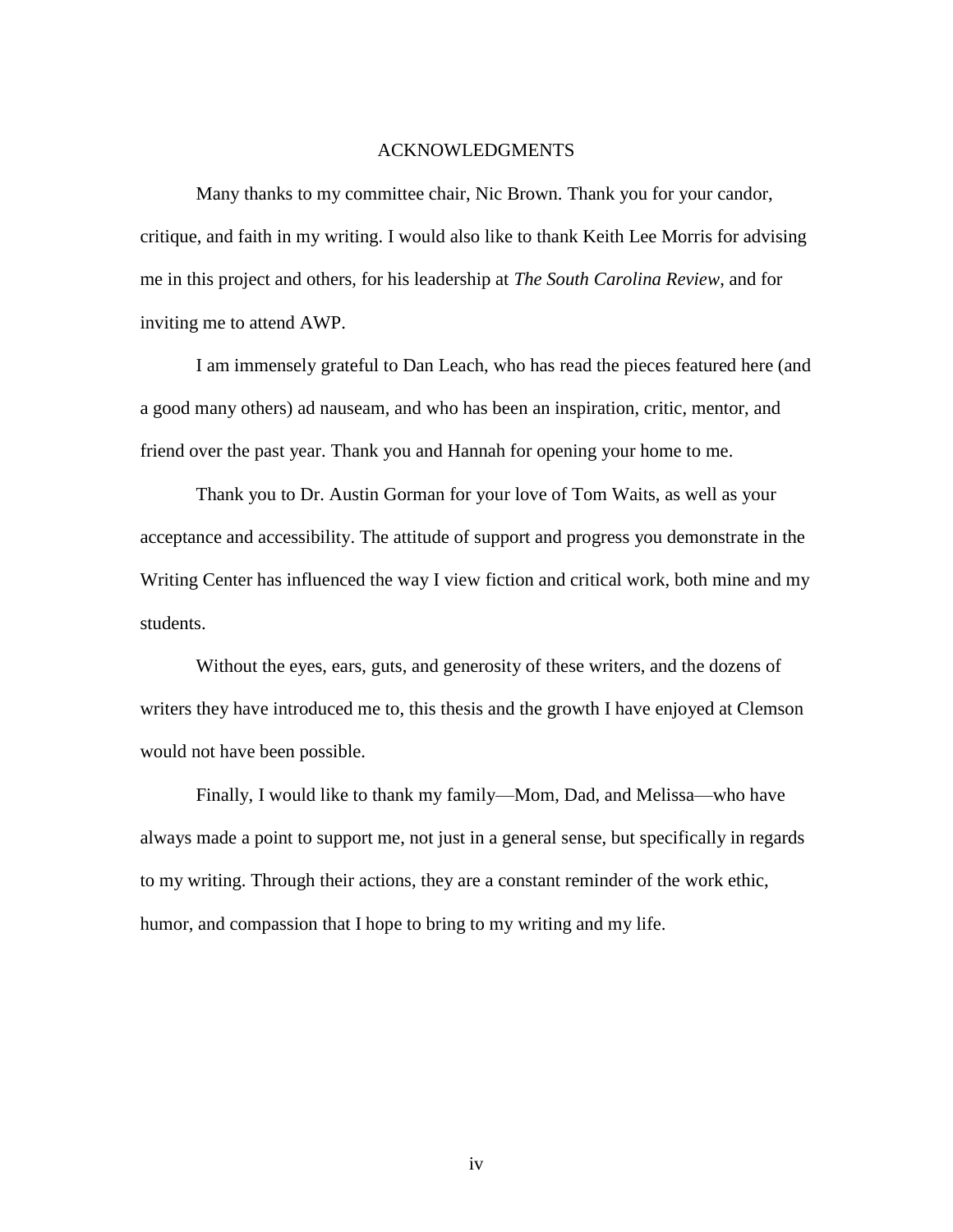# ACKNOWLEDGMENTS

Many thanks to my committee chair, Nic Brown. Thank you for your candor, critique, and faith in my writing. I would also like to thank Keith Lee Morris for advising me in this project and others, for his leadership at *The South Carolina Review*, and for inviting me to attend AWP.

I am immensely grateful to Dan Leach, who has read the pieces featured here (and a good many others) ad nauseam, and who has been an inspiration, critic, mentor, and friend over the past year. Thank you and Hannah for opening your home to me.

Thank you to Dr. Austin Gorman for your love of Tom Waits, as well as your acceptance and accessibility. The attitude of support and progress you demonstrate in the Writing Center has influenced the way I view fiction and critical work, both mine and my students.

Without the eyes, ears, guts, and generosity of these writers, and the dozens of writers they have introduced me to, this thesis and the growth I have enjoyed at Clemson would not have been possible.

Finally, I would like to thank my family—Mom, Dad, and Melissa—who have always made a point to support me, not just in a general sense, but specifically in regards to my writing. Through their actions, they are a constant reminder of the work ethic, humor, and compassion that I hope to bring to my writing and my life.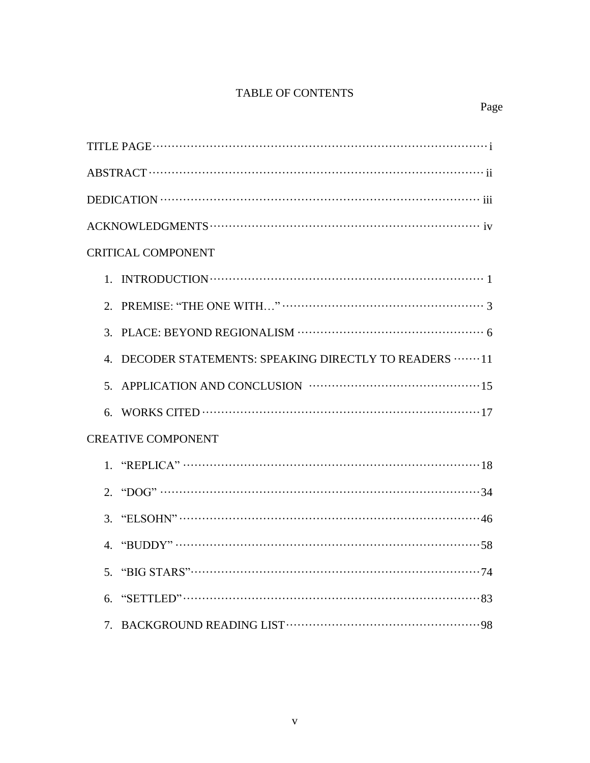# TABLE OF CONTENTS

Page

TITLE PAGE ........................................................................................ i

ABSTRACT ........................................................................................ ii

DEDICATION ........................................................................................ iii

ACKNOWLEDGMENTS ........................................................................................ iv

CRITICAL COMPONENT

1. INTRODUCTION ........................................................................................ 1
2. PREMISE: "THE ONE WITH…" ........................................................................................ 3
3. PLACE: BEYOND REGIONALISM ........................................................................................ 6
4. DECODER STATEMENTS: SPEAKING DIRECTLY TO READERS ........ 11
5. APPLICATION AND CONCLUSION ........................................................................................ 15
6. WORKS CITED ........................................................................................ 17

CREATIVE COMPONENT

1. "REPLICA" ........................................................................................ 18
2. "DOG" ........................................................................................ 34
3. "ELSOHN" ........................................................................................ 46
4. "BUDDY" ........................................................................................ 58
5. "BIG STARS" ........................................................................................ 74
6. "SETTLED" ........................................................................................ 83
7. BACKGROUND READING LIST ........................................................................................ 98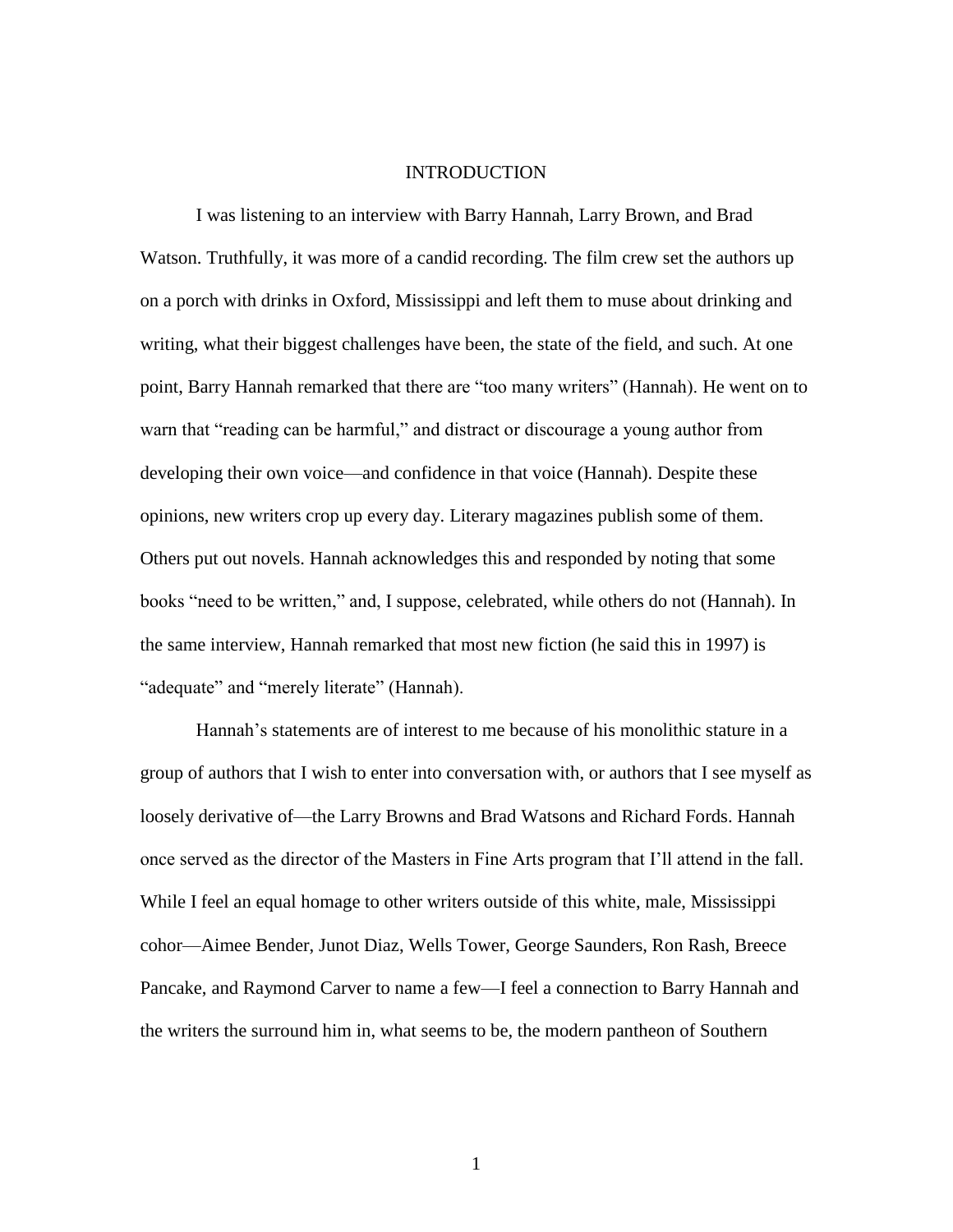# INTRODUCTION

I was listening to an interview with Barry Hannah, Larry Brown, and Brad Watson. Truthfully, it was more of a candid recording. The film crew set the authors up on a porch with drinks in Oxford, Mississippi and left them to muse about drinking and writing, what their biggest challenges have been, the state of the field, and such. At one point, Barry Hannah remarked that there are "too many writers" (Hannah). He went on to warn that "reading can be harmful," and distract or discourage a young author from developing their own voice—and confidence in that voice (Hannah). Despite these opinions, new writers crop up every day. Literary magazines publish some of them. Others put out novels. Hannah acknowledges this and responded by noting that some books "need to be written," and, I suppose, celebrated, while others do not (Hannah). In the same interview, Hannah remarked that most new fiction (he said this in 1997) is "adequate" and "merely literate" (Hannah).

Hannah's statements are of interest to me because of his monolithic stature in a group of authors that I wish to enter into conversation with, or authors that I see myself as loosely derivative of—the Larry Browns and Brad Watsons and Richard Fords. Hannah once served as the director of the Masters in Fine Arts program that I'll attend in the fall. While I feel an equal homage to other writers outside of this white, male, Mississippi cohor—Aimee Bender, Junot Diaz, Wells Tower, George Saunders, Ron Rash, Breece Pancake, and Raymond Carver to name a few—I feel a connection to Barry Hannah and the writers the surround him in, what seems to be, the modern pantheon of Southern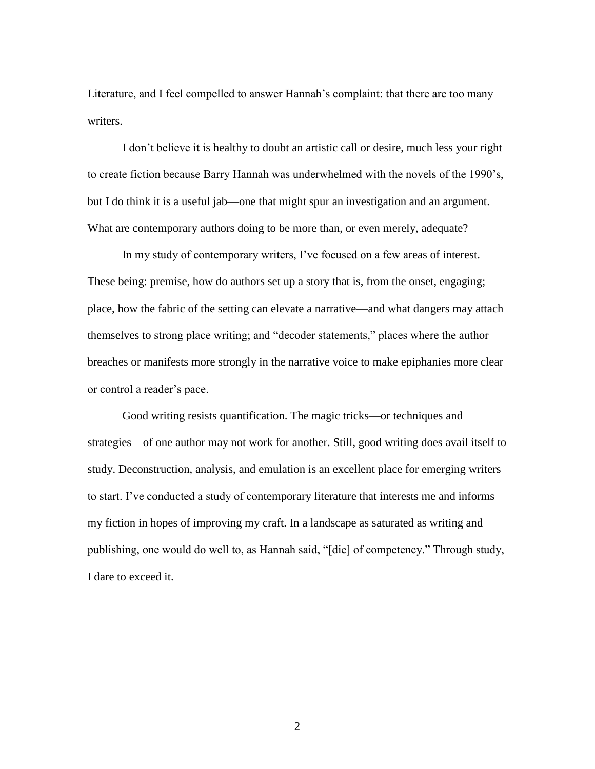Literature, and I feel compelled to answer Hannah's complaint: that there are too many writers.

I don't believe it is healthy to doubt an artistic call or desire, much less your right to create fiction because Barry Hannah was underwhelmed with the novels of the 1990's, but I do think it is a useful jab—one that might spur an investigation and an argument. What are contemporary authors doing to be more than, or even merely, adequate?

In my study of contemporary writers, I've focused on a few areas of interest. These being: premise, how do authors set up a story that is, from the onset, engaging; place, how the fabric of the setting can elevate a narrative—and what dangers may attach themselves to strong place writing; and "decoder statements," places where the author breaches or manifests more strongly in the narrative voice to make epiphanies more clear or control a reader's pace.

Good writing resists quantification. The magic tricks—or techniques and strategies—of one author may not work for another. Still, good writing does avail itself to study. Deconstruction, analysis, and emulation is an excellent place for emerging writers to start. I've conducted a study of contemporary literature that interests me and informs my fiction in hopes of improving my craft. In a landscape as saturated as writing and publishing, one would do well to, as Hannah said, "[die] of competency." Through study, I dare to exceed it.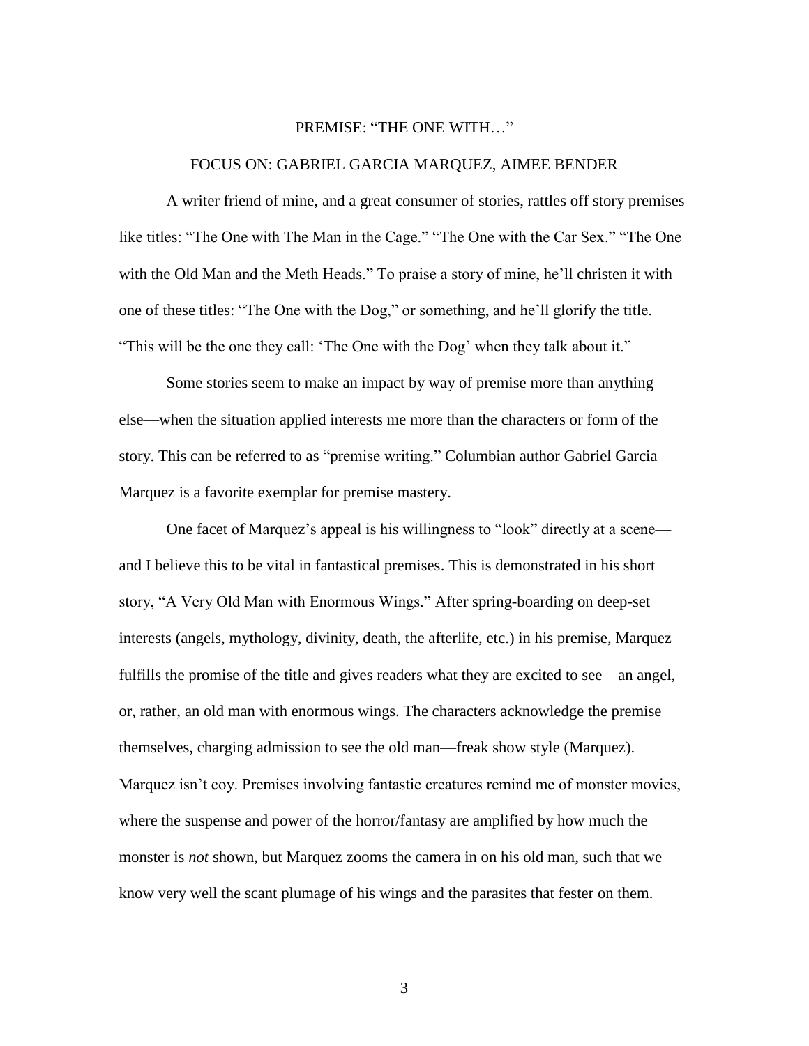## PREMISE: "THE ONE WITH…"

### FOCUS ON: GABRIEL GARCIA MARQUEZ, AIMEE BENDER

A writer friend of mine, and a great consumer of stories, rattles off story premises like titles: "The One with The Man in the Cage." "The One with the Car Sex." "The One with the Old Man and the Meth Heads." To praise a story of mine, he'll christen it with one of these titles: "The One with the Dog," or something, and he'll glorify the title. "This will be the one they call: 'The One with the Dog' when they talk about it."

Some stories seem to make an impact by way of premise more than anything else—when the situation applied interests me more than the characters or form of the story. This can be referred to as "premise writing." Columbian author Gabriel Garcia Marquez is a favorite exemplar for premise mastery.

One facet of Marquez's appeal is his willingness to "look" directly at a scene—and I believe this to be vital in fantastical premises. This is demonstrated in his short story, "A Very Old Man with Enormous Wings." After spring-boarding on deep-set interests (angels, mythology, divinity, death, the afterlife, etc.) in his premise, Marquez fulfills the promise of the title and gives readers what they are excited to see—an angel, or, rather, an old man with enormous wings. The characters acknowledge the premise themselves, charging admission to see the old man—freak show style (Marquez). Marquez isn't coy. Premises involving fantastic creatures remind me of monster movies, where the suspense and power of the horror/fantasy are amplified by how much the monster is *not* shown, but Marquez zooms the camera in on his old man, such that we know very well the scant plumage of his wings and the parasites that fester on them.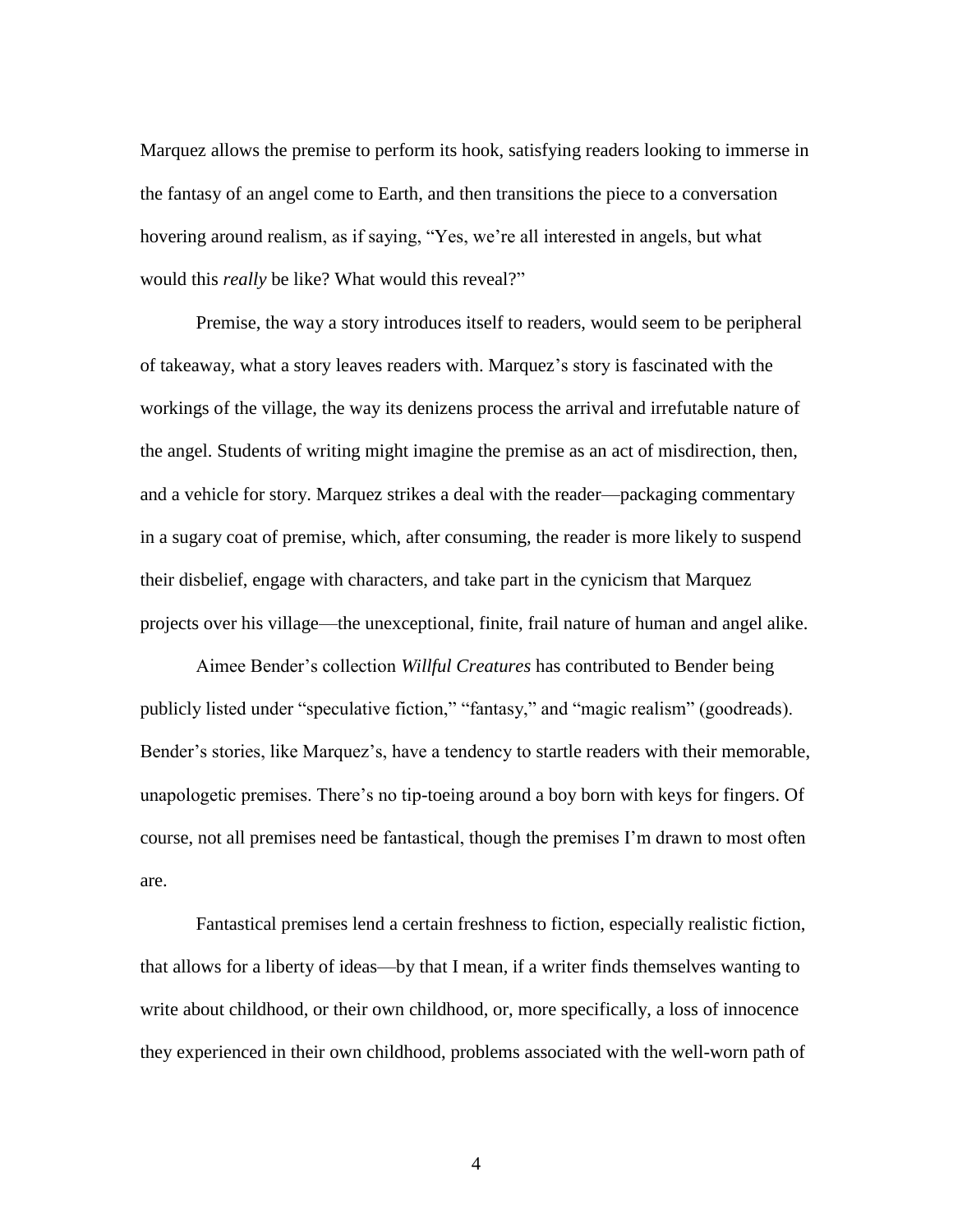Marquez allows the premise to perform its hook, satisfying readers looking to immerse in the fantasy of an angel come to Earth, and then transitions the piece to a conversation hovering around realism, as if saying, "Yes, we're all interested in angels, but what would this *really* be like? What would this reveal?"

Premise, the way a story introduces itself to readers, would seem to be peripheral of takeaway, what a story leaves readers with. Marquez's story is fascinated with the workings of the village, the way its denizens process the arrival and irrefutable nature of the angel. Students of writing might imagine the premise as an act of misdirection, then, and a vehicle for story. Marquez strikes a deal with the reader—packaging commentary in a sugary coat of premise, which, after consuming, the reader is more likely to suspend their disbelief, engage with characters, and take part in the cynicism that Marquez projects over his village—the unexceptional, finite, frail nature of human and angel alike.

Aimee Bender's collection *Willful Creatures* has contributed to Bender being publicly listed under "speculative fiction," "fantasy," and "magic realism" (goodreads). Bender's stories, like Marquez's, have a tendency to startle readers with their memorable, unapologetic premises. There's no tip-toeing around a boy born with keys for fingers. Of course, not all premises need be fantastical, though the premises I'm drawn to most often are.

Fantastical premises lend a certain freshness to fiction, especially realistic fiction, that allows for a liberty of ideas—by that I mean, if a writer finds themselves wanting to write about childhood, or their own childhood, or, more specifically, a loss of innocence they experienced in their own childhood, problems associated with the well-worn path of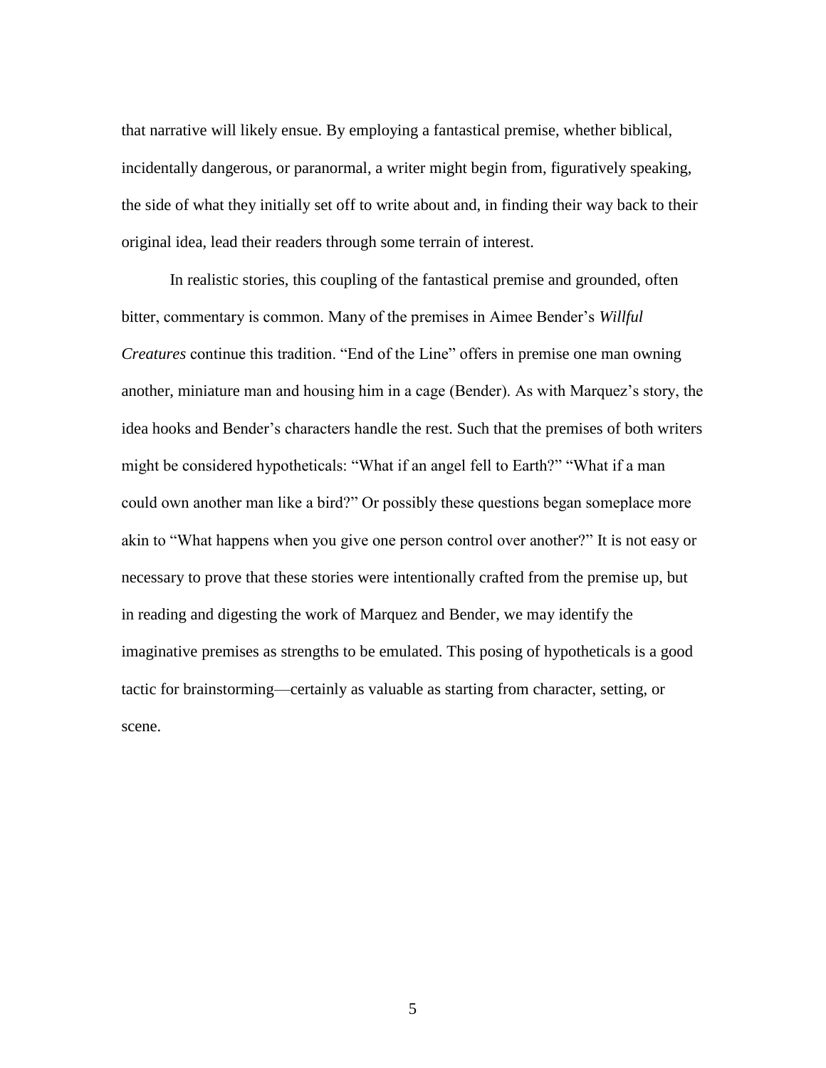that narrative will likely ensue. By employing a fantastical premise, whether biblical, incidentally dangerous, or paranormal, a writer might begin from, figuratively speaking, the side of what they initially set off to write about and, in finding their way back to their original idea, lead their readers through some terrain of interest.

In realistic stories, this coupling of the fantastical premise and grounded, often bitter, commentary is common. Many of the premises in Aimee Bender's *Willful Creatures* continue this tradition. "End of the Line" offers in premise one man owning another, miniature man and housing him in a cage (Bender). As with Marquez's story, the idea hooks and Bender's characters handle the rest. Such that the premises of both writers might be considered hypotheticals: "What if an angel fell to Earth?" "What if a man could own another man like a bird?" Or possibly these questions began someplace more akin to "What happens when you give one person control over another?" It is not easy or necessary to prove that these stories were intentionally crafted from the premise up, but in reading and digesting the work of Marquez and Bender, we may identify the imaginative premises as strengths to be emulated. This posing of hypotheticals is a good tactic for brainstorming—certainly as valuable as starting from character, setting, or scene.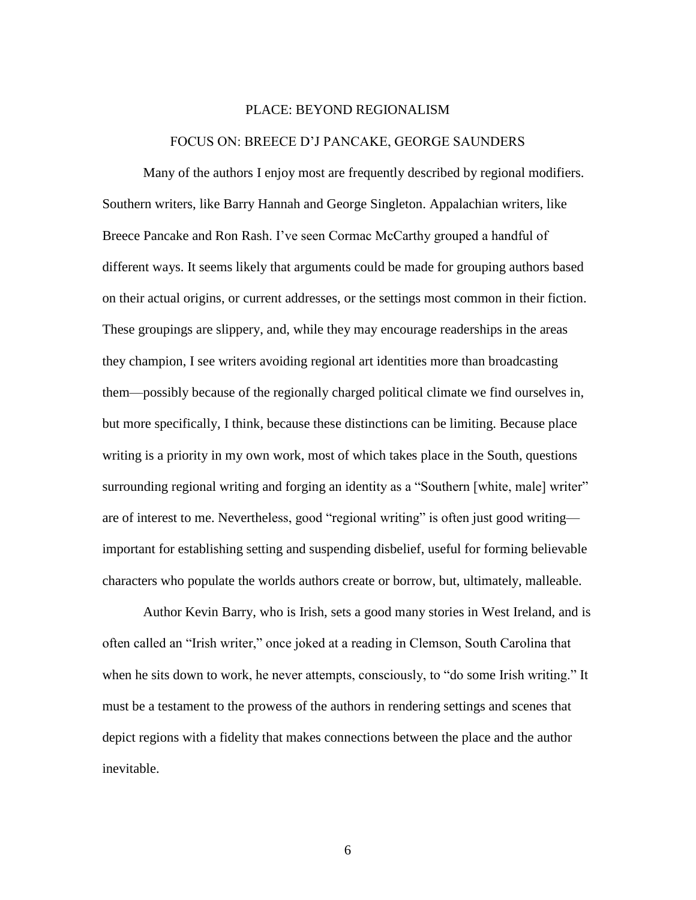## PLACE: BEYOND REGIONALISM

### FOCUS ON: BREECE D'J PANCAKE, GEORGE SAUNDERS

Many of the authors I enjoy most are frequently described by regional modifiers. Southern writers, like Barry Hannah and George Singleton. Appalachian writers, like Breece Pancake and Ron Rash. I've seen Cormac McCarthy grouped a handful of different ways. It seems likely that arguments could be made for grouping authors based on their actual origins, or current addresses, or the settings most common in their fiction. These groupings are slippery, and, while they may encourage readerships in the areas they champion, I see writers avoiding regional art identities more than broadcasting them—possibly because of the regionally charged political climate we find ourselves in, but more specifically, I think, because these distinctions can be limiting. Because place writing is a priority in my own work, most of which takes place in the South, questions surrounding regional writing and forging an identity as a "Southern [white, male] writer" are of interest to me. Nevertheless, good "regional writing" is often just good writing—important for establishing setting and suspending disbelief, useful for forming believable characters who populate the worlds authors create or borrow, but, ultimately, malleable.

Author Kevin Barry, who is Irish, sets a good many stories in West Ireland, and is often called an "Irish writer," once joked at a reading in Clemson, South Carolina that when he sits down to work, he never attempts, consciously, to "do some Irish writing." It must be a testament to the prowess of the authors in rendering settings and scenes that depict regions with a fidelity that makes connections between the place and the author inevitable.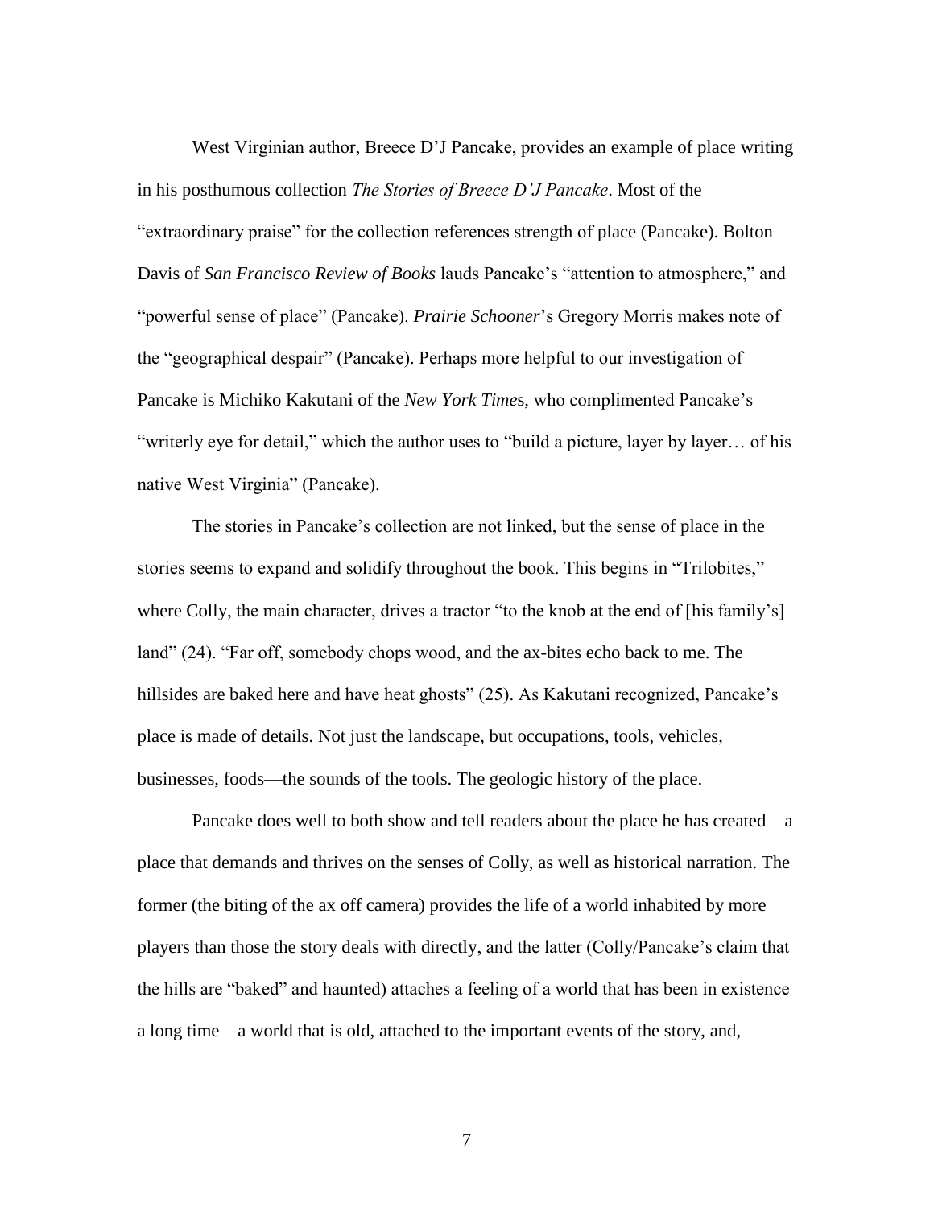West Virginian author, Breece D'J Pancake, provides an example of place writing in his posthumous collection *The Stories of Breece D'J Pancake*. Most of the "extraordinary praise" for the collection references strength of place (Pancake). Bolton Davis of *San Francisco Review of Books* lauds Pancake's "attention to atmosphere," and "powerful sense of place" (Pancake). *Prairie Schooner*'s Gregory Morris makes note of the "geographical despair" (Pancake). Perhaps more helpful to our investigation of Pancake is Michiko Kakutani of the *New York Times*, who complimented Pancake's "writerly eye for detail," which the author uses to "build a picture, layer by layer… of his native West Virginia" (Pancake).

The stories in Pancake's collection are not linked, but the sense of place in the stories seems to expand and solidify throughout the book. This begins in "Trilobites," where Colly, the main character, drives a tractor "to the knob at the end of [his family's] land" (24). "Far off, somebody chops wood, and the ax-bites echo back to me. The hillsides are baked here and have heat ghosts" (25). As Kakutani recognized, Pancake's place is made of details. Not just the landscape, but occupations, tools, vehicles, businesses, foods—the sounds of the tools. The geologic history of the place.

Pancake does well to both show and tell readers about the place he has created—a place that demands and thrives on the senses of Colly, as well as historical narration. The former (the biting of the ax off camera) provides the life of a world inhabited by more players than those the story deals with directly, and the latter (Colly/Pancake's claim that the hills are "baked" and haunted) attaches a feeling of a world that has been in existence a long time—a world that is old, attached to the important events of the story, and,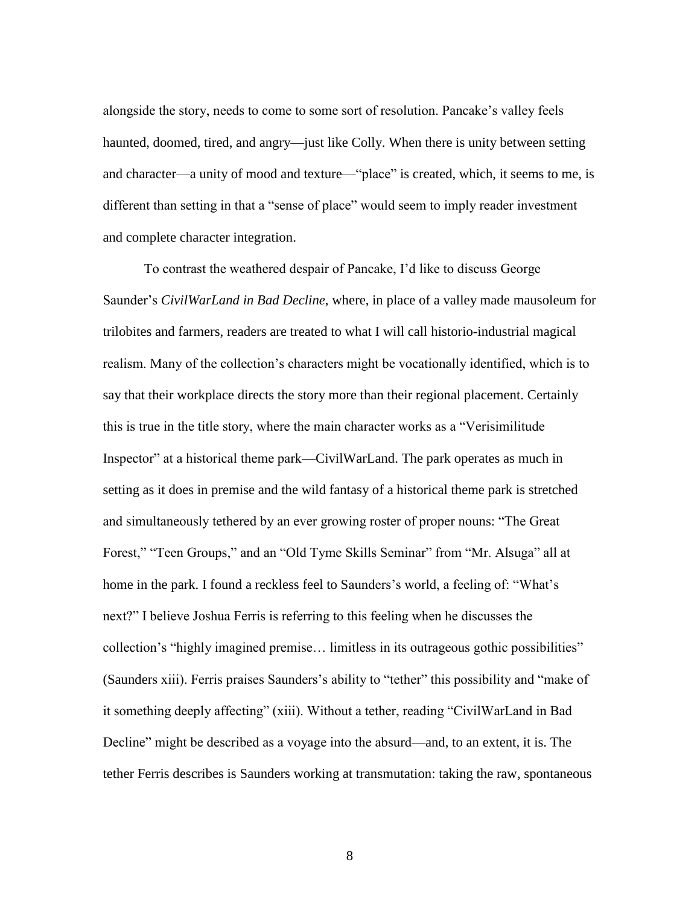alongside the story, needs to come to some sort of resolution. Pancake's valley feels haunted, doomed, tired, and angry—just like Colly. When there is unity between setting and character—a unity of mood and texture—"place" is created, which, it seems to me, is different than setting in that a "sense of place" would seem to imply reader investment and complete character integration.

To contrast the weathered despair of Pancake, I'd like to discuss George Saunder's *CivilWarLand in Bad Decline,* where, in place of a valley made mausoleum for trilobites and farmers, readers are treated to what I will call historio-industrial magical realism. Many of the collection's characters might be vocationally identified, which is to say that their workplace directs the story more than their regional placement. Certainly this is true in the title story, where the main character works as a "Verisimilitude Inspector" at a historical theme park—CivilWarLand. The park operates as much in setting as it does in premise and the wild fantasy of a historical theme park is stretched and simultaneously tethered by an ever growing roster of proper nouns: "The Great Forest," "Teen Groups," and an "Old Tyme Skills Seminar" from "Mr. Alsuga" all at home in the park. I found a reckless feel to Saunders's world, a feeling of: "What's next?" I believe Joshua Ferris is referring to this feeling when he discusses the collection's "highly imagined premise… limitless in its outrageous gothic possibilities" (Saunders xiii). Ferris praises Saunders's ability to "tether" this possibility and "make of it something deeply affecting" (xiii). Without a tether, reading "CivilWarLand in Bad Decline" might be described as a voyage into the absurd—and, to an extent, it is. The tether Ferris describes is Saunders working at transmutation: taking the raw, spontaneous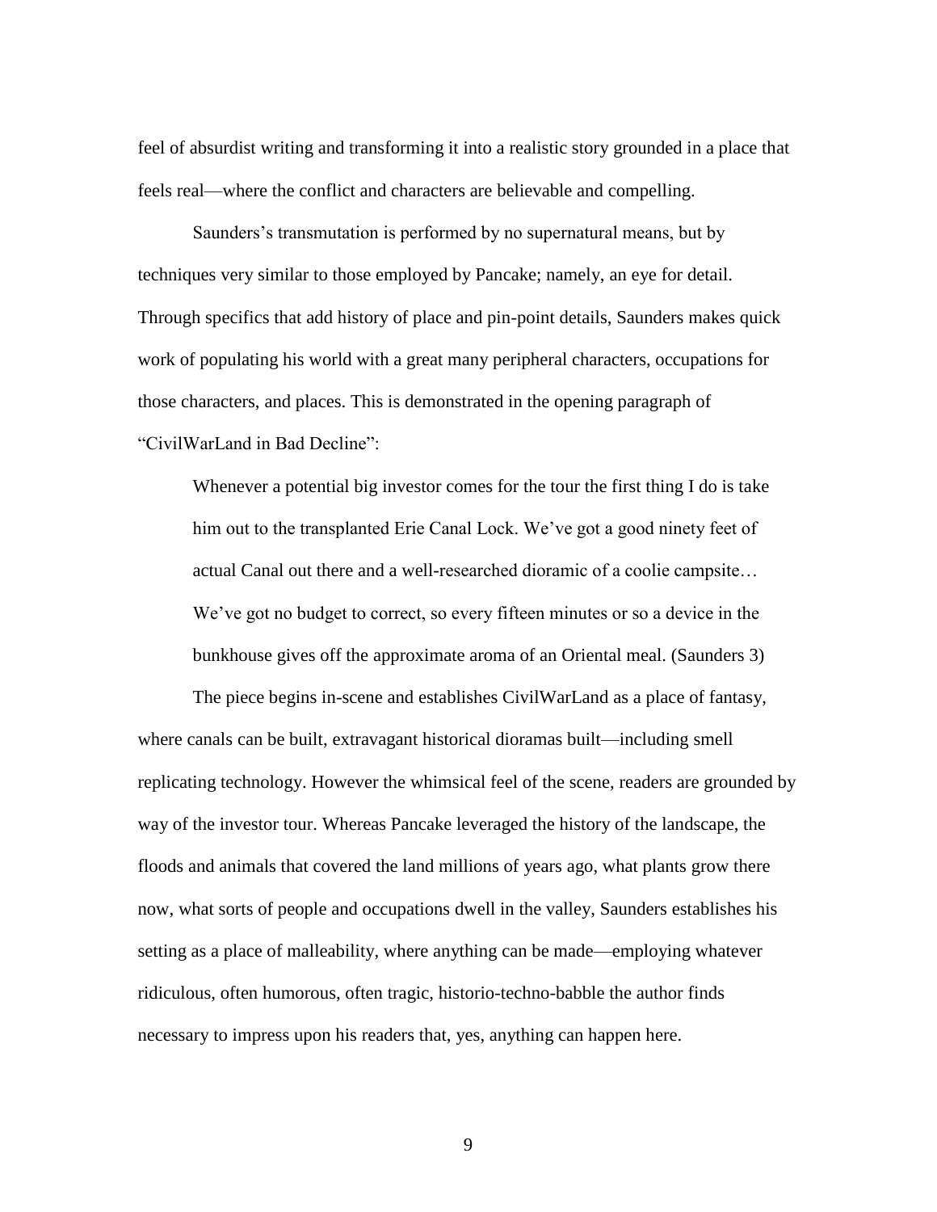feel of absurdist writing and transforming it into a realistic story grounded in a place that feels real—where the conflict and characters are believable and compelling.

Saunders's transmutation is performed by no supernatural means, but by techniques very similar to those employed by Pancake; namely, an eye for detail. Through specifics that add history of place and pin-point details, Saunders makes quick work of populating his world with a great many peripheral characters, occupations for those characters, and places. This is demonstrated in the opening paragraph of "CivilWarLand in Bad Decline":

> Whenever a potential big investor comes for the tour the first thing I do is take him out to the transplanted Erie Canal Lock. We've got a good ninety feet of actual Canal out there and a well-researched dioramic of a coolie campsite… We've got no budget to correct, so every fifteen minutes or so a device in the bunkhouse gives off the approximate aroma of an Oriental meal. (Saunders 3)

The piece begins in-scene and establishes CivilWarLand as a place of fantasy, where canals can be built, extravagant historical dioramas built—including smell replicating technology. However the whimsical feel of the scene, readers are grounded by way of the investor tour. Whereas Pancake leveraged the history of the landscape, the floods and animals that covered the land millions of years ago, what plants grow there now, what sorts of people and occupations dwell in the valley, Saunders establishes his setting as a place of malleability, where anything can be made—employing whatever ridiculous, often humorous, often tragic, historio-techno-babble the author finds necessary to impress upon his readers that, yes, anything can happen here.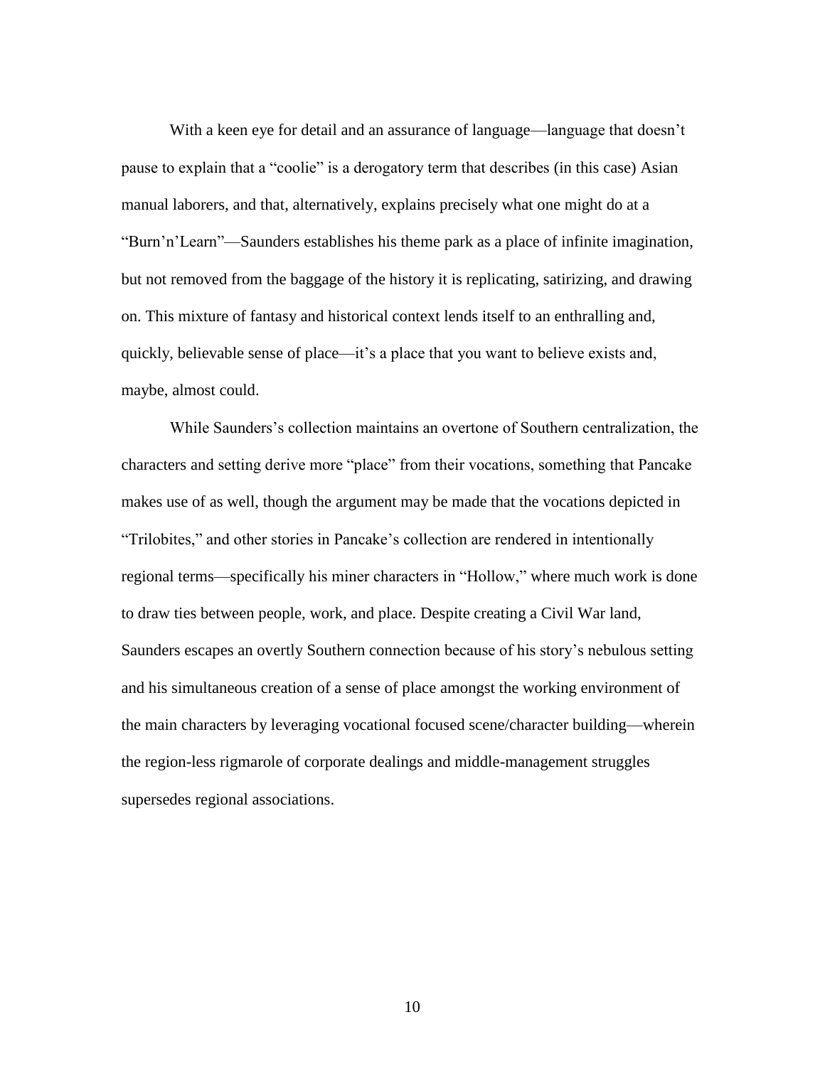With a keen eye for detail and an assurance of language—language that doesn't pause to explain that a "coolie" is a derogatory term that describes (in this case) Asian manual laborers, and that, alternatively, explains precisely what one might do at a "Burn'n'Learn"—Saunders establishes his theme park as a place of infinite imagination, but not removed from the baggage of the history it is replicating, satirizing, and drawing on. This mixture of fantasy and historical context lends itself to an enthralling and, quickly, believable sense of place—it's a place that you want to believe exists and, maybe, almost could.

While Saunders's collection maintains an overtone of Southern centralization, the characters and setting derive more "place" from their vocations, something that Pancake makes use of as well, though the argument may be made that the vocations depicted in "Trilobites," and other stories in Pancake's collection are rendered in intentionally regional terms—specifically his miner characters in "Hollow," where much work is done to draw ties between people, work, and place. Despite creating a Civil War land, Saunders escapes an overtly Southern connection because of his story's nebulous setting and his simultaneous creation of a sense of place amongst the working environment of the main characters by leveraging vocational focused scene/character building—wherein the region-less rigmarole of corporate dealings and middle-management struggles supersedes regional associations.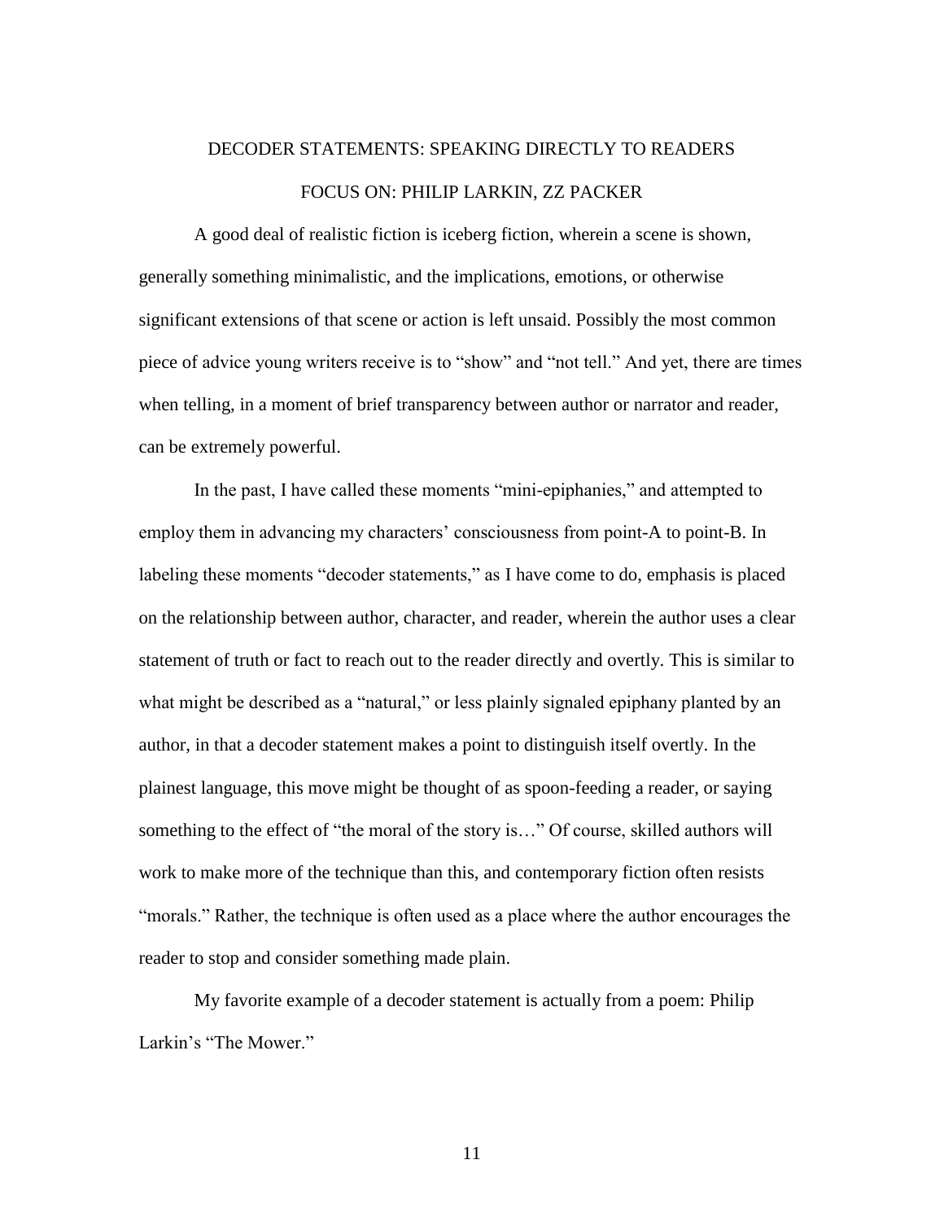## DECODER STATEMENTS: SPEAKING DIRECTLY TO READERS

### FOCUS ON: PHILIP LARKIN, ZZ PACKER

A good deal of realistic fiction is iceberg fiction, wherein a scene is shown, generally something minimalistic, and the implications, emotions, or otherwise significant extensions of that scene or action is left unsaid. Possibly the most common piece of advice young writers receive is to "show" and "not tell." And yet, there are times when telling, in a moment of brief transparency between author or narrator and reader, can be extremely powerful.

In the past, I have called these moments "mini-epiphanies," and attempted to employ them in advancing my characters' consciousness from point-A to point-B. In labeling these moments "decoder statements," as I have come to do, emphasis is placed on the relationship between author, character, and reader, wherein the author uses a clear statement of truth or fact to reach out to the reader directly and overtly. This is similar to what might be described as a "natural," or less plainly signaled epiphany planted by an author, in that a decoder statement makes a point to distinguish itself overtly. In the plainest language, this move might be thought of as spoon-feeding a reader, or saying something to the effect of "the moral of the story is…" Of course, skilled authors will work to make more of the technique than this, and contemporary fiction often resists "morals." Rather, the technique is often used as a place where the author encourages the reader to stop and consider something made plain.

My favorite example of a decoder statement is actually from a poem: Philip Larkin's "The Mower."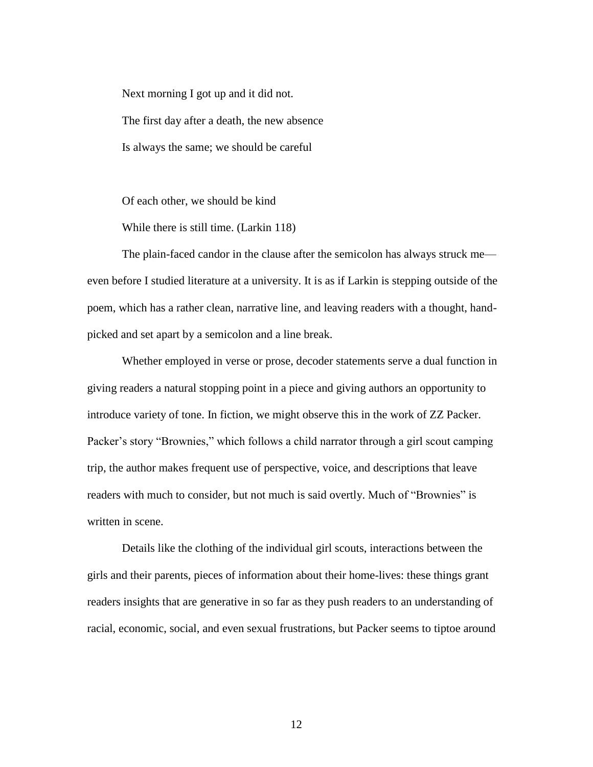Next morning I got up and it did not.

The first day after a death, the new absence

Is always the same; we should be careful

Of each other, we should be kind

While there is still time. (Larkin 118)

The plain-faced candor in the clause after the semicolon has always struck me—even before I studied literature at a university. It is as if Larkin is stepping outside of the poem, which has a rather clean, narrative line, and leaving readers with a thought, hand-picked and set apart by a semicolon and a line break.

Whether employed in verse or prose, decoder statements serve a dual function in giving readers a natural stopping point in a piece and giving authors an opportunity to introduce variety of tone. In fiction, we might observe this in the work of ZZ Packer. Packer's story "Brownies," which follows a child narrator through a girl scout camping trip, the author makes frequent use of perspective, voice, and descriptions that leave readers with much to consider, but not much is said overtly. Much of "Brownies" is written in scene.

Details like the clothing of the individual girl scouts, interactions between the girls and their parents, pieces of information about their home-lives: these things grant readers insights that are generative in so far as they push readers to an understanding of racial, economic, social, and even sexual frustrations, but Packer seems to tiptoe around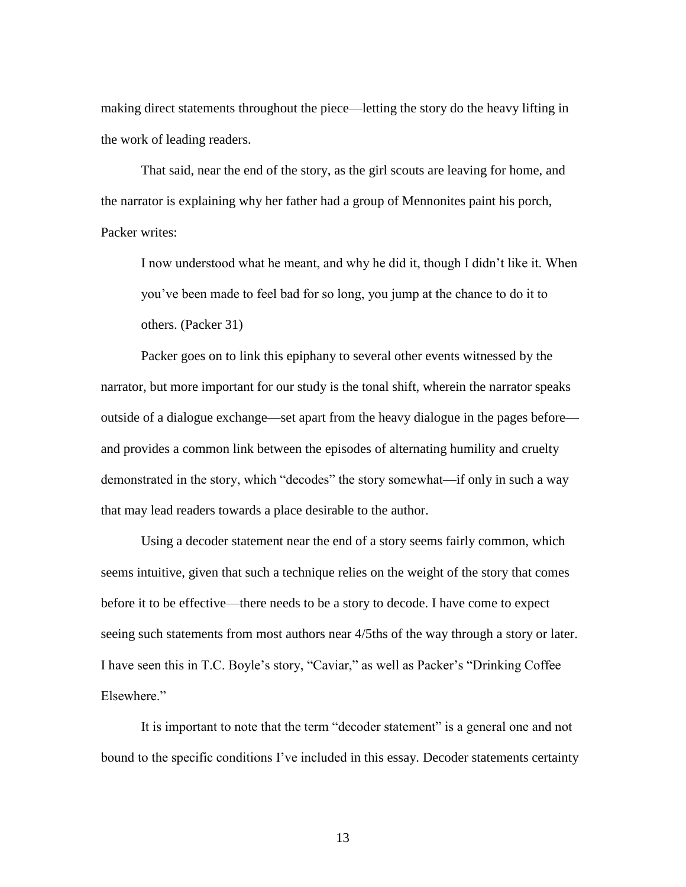making direct statements throughout the piece—letting the story do the heavy lifting in the work of leading readers.

That said, near the end of the story, as the girl scouts are leaving for home, and the narrator is explaining why her father had a group of Mennonites paint his porch, Packer writes:

> I now understood what he meant, and why he did it, though I didn't like it. When you've been made to feel bad for so long, you jump at the chance to do it to others. (Packer 31)

Packer goes on to link this epiphany to several other events witnessed by the narrator, but more important for our study is the tonal shift, wherein the narrator speaks outside of a dialogue exchange—set apart from the heavy dialogue in the pages before—and provides a common link between the episodes of alternating humility and cruelty demonstrated in the story, which "decodes" the story somewhat—if only in such a way that may lead readers towards a place desirable to the author.

Using a decoder statement near the end of a story seems fairly common, which seems intuitive, given that such a technique relies on the weight of the story that comes before it to be effective—there needs to be a story to decode. I have come to expect seeing such statements from most authors near 4/5ths of the way through a story or later. I have seen this in T.C. Boyle's story, "Caviar," as well as Packer's "Drinking Coffee Elsewhere."

It is important to note that the term "decoder statement" is a general one and not bound to the specific conditions I've included in this essay. Decoder statements certainty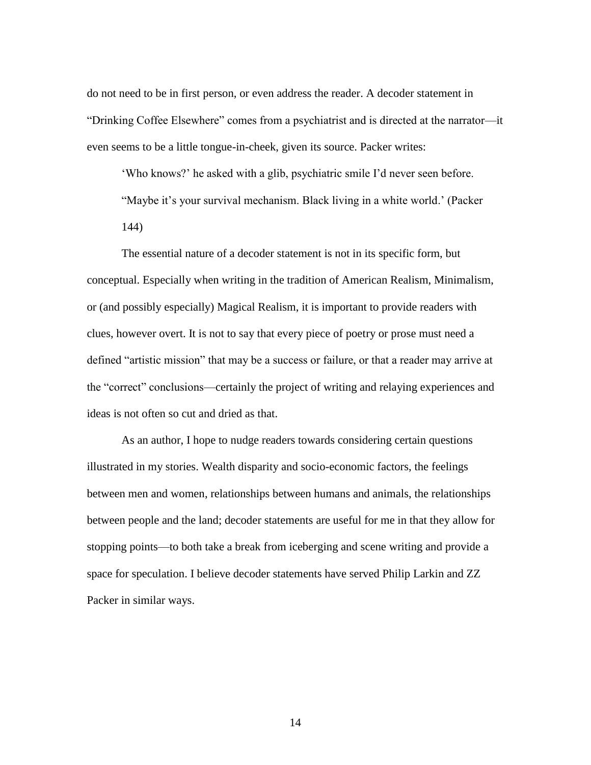do not need to be in first person, or even address the reader. A decoder statement in "Drinking Coffee Elsewhere" comes from a psychiatrist and is directed at the narrator—it even seems to be a little tongue-in-cheek, given its source. Packer writes:

> 'Who knows?' he asked with a glib, psychiatric smile I'd never seen before. "Maybe it's your survival mechanism. Black living in a white world.' (Packer 144)

The essential nature of a decoder statement is not in its specific form, but conceptual. Especially when writing in the tradition of American Realism, Minimalism, or (and possibly especially) Magical Realism, it is important to provide readers with clues, however overt. It is not to say that every piece of poetry or prose must need a defined "artistic mission" that may be a success or failure, or that a reader may arrive at the "correct" conclusions—certainly the project of writing and relaying experiences and ideas is not often so cut and dried as that.

As an author, I hope to nudge readers towards considering certain questions illustrated in my stories. Wealth disparity and socio-economic factors, the feelings between men and women, relationships between humans and animals, the relationships between people and the land; decoder statements are useful for me in that they allow for stopping points—to both take a break from icebering and scene writing and provide a space for speculation. I believe decoder statements have served Philip Larkin and ZZ Packer in similar ways.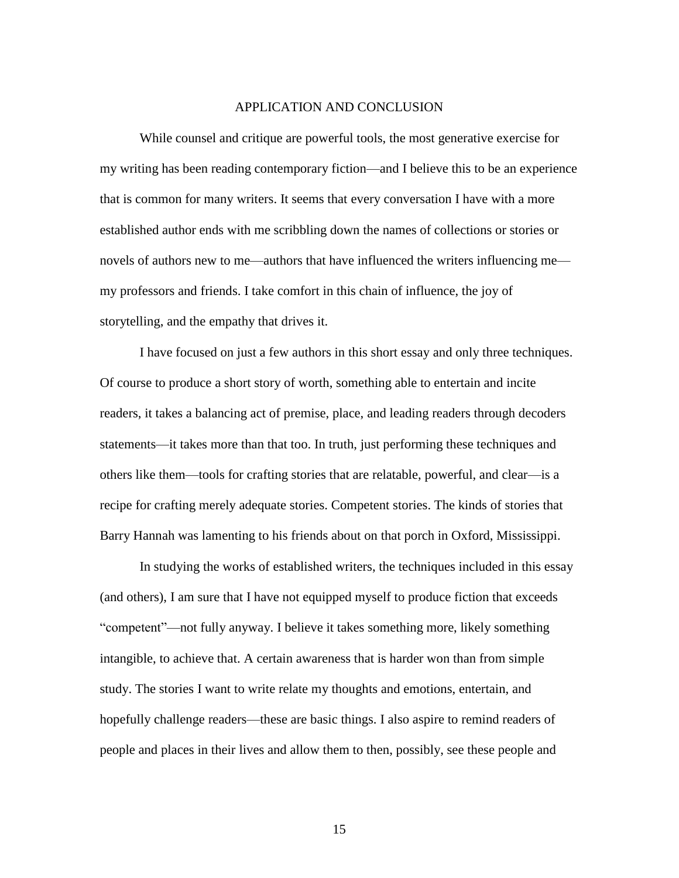## APPLICATION AND CONCLUSION

While counsel and critique are powerful tools, the most generative exercise for my writing has been reading contemporary fiction—and I believe this to be an experience that is common for many writers. It seems that every conversation I have with a more established author ends with me scribbling down the names of collections or stories or novels of authors new to me—authors that have influenced the writers influencing me—my professors and friends. I take comfort in this chain of influence, the joy of storytelling, and the empathy that drives it.

I have focused on just a few authors in this short essay and only three techniques. Of course to produce a short story of worth, something able to entertain and incite readers, it takes a balancing act of premise, place, and leading readers through decoders statements—it takes more than that too. In truth, just performing these techniques and others like them—tools for crafting stories that are relatable, powerful, and clear—is a recipe for crafting merely adequate stories. Competent stories. The kinds of stories that Barry Hannah was lamenting to his friends about on that porch in Oxford, Mississippi.

In studying the works of established writers, the techniques included in this essay (and others), I am sure that I have not equipped myself to produce fiction that exceeds "competent"—not fully anyway. I believe it takes something more, likely something intangible, to achieve that. A certain awareness that is harder won than from simple study. The stories I want to write relate my thoughts and emotions, entertain, and hopefully challenge readers—these are basic things. I also aspire to remind readers of people and places in their lives and allow them to then, possibly, see these people and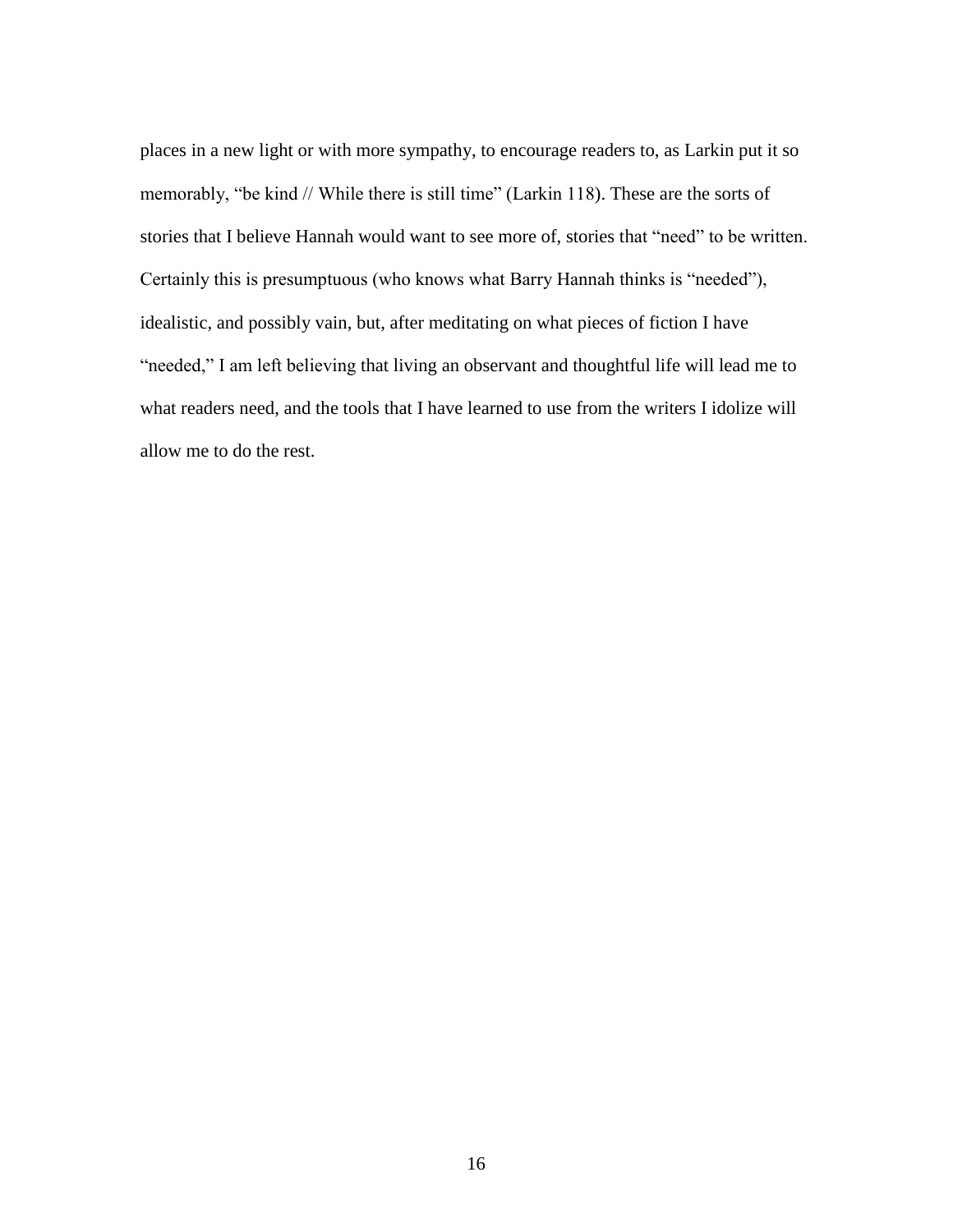places in a new light or with more sympathy, to encourage readers to, as Larkin put it so memorably, "be kind // While there is still time" (Larkin 118). These are the sorts of stories that I believe Hannah would want to see more of, stories that "need" to be written. Certainly this is presumptuous (who knows what Barry Hannah thinks is "needed"), idealistic, and possibly vain, but, after meditating on what pieces of fiction I have "needed," I am left believing that living an observant and thoughtful life will lead me to what readers need, and the tools that I have learned to use from the writers I idolize will allow me to do the rest.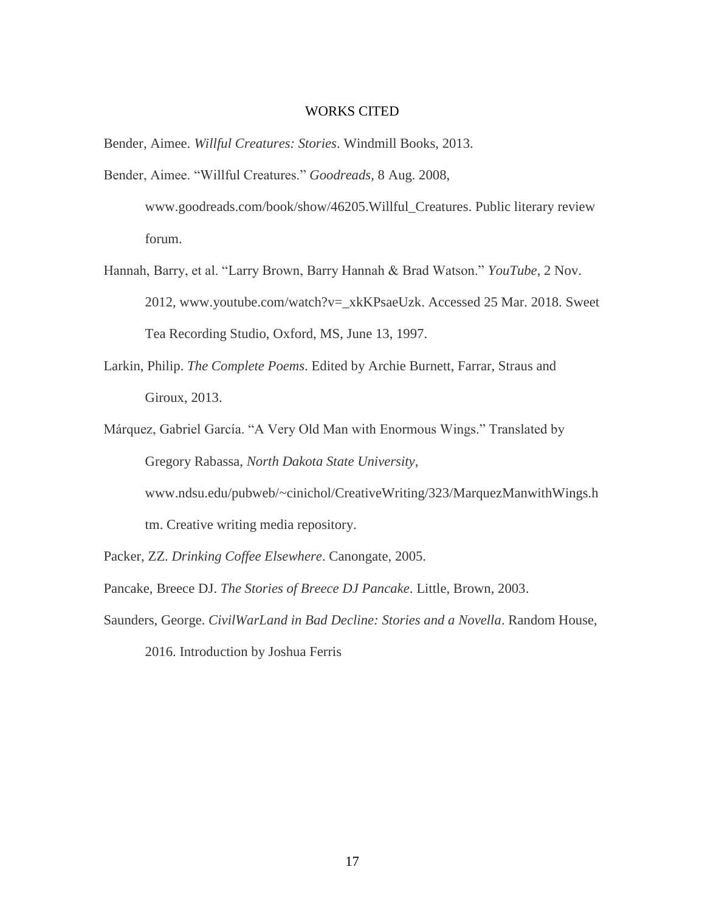# WORKS CITED

Bender, Aimee. *Willful Creatures: Stories*. Windmill Books, 2013.

Bender, Aimee. "Willful Creatures." *Goodreads*, 8 Aug. 2008, www.goodreads.com/book/show/46205.Willful_Creatures. Public literary review forum.

Hannah, Barry, et al. "Larry Brown, Barry Hannah & Brad Watson." *YouTube*, 2 Nov. 2012, www.youtube.com/watch?v=_xkKPsaeUzk. Accessed 25 Mar. 2018. Sweet Tea Recording Studio, Oxford, MS, June 13, 1997.

Larkin, Philip. *The Complete Poems*. Edited by Archie Burnett, Farrar, Straus and Giroux, 2013.

Márquez, Gabriel García. "A Very Old Man with Enormous Wings." Translated by Gregory Rabassa, *North Dakota State University*, www.ndsu.edu/pubweb/~cinichol/CreativeWriting/323/MarquezManwithWings.htm. Creative writing media repository.

Packer, ZZ. *Drinking Coffee Elsewhere*. Canongate, 2005.

Pancake, Breece DJ. *The Stories of Breece DJ Pancake*. Little, Brown, 2003.

Saunders, George. *CivilWarLand in Bad Decline: Stories and a Novella*. Random House, 2016. Introduction by Joshua Ferris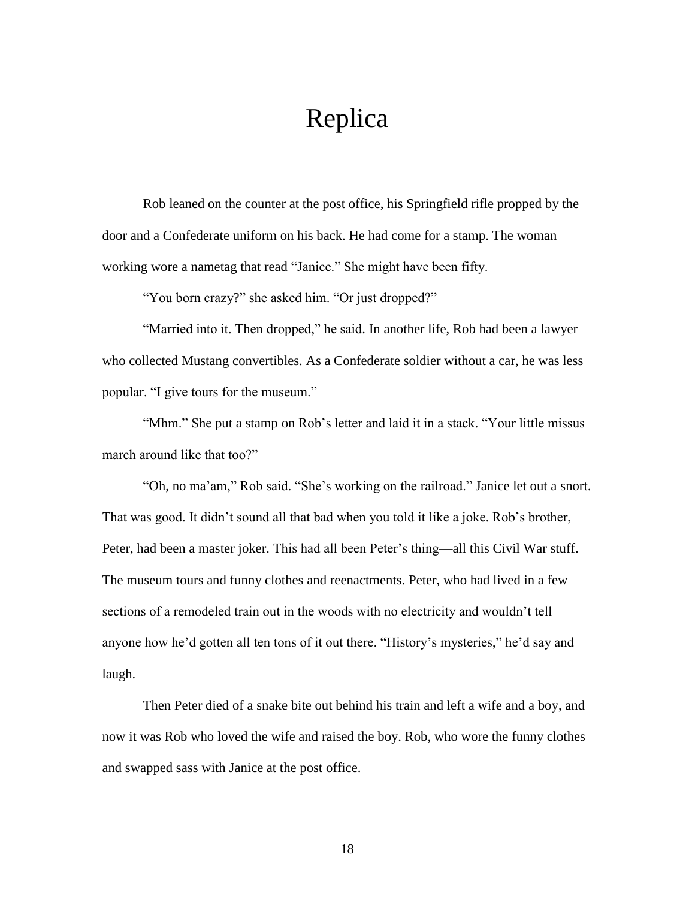# Replica

Rob leaned on the counter at the post office, his Springfield rifle propped by the door and a Confederate uniform on his back. He had come for a stamp. The woman working wore a nametag that read "Janice." She might have been fifty.

"You born crazy?" she asked him. "Or just dropped?"

"Married into it. Then dropped," he said. In another life, Rob had been a lawyer who collected Mustang convertibles. As a Confederate soldier without a car, he was less popular. "I give tours for the museum."

"Mhm." She put a stamp on Rob's letter and laid it in a stack. "Your little missus march around like that too?"

"Oh, no ma'am," Rob said. "She's working on the railroad." Janice let out a snort. That was good. It didn't sound all that bad when you told it like a joke. Rob's brother, Peter, had been a master joker. This had all been Peter's thing—all this Civil War stuff. The museum tours and funny clothes and reenactments. Peter, who had lived in a few sections of a remodeled train out in the woods with no electricity and wouldn't tell anyone how he'd gotten all ten tons of it out there. "History's mysteries," he'd say and laugh.

Then Peter died of a snake bite out behind his train and left a wife and a boy, and now it was Rob who loved the wife and raised the boy. Rob, who wore the funny clothes and swapped sass with Janice at the post office.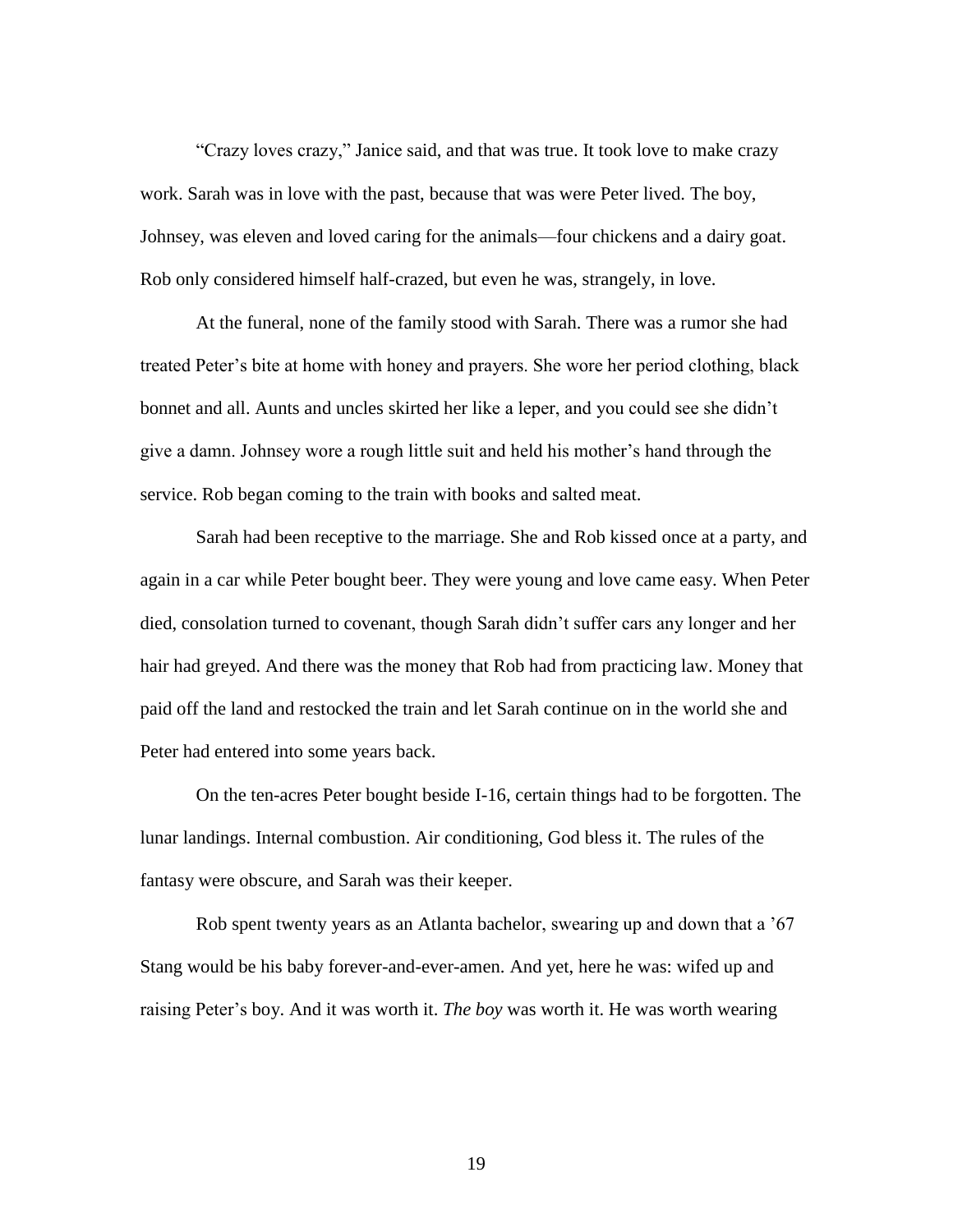“Crazy loves crazy,” Janice said, and that was true. It took love to make crazy work. Sarah was in love with the past, because that was were Peter lived. The boy, Johnsey, was eleven and loved caring for the animals—four chickens and a dairy goat. Rob only considered himself half-crazed, but even he was, strangely, in love.

At the funeral, none of the family stood with Sarah. There was a rumor she had treated Peter’s bite at home with honey and prayers. She wore her period clothing, black bonnet and all. Aunts and uncles skirted her like a leper, and you could see she didn’t give a damn. Johnsey wore a rough little suit and held his mother’s hand through the service. Rob began coming to the train with books and salted meat.

Sarah had been receptive to the marriage. She and Rob kissed once at a party, and again in a car while Peter bought beer. They were young and love came easy. When Peter died, consolation turned to covenant, though Sarah didn’t suffer cars any longer and her hair had greyed. And there was the money that Rob had from practicing law. Money that paid off the land and restocked the train and let Sarah continue on in the world she and Peter had entered into some years back.

On the ten-acres Peter bought beside I-16, certain things had to be forgotten. The lunar landings. Internal combustion. Air conditioning, God bless it. The rules of the fantasy were obscure, and Sarah was their keeper.

Rob spent twenty years as an Atlanta bachelor, swearing up and down that a ’67 Stang would be his baby forever-and-ever-amen. And yet, here he was: wifed up and raising Peter’s boy. And it was worth it. *The boy* was worth it. He was worth wearing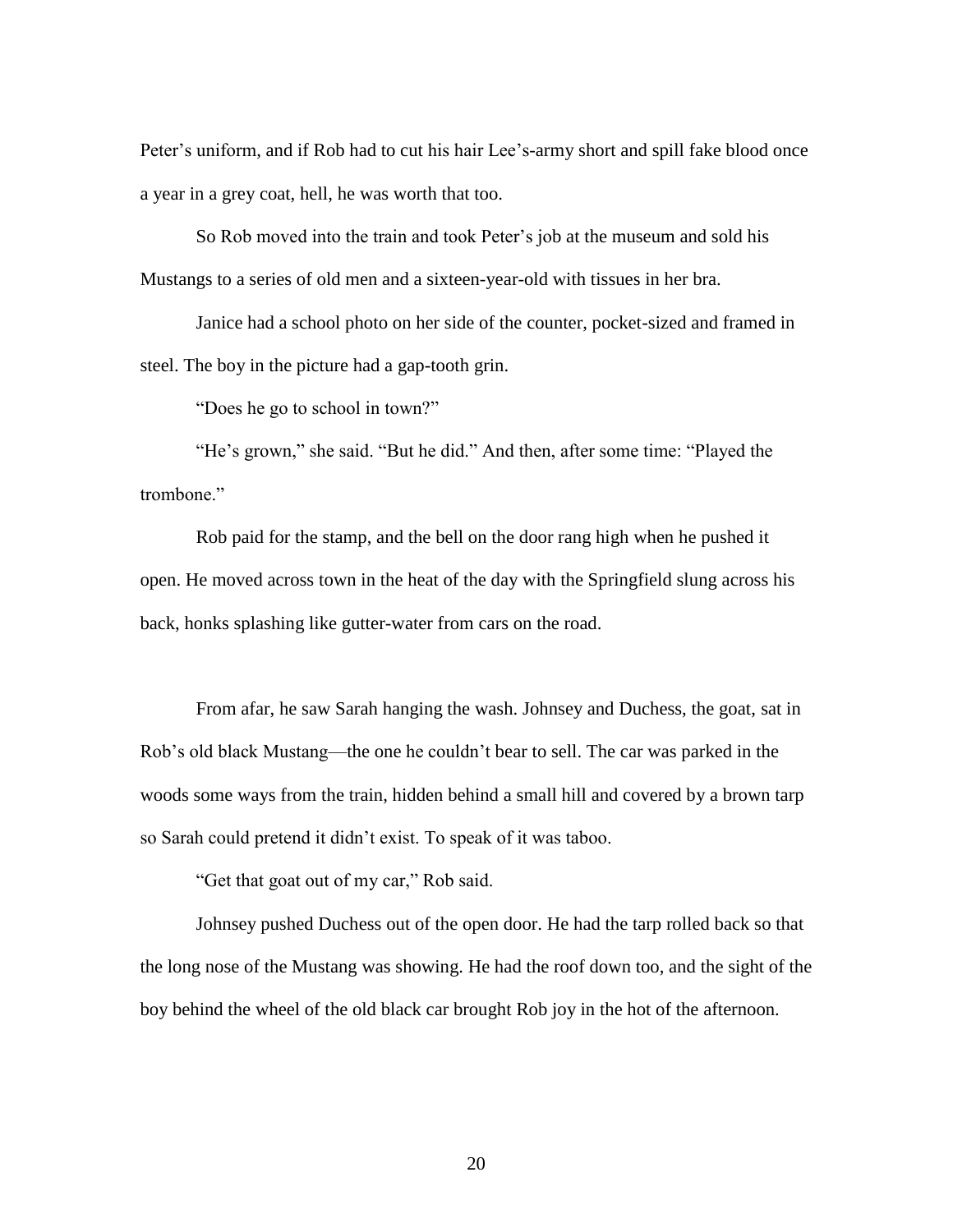Peter's uniform, and if Rob had to cut his hair Lee's-army short and spill fake blood once a year in a grey coat, hell, he was worth that too.

So Rob moved into the train and took Peter's job at the museum and sold his Mustangs to a series of old men and a sixteen-year-old with tissues in her bra.

Janice had a school photo on her side of the counter, pocket-sized and framed in steel. The boy in the picture had a gap-tooth grin.

"Does he go to school in town?"

"He's grown," she said. "But he did." And then, after some time: "Played the trombone."

Rob paid for the stamp, and the bell on the door rang high when he pushed it open. He moved across town in the heat of the day with the Springfield slung across his back, honks splashing like gutter-water from cars on the road.

From afar, he saw Sarah hanging the wash. Johnsey and Duchess, the goat, sat in Rob's old black Mustang—the one he couldn't bear to sell. The car was parked in the woods some ways from the train, hidden behind a small hill and covered by a brown tarp so Sarah could pretend it didn't exist. To speak of it was taboo.

"Get that goat out of my car," Rob said.

Johnsey pushed Duchess out of the open door. He had the tarp rolled back so that the long nose of the Mustang was showing. He had the roof down too, and the sight of the boy behind the wheel of the old black car brought Rob joy in the hot of the afternoon.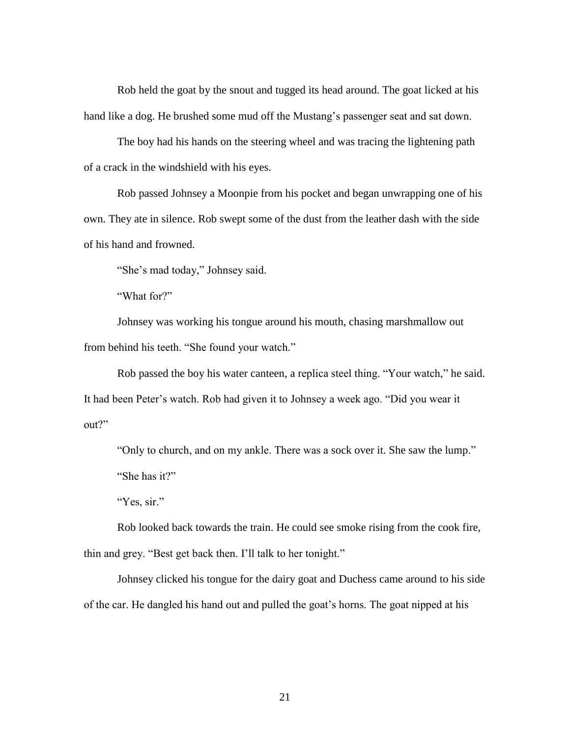Rob held the goat by the snout and tugged its head around. The goat licked at his hand like a dog. He brushed some mud off the Mustang's passenger seat and sat down.

The boy had his hands on the steering wheel and was tracing the lightening path of a crack in the windshield with his eyes.

Rob passed Johnsey a Moonpie from his pocket and began unwrapping one of his own. They ate in silence. Rob swept some of the dust from the leather dash with the side of his hand and frowned.

"She's mad today," Johnsey said.

"What for?"

Johnsey was working his tongue around his mouth, chasing marshmallow out from behind his teeth. "She found your watch."

Rob passed the boy his water canteen, a replica steel thing. "Your watch," he said. It had been Peter's watch. Rob had given it to Johnsey a week ago. "Did you wear it out?"

"Only to church, and on my ankle. There was a sock over it. She saw the lump."

"She has it?"

"Yes, sir."

Rob looked back towards the train. He could see smoke rising from the cook fire, thin and grey. "Best get back then. I'll talk to her tonight."

Johnsey clicked his tongue for the dairy goat and Duchess came around to his side of the car. He dangled his hand out and pulled the goat's horns. The goat nipped at his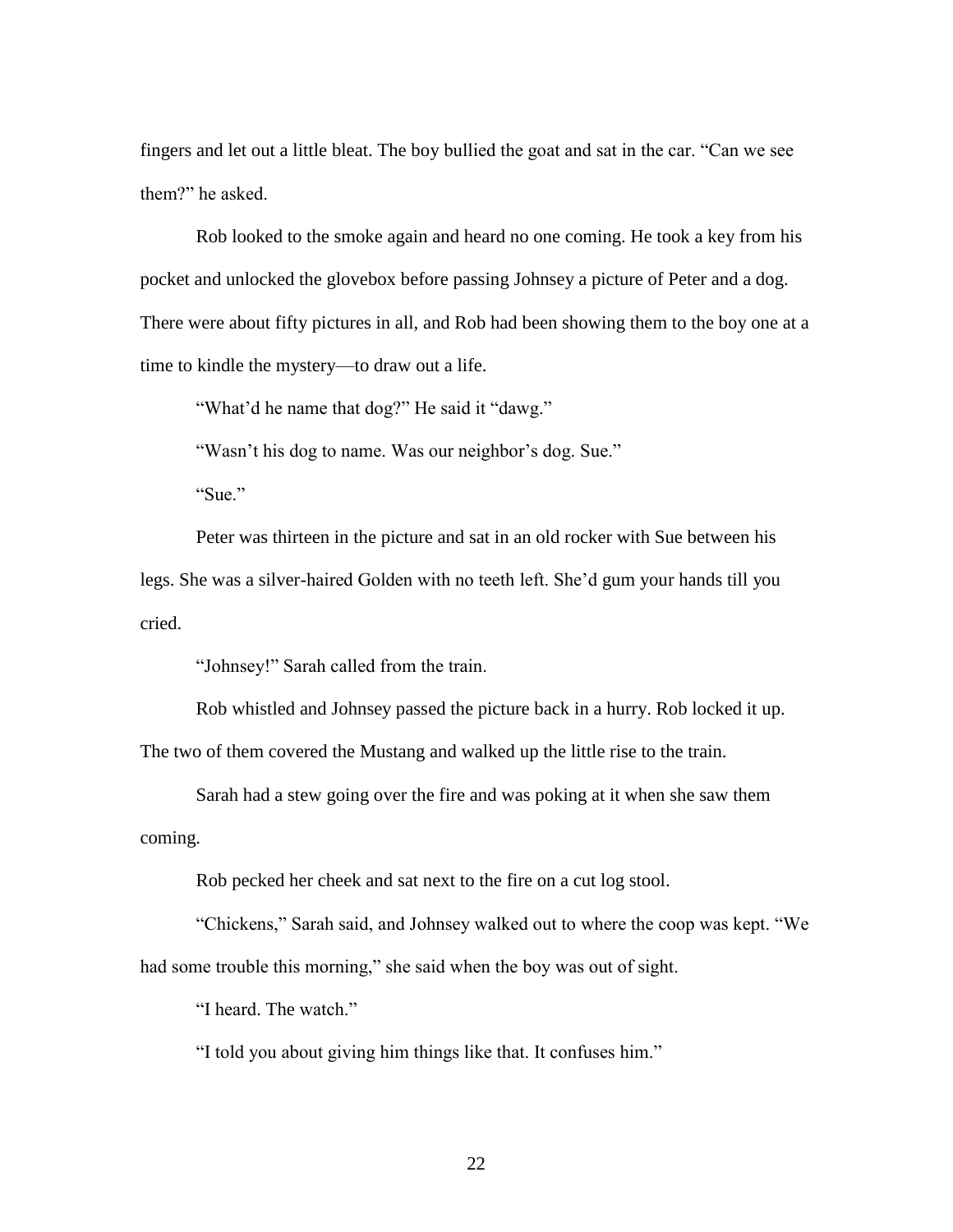fingers and let out a little bleat. The boy bullied the goat and sat in the car. "Can we see them?" he asked.

Rob looked to the smoke again and heard no one coming. He took a key from his pocket and unlocked the glovebox before passing Johnsey a picture of Peter and a dog. There were about fifty pictures in all, and Rob had been showing them to the boy one at a time to kindle the mystery—to draw out a life.

"What'd he name that dog?" He said it "dawg."

"Wasn't his dog to name. Was our neighbor's dog. Sue."

"Sue."

Peter was thirteen in the picture and sat in an old rocker with Sue between his legs. She was a silver-haired Golden with no teeth left. She'd gum your hands till you cried.

"Johnsey!" Sarah called from the train.

Rob whistled and Johnsey passed the picture back in a hurry. Rob locked it up. The two of them covered the Mustang and walked up the little rise to the train.

Sarah had a stew going over the fire and was poking at it when she saw them coming.

Rob pecked her cheek and sat next to the fire on a cut log stool.

"Chickens," Sarah said, and Johnsey walked out to where the coop was kept. "We had some trouble this morning," she said when the boy was out of sight.

"I heard. The watch."

"I told you about giving him things like that. It confuses him."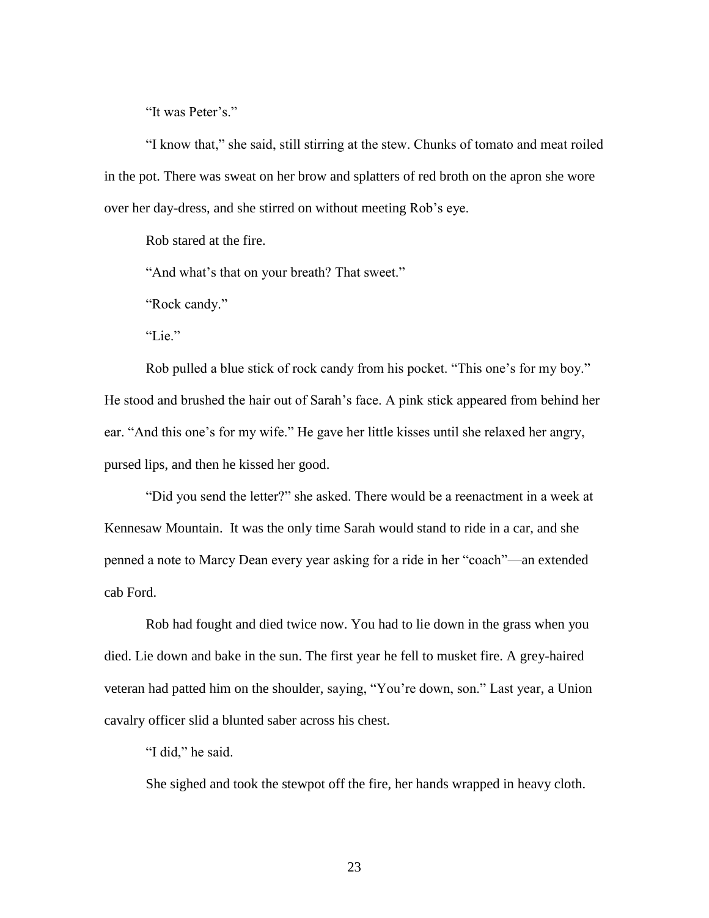"It was Peter's."

"I know that," she said, still stirring at the stew. Chunks of tomato and meat roiled in the pot. There was sweat on her brow and splatters of red broth on the apron she wore over her day-dress, and she stirred on without meeting Rob's eye.

Rob stared at the fire.

"And what's that on your breath? That sweet."

"Rock candy."

"Lie."

Rob pulled a blue stick of rock candy from his pocket. "This one's for my boy." He stood and brushed the hair out of Sarah's face. A pink stick appeared from behind her ear. "And this one's for my wife." He gave her little kisses until she relaxed her angry, pursed lips, and then he kissed her good.

"Did you send the letter?" she asked. There would be a reenactment in a week at Kennesaw Mountain. It was the only time Sarah would stand to ride in a car, and she penned a note to Marcy Dean every year asking for a ride in her "coach"—an extended cab Ford.

Rob had fought and died twice now. You had to lie down in the grass when you died. Lie down and bake in the sun. The first year he fell to musket fire. A grey-haired veteran had patted him on the shoulder, saying, "You're down, son." Last year, a Union cavalry officer slid a blunted saber across his chest.

"I did," he said.

She sighed and took the stewpot off the fire, her hands wrapped in heavy cloth.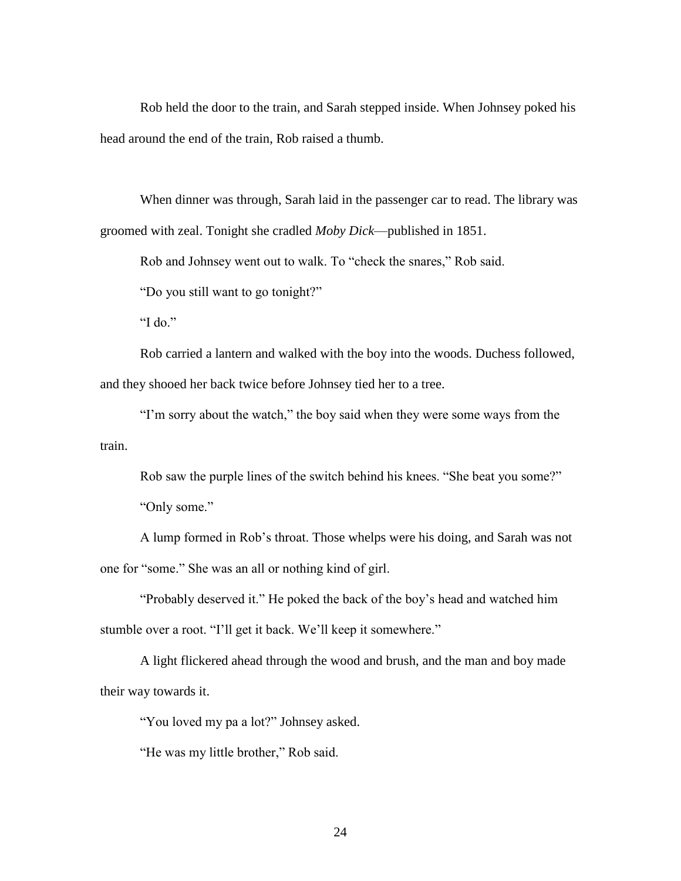Rob held the door to the train, and Sarah stepped inside. When Johnsey poked his head around the end of the train, Rob raised a thumb.

When dinner was through, Sarah laid in the passenger car to read. The library was groomed with zeal. Tonight she cradled *Moby Dick*—published in 1851.

Rob and Johnsey went out to walk. To "check the snares," Rob said.

"Do you still want to go tonight?"

"I do."

Rob carried a lantern and walked with the boy into the woods. Duchess followed, and they shooed her back twice before Johnsey tied her to a tree.

"I'm sorry about the watch," the boy said when they were some ways from the train.

Rob saw the purple lines of the switch behind his knees. "She beat you some?"

"Only some."

A lump formed in Rob's throat. Those whelps were his doing, and Sarah was not one for "some." She was an all or nothing kind of girl.

"Probably deserved it." He poked the back of the boy's head and watched him stumble over a root. "I'll get it back. We'll keep it somewhere."

A light flickered ahead through the wood and brush, and the man and boy made their way towards it.

"You loved my pa a lot?" Johnsey asked.

"He was my little brother," Rob said.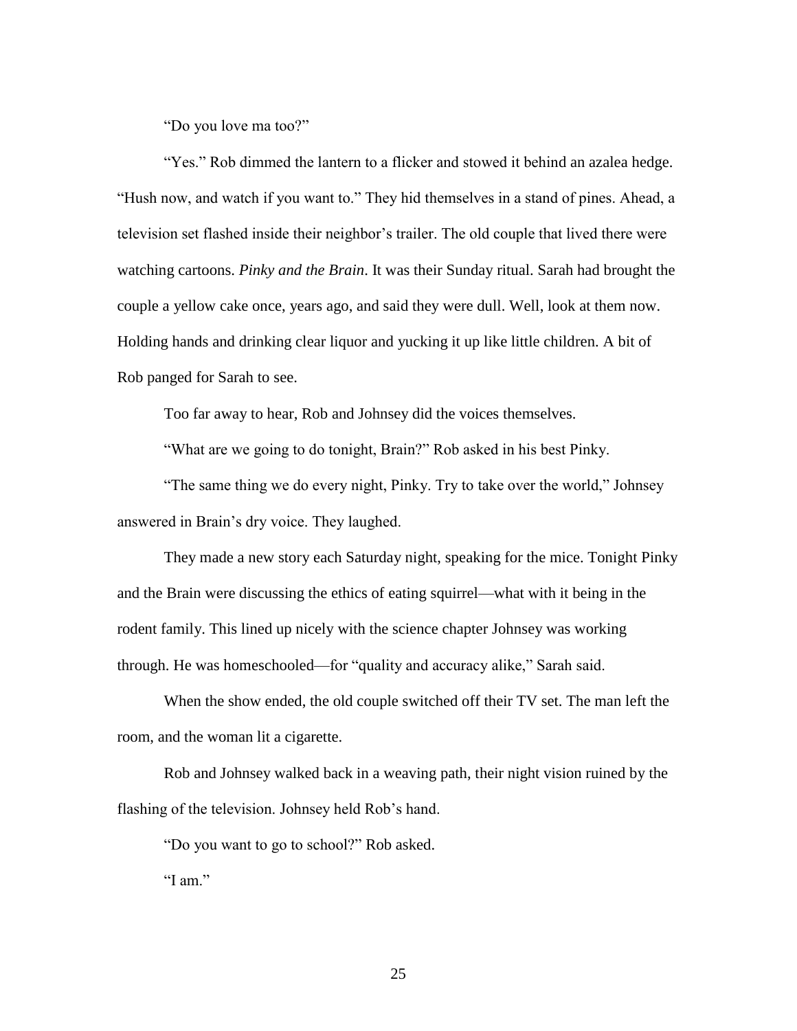"Do you love ma too?"

"Yes." Rob dimmed the lantern to a flicker and stowed it behind an azalea hedge. "Hush now, and watch if you want to." They hid themselves in a stand of pines. Ahead, a television set flashed inside their neighbor's trailer. The old couple that lived there were watching cartoons. *Pinky and the Brain*. It was their Sunday ritual. Sarah had brought the couple a yellow cake once, years ago, and said they were dull. Well, look at them now. Holding hands and drinking clear liquor and yucking it up like little children. A bit of Rob panged for Sarah to see.

Too far away to hear, Rob and Johnsey did the voices themselves.

"What are we going to do tonight, Brain?" Rob asked in his best Pinky.

"The same thing we do every night, Pinky. Try to take over the world," Johnsey answered in Brain's dry voice. They laughed.

They made a new story each Saturday night, speaking for the mice. Tonight Pinky and the Brain were discussing the ethics of eating squirrel—what with it being in the rodent family. This lined up nicely with the science chapter Johnsey was working through. He was homeschooled—for "quality and accuracy alike," Sarah said.

When the show ended, the old couple switched off their TV set. The man left the room, and the woman lit a cigarette.

Rob and Johnsey walked back in a weaving path, their night vision ruined by the flashing of the television. Johnsey held Rob's hand.

"Do you want to go to school?" Rob asked.

"I am."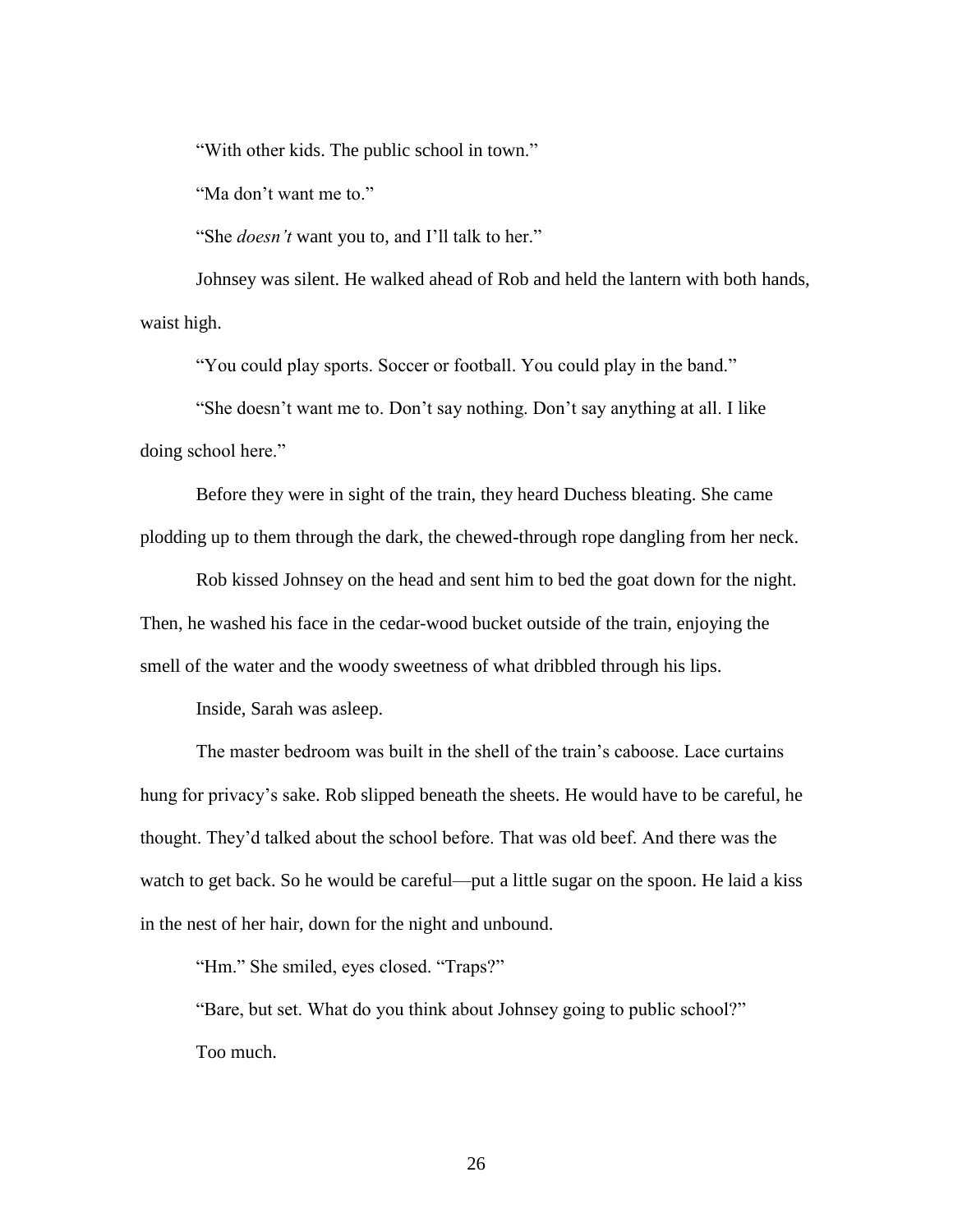"With other kids. The public school in town."

"Ma don't want me to."

"She *doesn't* want you to, and I'll talk to her."

Johnsey was silent. He walked ahead of Rob and held the lantern with both hands, waist high.

"You could play sports. Soccer or football. You could play in the band."

"She doesn't want me to. Don't say nothing. Don't say anything at all. I like doing school here."

Before they were in sight of the train, they heard Duchess bleating. She came plodding up to them through the dark, the chewed-through rope dangling from her neck.

Rob kissed Johnsey on the head and sent him to bed the goat down for the night. Then, he washed his face in the cedar-wood bucket outside of the train, enjoying the smell of the water and the woody sweetness of what dribbled through his lips.

Inside, Sarah was asleep.

The master bedroom was built in the shell of the train's caboose. Lace curtains hung for privacy's sake. Rob slipped beneath the sheets. He would have to be careful, he thought. They'd talked about the school before. That was old beef. And there was the watch to get back. So he would be careful—put a little sugar on the spoon. He laid a kiss in the nest of her hair, down for the night and unbound.

"Hm." She smiled, eyes closed. "Traps?"

"Bare, but set. What do you think about Johnsey going to public school?"

Too much.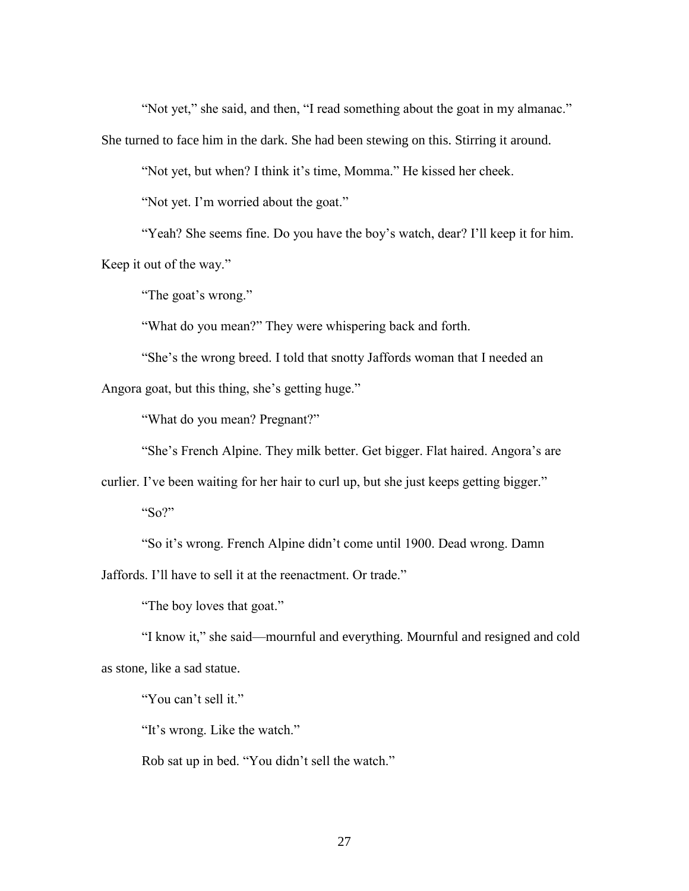"Not yet," she said, and then, "I read something about the goat in my almanac." She turned to face him in the dark. She had been stewing on this. Stirring it around.

"Not yet, but when? I think it's time, Momma." He kissed her cheek.

"Not yet. I'm worried about the goat."

"Yeah? She seems fine. Do you have the boy's watch, dear? I'll keep it for him. Keep it out of the way."

"The goat's wrong."

"What do you mean?" They were whispering back and forth.

"She's the wrong breed. I told that snotty Jaffords woman that I needed an Angora goat, but this thing, she's getting huge."

"What do you mean? Pregnant?"

"She's French Alpine. They milk better. Get bigger. Flat haired. Angora's are curlier. I've been waiting for her hair to curl up, but she just keeps getting bigger."

"So?"

"So it's wrong. French Alpine didn't come until 1900. Dead wrong. Damn Jaffords. I'll have to sell it at the reenactment. Or trade."

"The boy loves that goat."

"I know it," she said—mournful and everything. Mournful and resigned and cold as stone, like a sad statue.

"You can't sell it."

"It's wrong. Like the watch."

Rob sat up in bed. "You didn't sell the watch."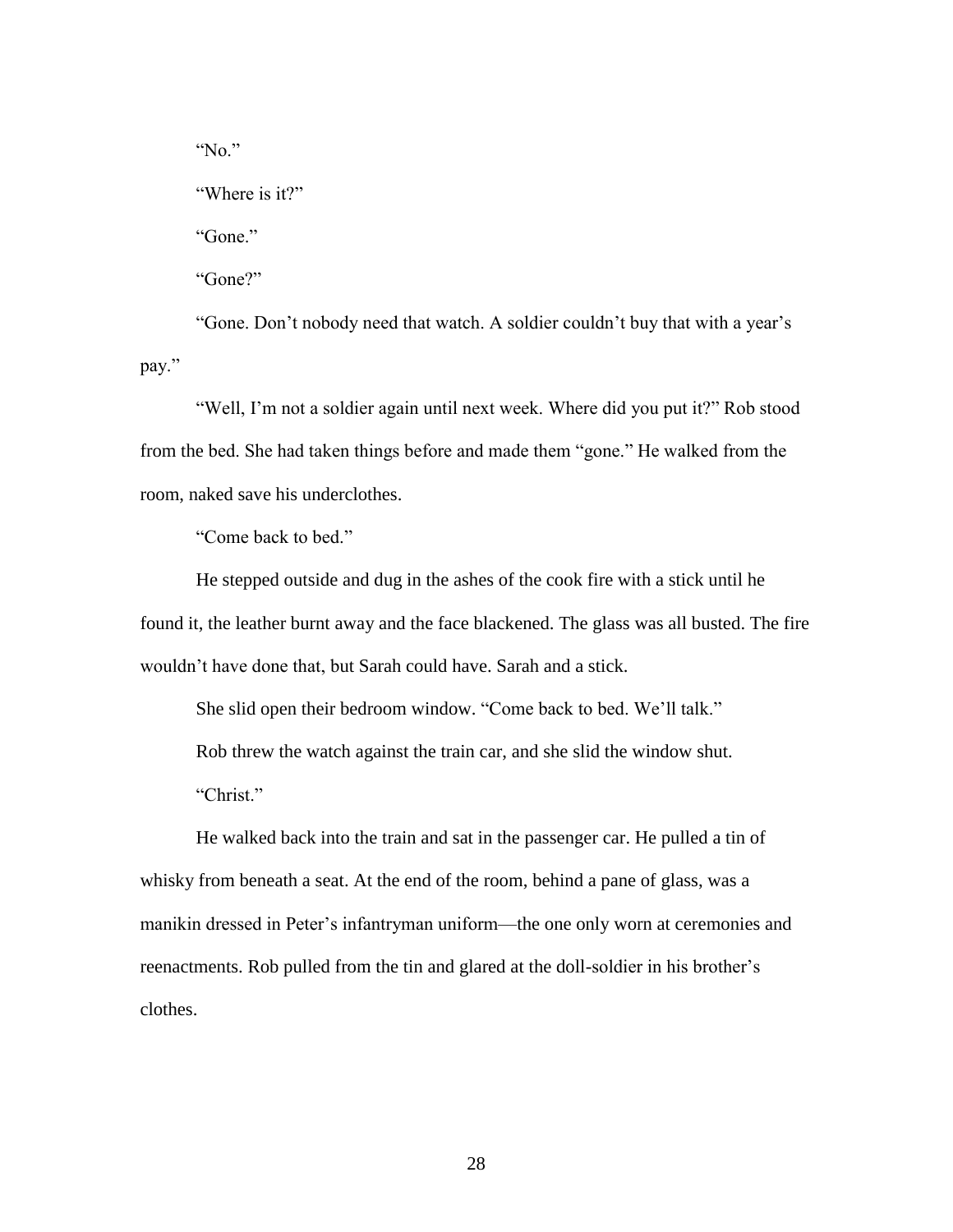"No."

"Where is it?"

"Gone."

"Gone?"

"Gone. Don't nobody need that watch. A soldier couldn't buy that with a year's pay."

"Well, I'm not a soldier again until next week. Where did you put it?" Rob stood from the bed. She had taken things before and made them "gone." He walked from the room, naked save his underclothes.

"Come back to bed."

He stepped outside and dug in the ashes of the cook fire with a stick until he found it, the leather burnt away and the face blackened. The glass was all busted. The fire wouldn't have done that, but Sarah could have. Sarah and a stick.

She slid open their bedroom window. "Come back to bed. We'll talk."

Rob threw the watch against the train car, and she slid the window shut.

"Christ."

He walked back into the train and sat in the passenger car. He pulled a tin of whisky from beneath a seat. At the end of the room, behind a pane of glass, was a manikin dressed in Peter's infantryman uniform—the one only worn at ceremonies and reenactments. Rob pulled from the tin and glared at the doll-soldier in his brother's clothes.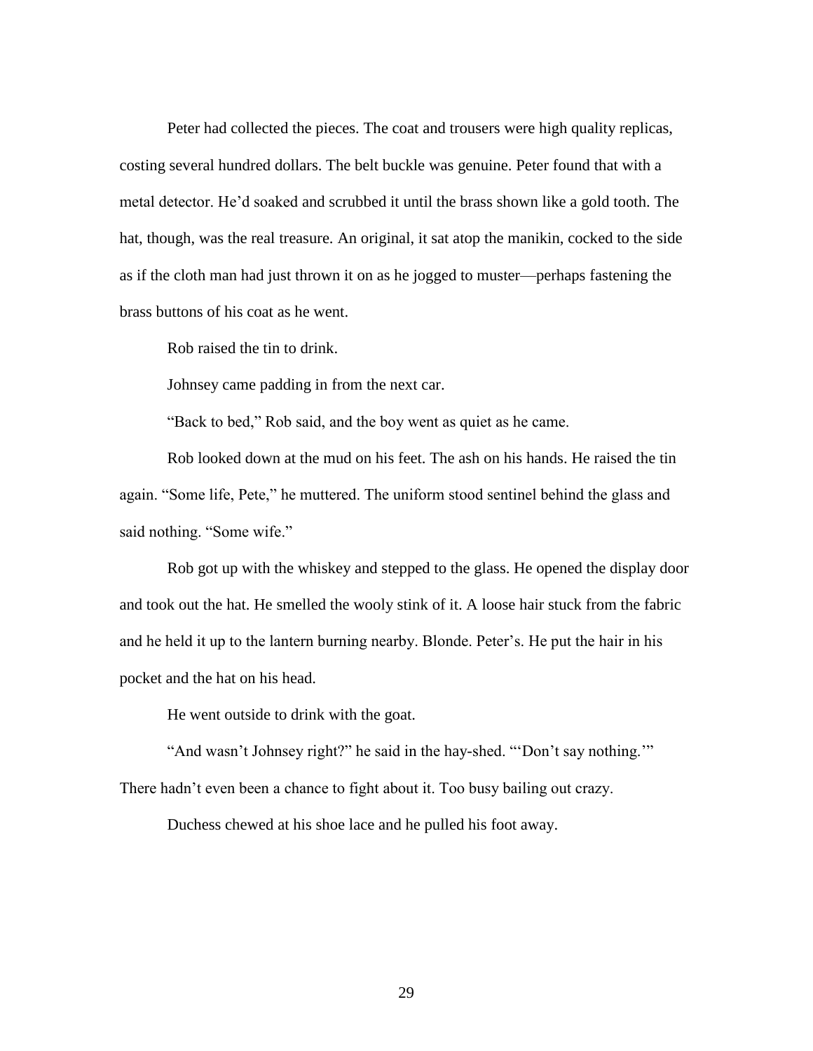Peter had collected the pieces. The coat and trousers were high quality replicas, costing several hundred dollars. The belt buckle was genuine. Peter found that with a metal detector. He'd soaked and scrubbed it until the brass shown like a gold tooth. The hat, though, was the real treasure. An original, it sat atop the manikin, cocked to the side as if the cloth man had just thrown it on as he jogged to muster—perhaps fastening the brass buttons of his coat as he went.

Rob raised the tin to drink.

Johnsey came padding in from the next car.

"Back to bed," Rob said, and the boy went as quiet as he came.

Rob looked down at the mud on his feet. The ash on his hands. He raised the tin again. "Some life, Pete," he muttered. The uniform stood sentinel behind the glass and said nothing. "Some wife."

Rob got up with the whiskey and stepped to the glass. He opened the display door and took out the hat. He smelled the wooly stink of it. A loose hair stuck from the fabric and he held it up to the lantern burning nearby. Blonde. Peter's. He put the hair in his pocket and the hat on his head.

He went outside to drink with the goat.

"And wasn't Johnsey right?" he said in the hay-shed. "'Don't say nothing.'" There hadn't even been a chance to fight about it. Too busy bailing out crazy.

Duchess chewed at his shoe lace and he pulled his foot away.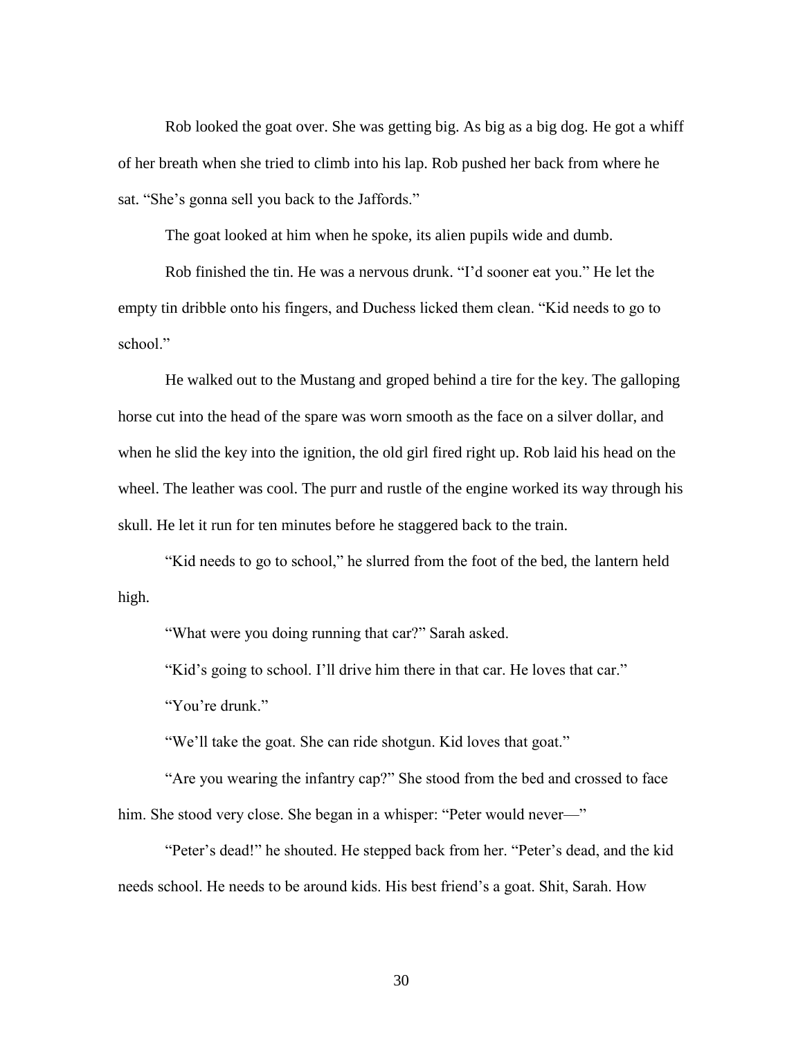Rob looked the goat over. She was getting big. As big as a big dog. He got a whiff of her breath when she tried to climb into his lap. Rob pushed her back from where he sat. "She's gonna sell you back to the Jaffords."

The goat looked at him when he spoke, its alien pupils wide and dumb.

Rob finished the tin. He was a nervous drunk. "I'd sooner eat you." He let the empty tin dribble onto his fingers, and Duchess licked them clean. "Kid needs to go to school."

He walked out to the Mustang and groped behind a tire for the key. The galloping horse cut into the head of the spare was worn smooth as the face on a silver dollar, and when he slid the key into the ignition, the old girl fired right up. Rob laid his head on the wheel. The leather was cool. The purr and rustle of the engine worked its way through his skull. He let it run for ten minutes before he staggered back to the train.

"Kid needs to go to school," he slurred from the foot of the bed, the lantern held high.

"What were you doing running that car?" Sarah asked.

"Kid's going to school. I'll drive him there in that car. He loves that car."

"You're drunk."

"We'll take the goat. She can ride shotgun. Kid loves that goat."

"Are you wearing the infantry cap?" She stood from the bed and crossed to face him. She stood very close. She began in a whisper: "Peter would never—"

"Peter's dead!" he shouted. He stepped back from her. "Peter's dead, and the kid needs school. He needs to be around kids. His best friend's a goat. Shit, Sarah. How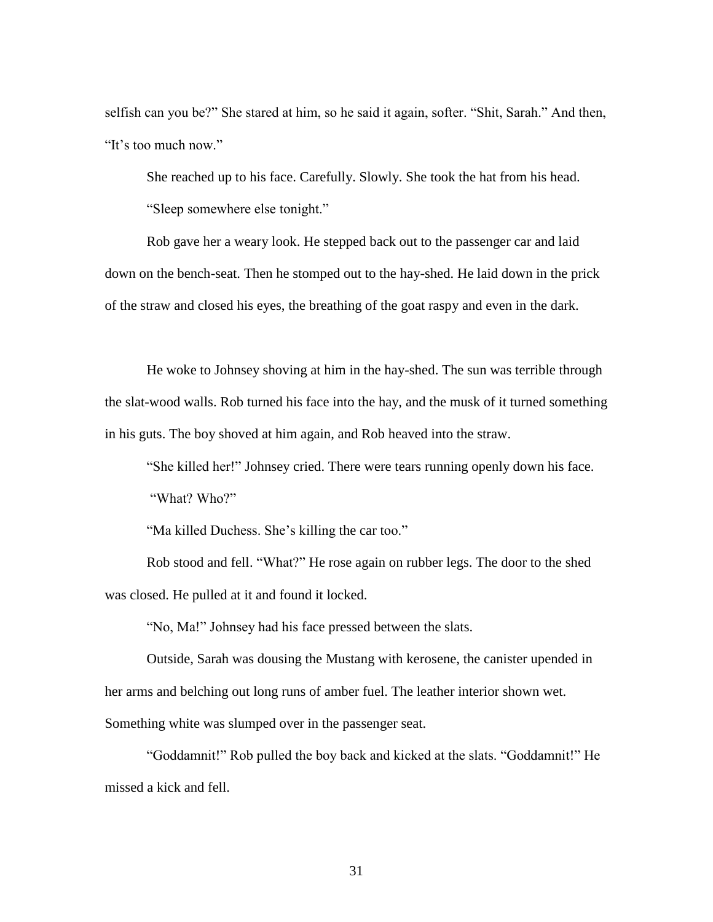selfish can you be?" She stared at him, so he said it again, softer. "Shit, Sarah." And then, "It's too much now."

She reached up to his face. Carefully. Slowly. She took the hat from his head.

"Sleep somewhere else tonight."

Rob gave her a weary look. He stepped back out to the passenger car and laid down on the bench-seat. Then he stomped out to the hay-shed. He laid down in the prick of the straw and closed his eyes, the breathing of the goat raspy and even in the dark.

He woke to Johnsey shoving at him in the hay-shed. The sun was terrible through the slat-wood walls. Rob turned his face into the hay, and the musk of it turned something in his guts. The boy shoved at him again, and Rob heaved into the straw.

"She killed her!" Johnsey cried. There were tears running openly down his face.

"What? Who?"

"Ma killed Duchess. She's killing the car too."

Rob stood and fell. "What?" He rose again on rubber legs. The door to the shed was closed. He pulled at it and found it locked.

"No, Ma!" Johnsey had his face pressed between the slats.

Outside, Sarah was dousing the Mustang with kerosene, the canister upended in her arms and belching out long runs of amber fuel. The leather interior shown wet. Something white was slumped over in the passenger seat.

"Goddamnit!" Rob pulled the boy back and kicked at the slats. "Goddamnit!" He missed a kick and fell.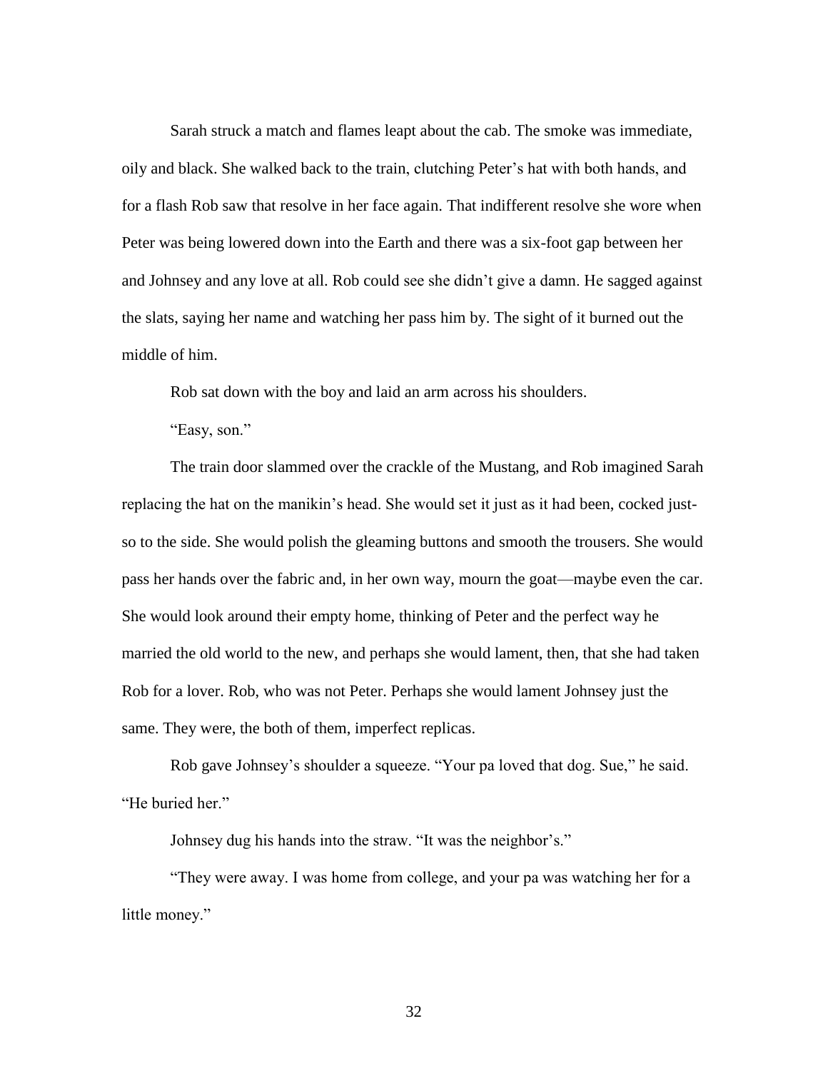Sarah struck a match and flames leapt about the cab. The smoke was immediate, oily and black. She walked back to the train, clutching Peter's hat with both hands, and for a flash Rob saw that resolve in her face again. That indifferent resolve she wore when Peter was being lowered down into the Earth and there was a six-foot gap between her and Johnsey and any love at all. Rob could see she didn't give a damn. He sagged against the slats, saying her name and watching her pass him by. The sight of it burned out the middle of him.

Rob sat down with the boy and laid an arm across his shoulders.

"Easy, son."

The train door slammed over the crackle of the Mustang, and Rob imagined Sarah replacing the hat on the manikin's head. She would set it just as it had been, cocked just-so to the side. She would polish the gleaming buttons and smooth the trousers. She would pass her hands over the fabric and, in her own way, mourn the goat—maybe even the car. She would look around their empty home, thinking of Peter and the perfect way he married the old world to the new, and perhaps she would lament, then, that she had taken Rob for a lover. Rob, who was not Peter. Perhaps she would lament Johnsey just the same. They were, the both of them, imperfect replicas.

Rob gave Johnsey's shoulder a squeeze. "Your pa loved that dog. Sue," he said. "He buried her."

Johnsey dug his hands into the straw. "It was the neighbor's."

"They were away. I was home from college, and your pa was watching her for a little money."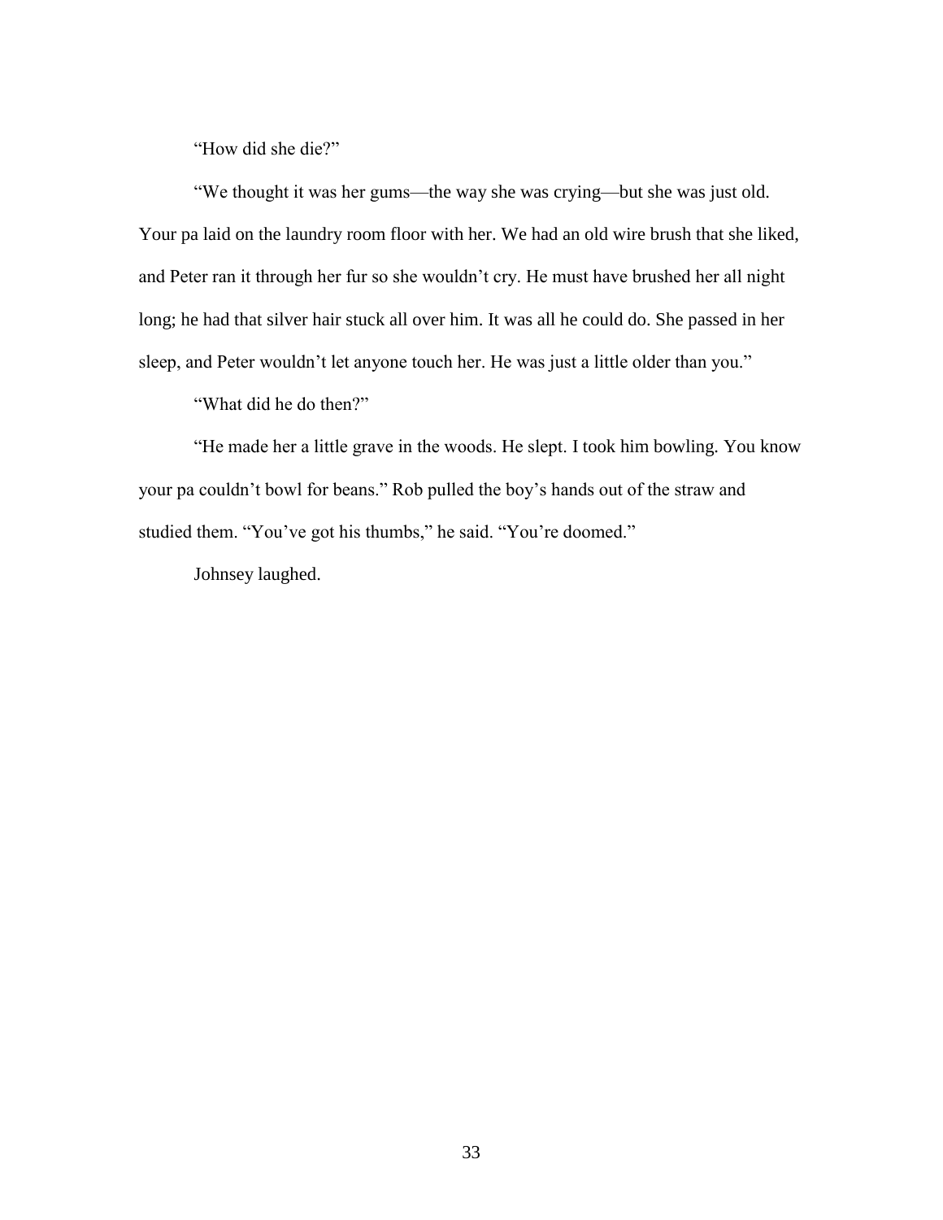"How did she die?"

"We thought it was her gums—the way she was crying—but she was just old. Your pa laid on the laundry room floor with her. We had an old wire brush that she liked, and Peter ran it through her fur so she wouldn't cry. He must have brushed her all night long; he had that silver hair stuck all over him. It was all he could do. She passed in her sleep, and Peter wouldn't let anyone touch her. He was just a little older than you."

"What did he do then?"

"He made her a little grave in the woods. He slept. I took him bowling. You know your pa couldn't bowl for beans." Rob pulled the boy's hands out of the straw and studied them. "You've got his thumbs," he said. "You're doomed."

Johnsey laughed.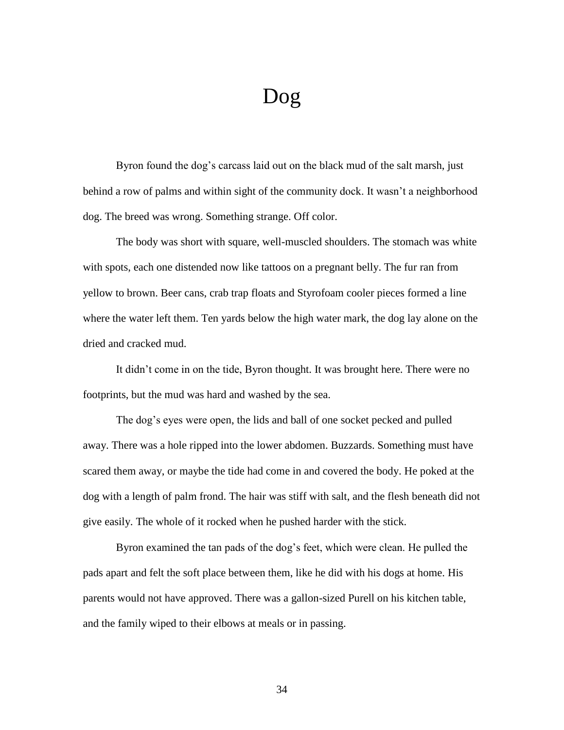# Dog

Byron found the dog's carcass laid out on the black mud of the salt marsh, just behind a row of palms and within sight of the community dock. It wasn't a neighborhood dog. The breed was wrong. Something strange. Off color.

The body was short with square, well-muscled shoulders. The stomach was white with spots, each one distended now like tattoos on a pregnant belly. The fur ran from yellow to brown. Beer cans, crab trap floats and Styrofoam cooler pieces formed a line where the water left them. Ten yards below the high water mark, the dog lay alone on the dried and cracked mud.

It didn't come in on the tide, Byron thought. It was brought here. There were no footprints, but the mud was hard and washed by the sea.

The dog's eyes were open, the lids and ball of one socket pecked and pulled away. There was a hole ripped into the lower abdomen. Buzzards. Something must have scared them away, or maybe the tide had come in and covered the body. He poked at the dog with a length of palm frond. The hair was stiff with salt, and the flesh beneath did not give easily. The whole of it rocked when he pushed harder with the stick.

Byron examined the tan pads of the dog's feet, which were clean. He pulled the pads apart and felt the soft place between them, like he did with his dogs at home. His parents would not have approved. There was a gallon-sized Purell on his kitchen table, and the family wiped to their elbows at meals or in passing.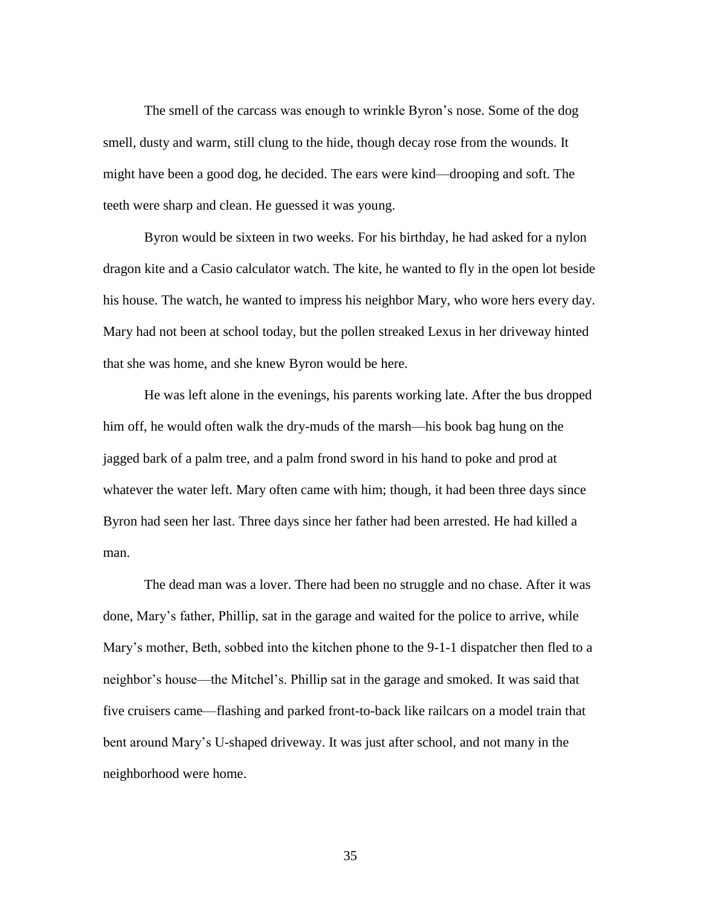The smell of the carcass was enough to wrinkle Byron's nose. Some of the dog smell, dusty and warm, still clung to the hide, though decay rose from the wounds. It might have been a good dog, he decided. The ears were kind—drooping and soft. The teeth were sharp and clean. He guessed it was young.

Byron would be sixteen in two weeks. For his birthday, he had asked for a nylon dragon kite and a Casio calculator watch. The kite, he wanted to fly in the open lot beside his house. The watch, he wanted to impress his neighbor Mary, who wore hers every day. Mary had not been at school today, but the pollen streaked Lexus in her driveway hinted that she was home, and she knew Byron would be here.

He was left alone in the evenings, his parents working late. After the bus dropped him off, he would often walk the dry-muds of the marsh—his book bag hung on the jagged bark of a palm tree, and a palm frond sword in his hand to poke and prod at whatever the water left. Mary often came with him; though, it had been three days since Byron had seen her last. Three days since her father had been arrested. He had killed a man.

The dead man was a lover. There had been no struggle and no chase. After it was done, Mary's father, Phillip, sat in the garage and waited for the police to arrive, while Mary's mother, Beth, sobbed into the kitchen phone to the 9-1-1 dispatcher then fled to a neighbor's house—the Mitchel's. Phillip sat in the garage and smoked. It was said that five cruisers came—flashing and parked front-to-back like railcars on a model train that bent around Mary's U-shaped driveway. It was just after school, and not many in the neighborhood were home.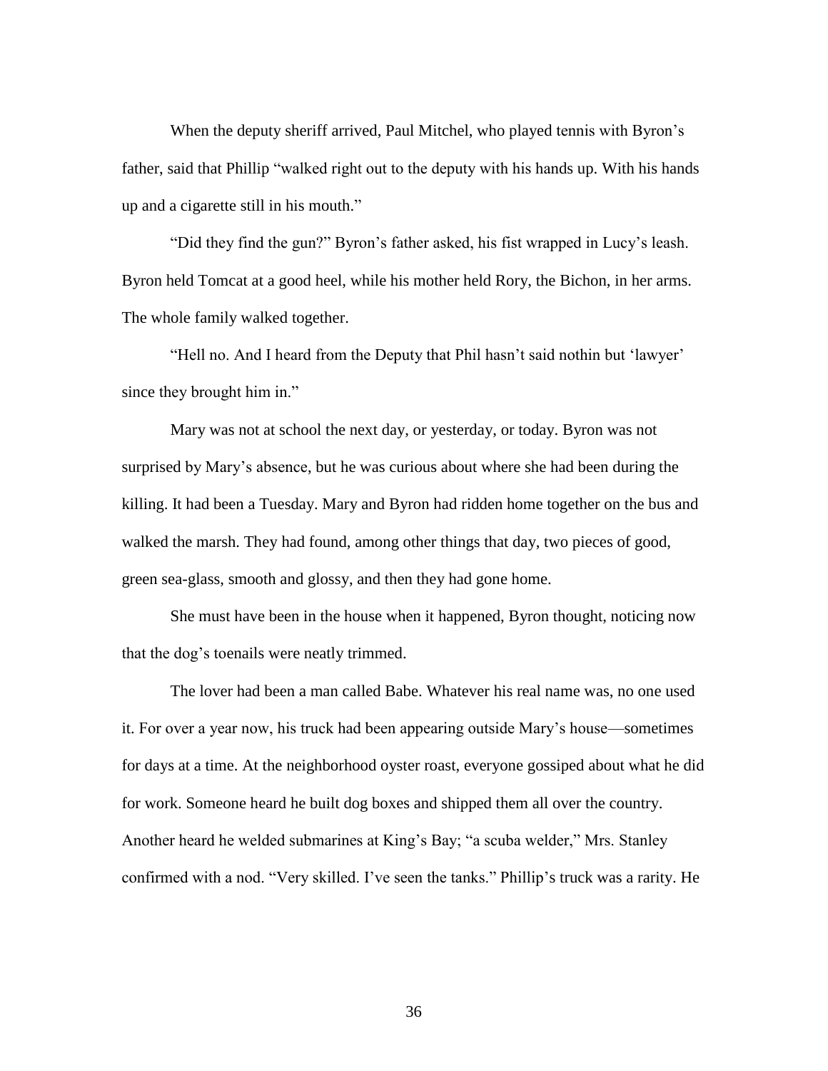When the deputy sheriff arrived, Paul Mitchel, who played tennis with Byron's father, said that Phillip "walked right out to the deputy with his hands up. With his hands up and a cigarette still in his mouth."

"Did they find the gun?" Byron's father asked, his fist wrapped in Lucy's leash. Byron held Tomcat at a good heel, while his mother held Rory, the Bichon, in her arms. The whole family walked together.

"Hell no. And I heard from the Deputy that Phil hasn't said nothin but 'lawyer' since they brought him in."

Mary was not at school the next day, or yesterday, or today. Byron was not surprised by Mary's absence, but he was curious about where she had been during the killing. It had been a Tuesday. Mary and Byron had ridden home together on the bus and walked the marsh. They had found, among other things that day, two pieces of good, green sea-glass, smooth and glossy, and then they had gone home.

She must have been in the house when it happened, Byron thought, noticing now that the dog's toenails were neatly trimmed.

The lover had been a man called Babe. Whatever his real name was, no one used it. For over a year now, his truck had been appearing outside Mary's house—sometimes for days at a time. At the neighborhood oyster roast, everyone gossiped about what he did for work. Someone heard he built dog boxes and shipped them all over the country. Another heard he welded submarines at King's Bay; "a scuba welder," Mrs. Stanley confirmed with a nod. "Very skilled. I've seen the tanks." Phillip's truck was a rarity. He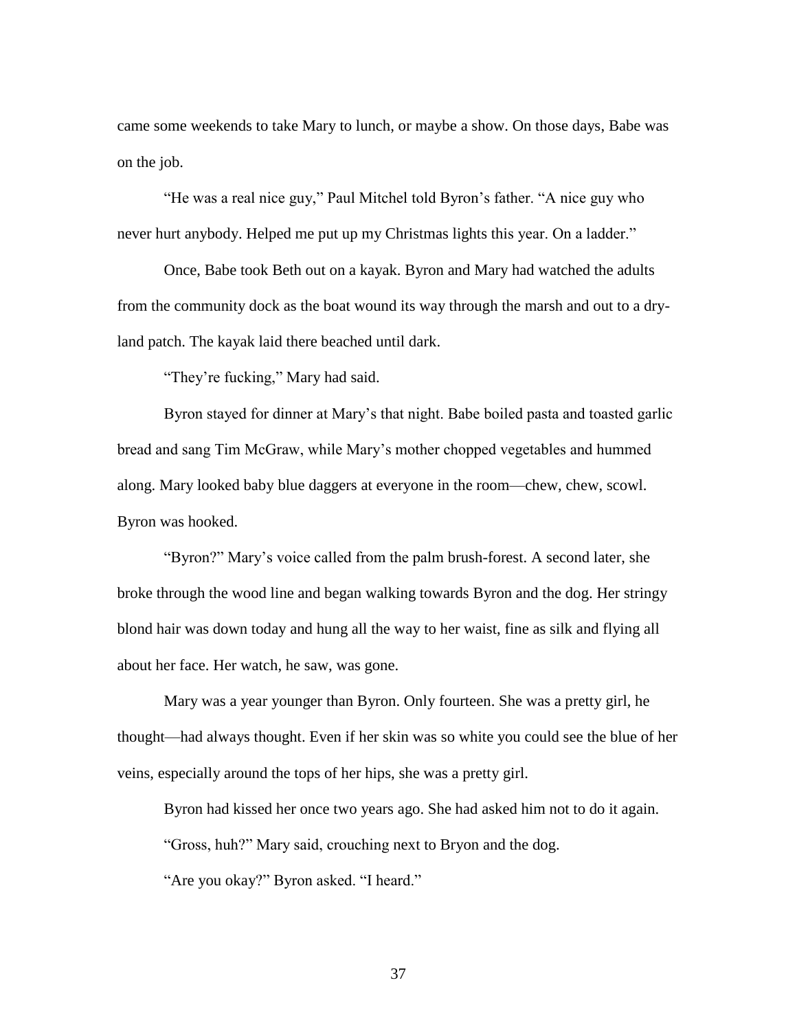came some weekends to take Mary to lunch, or maybe a show. On those days, Babe was on the job.

"He was a real nice guy," Paul Mitchel told Byron's father. "A nice guy who never hurt anybody. Helped me put up my Christmas lights this year. On a ladder."

Once, Babe took Beth out on a kayak. Byron and Mary had watched the adults from the community dock as the boat wound its way through the marsh and out to a dry-land patch. The kayak laid there beached until dark.

"They're fucking," Mary had said.

Byron stayed for dinner at Mary's that night. Babe boiled pasta and toasted garlic bread and sang Tim McGraw, while Mary's mother chopped vegetables and hummed along. Mary looked baby blue daggers at everyone in the room—chew, chew, scowl. Byron was hooked.

"Byron?" Mary's voice called from the palm brush-forest. A second later, she broke through the wood line and began walking towards Byron and the dog. Her stringy blond hair was down today and hung all the way to her waist, fine as silk and flying all about her face. Her watch, he saw, was gone.

Mary was a year younger than Byron. Only fourteen. She was a pretty girl, he thought—had always thought. Even if her skin was so white you could see the blue of her veins, especially around the tops of her hips, she was a pretty girl.

Byron had kissed her once two years ago. She had asked him not to do it again.

"Gross, huh?" Mary said, crouching next to Bryon and the dog.

"Are you okay?" Byron asked. "I heard."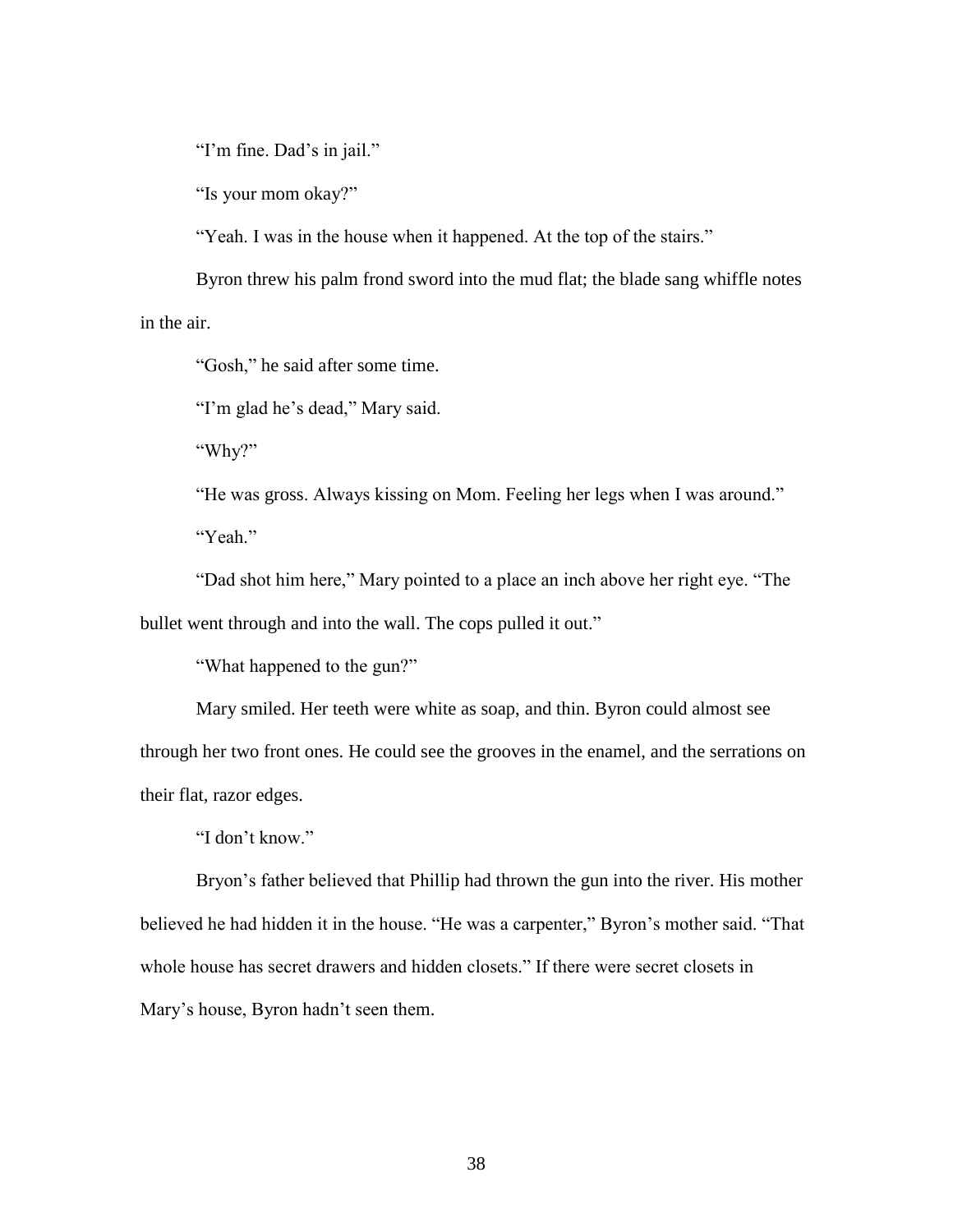"I'm fine. Dad's in jail."

"Is your mom okay?"

"Yeah. I was in the house when it happened. At the top of the stairs."

Byron threw his palm frond sword into the mud flat; the blade sang whiffle notes in the air.

"Gosh," he said after some time.

"I'm glad he's dead," Mary said.

"Why?"

"He was gross. Always kissing on Mom. Feeling her legs when I was around."

"Yeah."

"Dad shot him here," Mary pointed to a place an inch above her right eye. "The bullet went through and into the wall. The cops pulled it out."

"What happened to the gun?"

Mary smiled. Her teeth were white as soap, and thin. Byron could almost see through her two front ones. He could see the grooves in the enamel, and the serrations on their flat, razor edges.

"I don't know."

Bryon's father believed that Phillip had thrown the gun into the river. His mother believed he had hidden it in the house. "He was a carpenter," Byron's mother said. "That whole house has secret drawers and hidden closets." If there were secret closets in Mary's house, Byron hadn't seen them.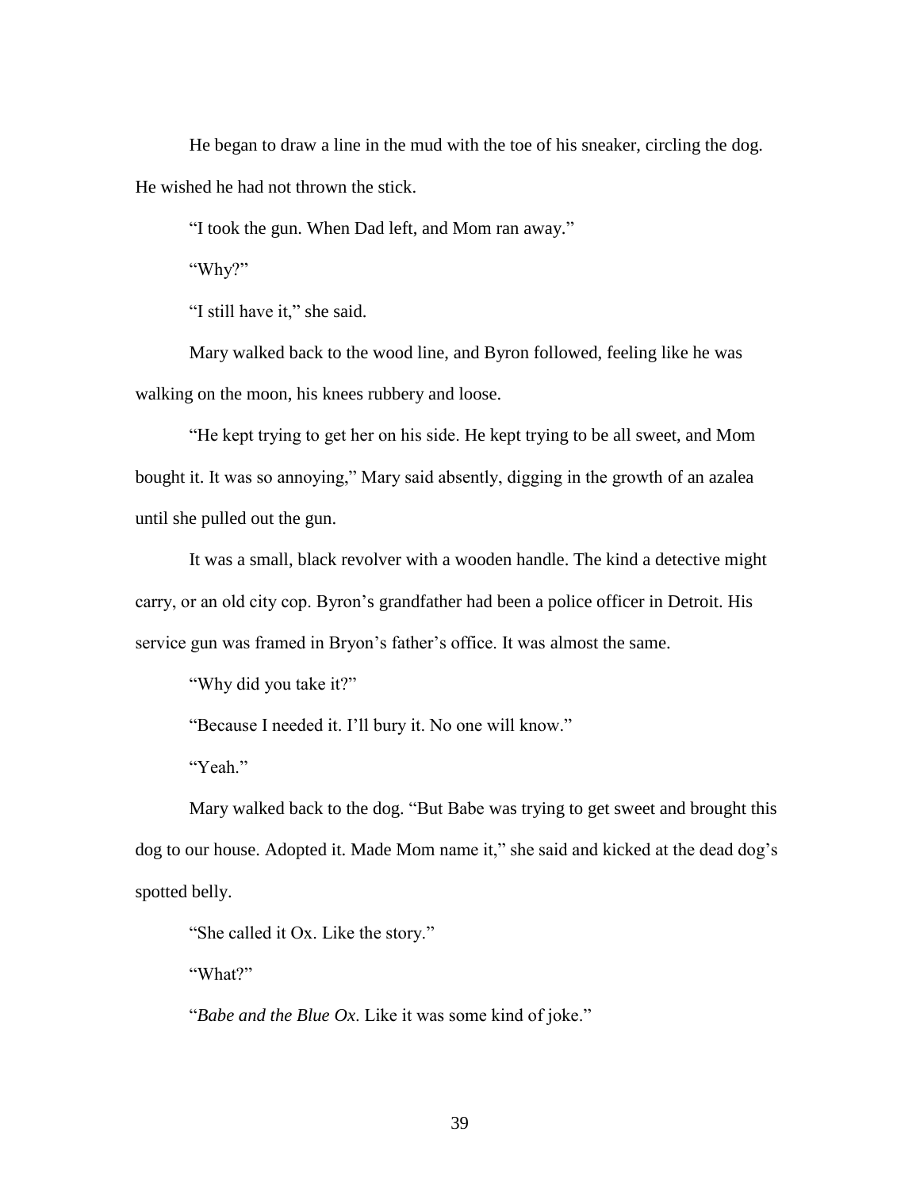He began to draw a line in the mud with the toe of his sneaker, circling the dog. He wished he had not thrown the stick.

"I took the gun. When Dad left, and Mom ran away."

"Why?"

"I still have it," she said.

Mary walked back to the wood line, and Byron followed, feeling like he was walking on the moon, his knees rubbery and loose.

"He kept trying to get her on his side. He kept trying to be all sweet, and Mom bought it. It was so annoying," Mary said absently, digging in the growth of an azalea until she pulled out the gun.

It was a small, black revolver with a wooden handle. The kind a detective might carry, or an old city cop. Byron's grandfather had been a police officer in Detroit. His service gun was framed in Bryon's father's office. It was almost the same.

"Why did you take it?"

"Because I needed it. I'll bury it. No one will know."

"Yeah."

Mary walked back to the dog. "But Babe was trying to get sweet and brought this dog to our house. Adopted it. Made Mom name it," she said and kicked at the dead dog's spotted belly.

"She called it Ox. Like the story."

"What?"

"*Babe and the Blue Ox*. Like it was some kind of joke."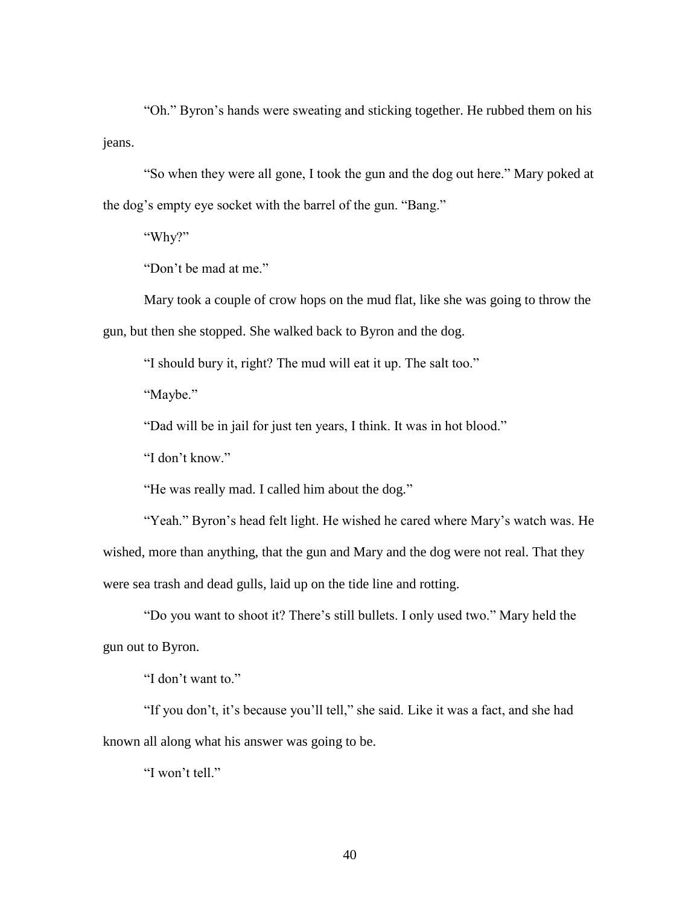"Oh." Byron's hands were sweating and sticking together. He rubbed them on his jeans.

"So when they were all gone, I took the gun and the dog out here." Mary poked at the dog's empty eye socket with the barrel of the gun. "Bang."

"Why?"

"Don't be mad at me."

Mary took a couple of crow hops on the mud flat, like she was going to throw the gun, but then she stopped. She walked back to Byron and the dog.

"I should bury it, right? The mud will eat it up. The salt too."

"Maybe."

"Dad will be in jail for just ten years, I think. It was in hot blood."

"I don't know."

"He was really mad. I called him about the dog."

"Yeah." Byron's head felt light. He wished he cared where Mary's watch was. He wished, more than anything, that the gun and Mary and the dog were not real. That they were sea trash and dead gulls, laid up on the tide line and rotting.

"Do you want to shoot it? There's still bullets. I only used two." Mary held the gun out to Byron.

"I don't want to."

"If you don't, it's because you'll tell," she said. Like it was a fact, and she had known all along what his answer was going to be.

"I won't tell."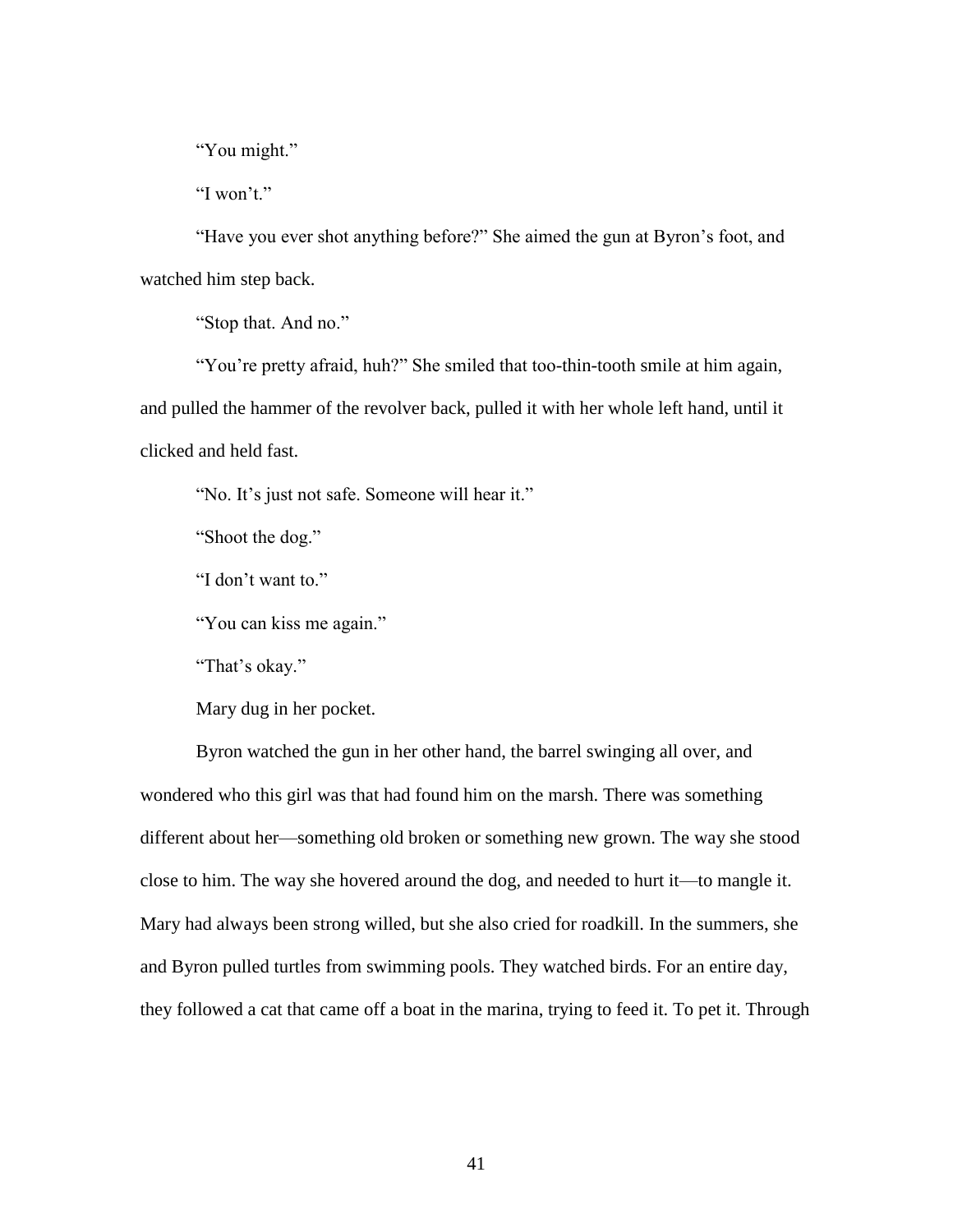"You might."

"I won't."

"Have you ever shot anything before?" She aimed the gun at Byron's foot, and watched him step back.

"Stop that. And no."

"You're pretty afraid, huh?" She smiled that too-thin-tooth smile at him again, and pulled the hammer of the revolver back, pulled it with her whole left hand, until it clicked and held fast.

"No. It's just not safe. Someone will hear it."

"Shoot the dog."

"I don't want to."

"You can kiss me again."

"That's okay."

Mary dug in her pocket.

Byron watched the gun in her other hand, the barrel swinging all over, and wondered who this girl was that had found him on the marsh. There was something different about her—something old broken or something new grown. The way she stood close to him. The way she hovered around the dog, and needed to hurt it—to mangle it. Mary had always been strong willed, but she also cried for roadkill. In the summers, she and Byron pulled turtles from swimming pools. They watched birds. For an entire day, they followed a cat that came off a boat in the marina, trying to feed it. To pet it. Through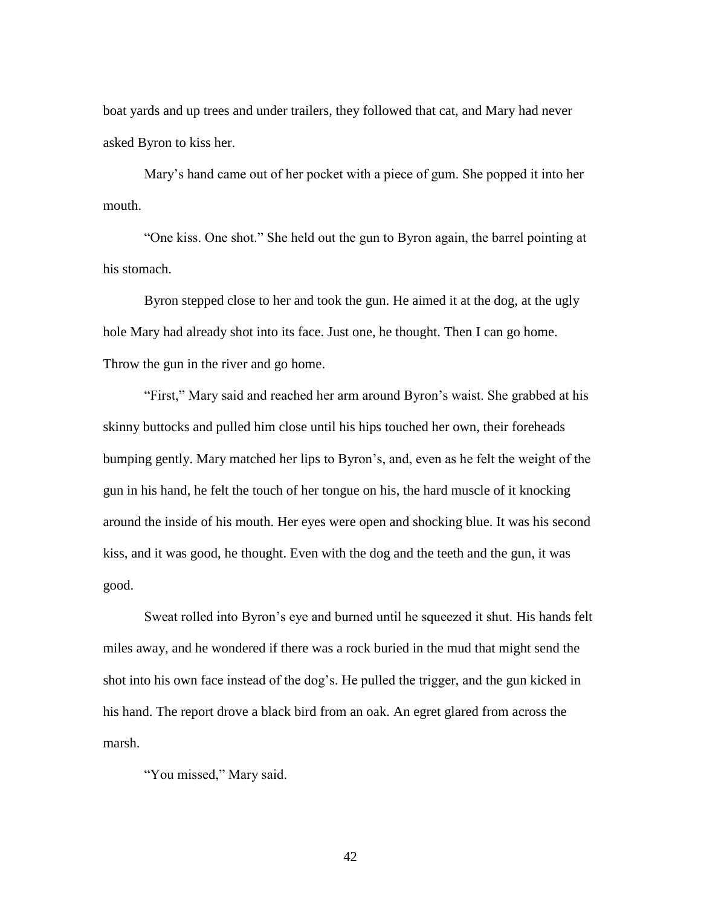boat yards and up trees and under trailers, they followed that cat, and Mary had never asked Byron to kiss her.

Mary's hand came out of her pocket with a piece of gum. She popped it into her mouth.

"One kiss. One shot." She held out the gun to Byron again, the barrel pointing at his stomach.

Byron stepped close to her and took the gun. He aimed it at the dog, at the ugly hole Mary had already shot into its face. Just one, he thought. Then I can go home. Throw the gun in the river and go home.

"First," Mary said and reached her arm around Byron's waist. She grabbed at his skinny buttocks and pulled him close until his hips touched her own, their foreheads bumping gently. Mary matched her lips to Byron's, and, even as he felt the weight of the gun in his hand, he felt the touch of her tongue on his, the hard muscle of it knocking around the inside of his mouth. Her eyes were open and shocking blue. It was his second kiss, and it was good, he thought. Even with the dog and the teeth and the gun, it was good.

Sweat rolled into Byron's eye and burned until he squeezed it shut. His hands felt miles away, and he wondered if there was a rock buried in the mud that might send the shot into his own face instead of the dog's. He pulled the trigger, and the gun kicked in his hand. The report drove a black bird from an oak. An egret glared from across the marsh.

"You missed," Mary said.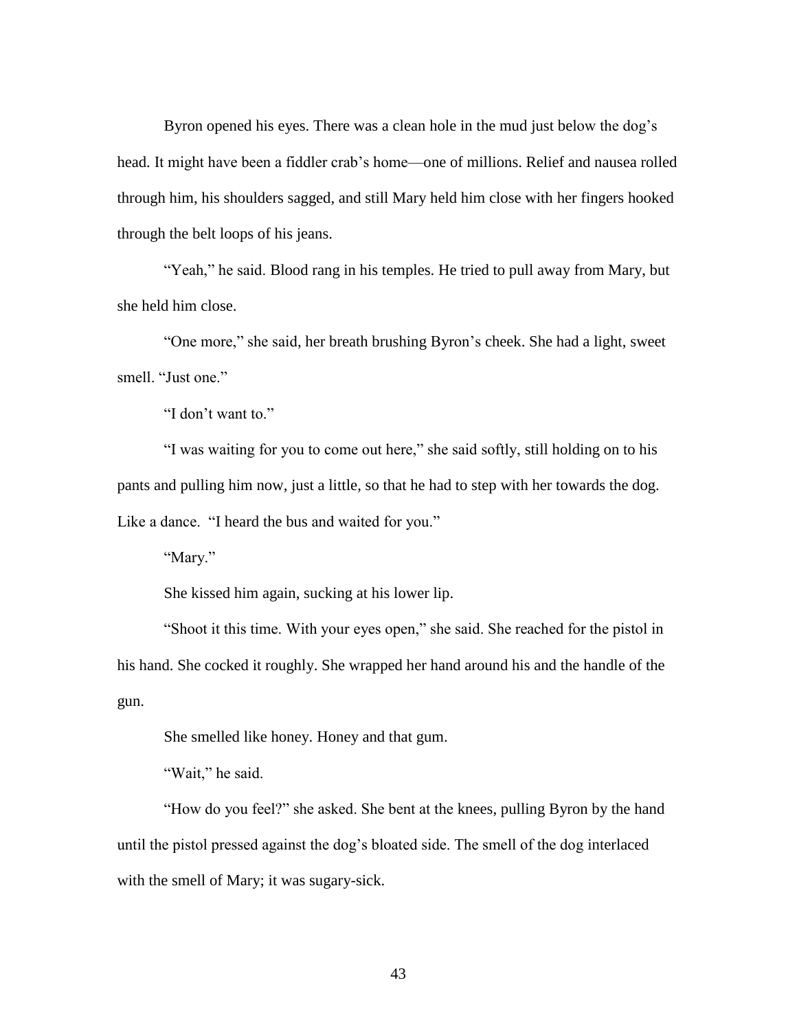Byron opened his eyes. There was a clean hole in the mud just below the dog's head. It might have been a fiddler crab's home—one of millions. Relief and nausea rolled through him, his shoulders sagged, and still Mary held him close with her fingers hooked through the belt loops of his jeans.

"Yeah," he said. Blood rang in his temples. He tried to pull away from Mary, but she held him close.

"One more," she said, her breath brushing Byron's cheek. She had a light, sweet smell. "Just one."

"I don't want to."

"I was waiting for you to come out here," she said softly, still holding on to his pants and pulling him now, just a little, so that he had to step with her towards the dog. Like a dance. "I heard the bus and waited for you."

"Mary."

She kissed him again, sucking at his lower lip.

"Shoot it this time. With your eyes open," she said. She reached for the pistol in his hand. She cocked it roughly. She wrapped her hand around his and the handle of the gun.

She smelled like honey. Honey and that gum.

"Wait," he said.

"How do you feel?" she asked. She bent at the knees, pulling Byron by the hand until the pistol pressed against the dog's bloated side. The smell of the dog interlaced with the smell of Mary; it was sugary-sick.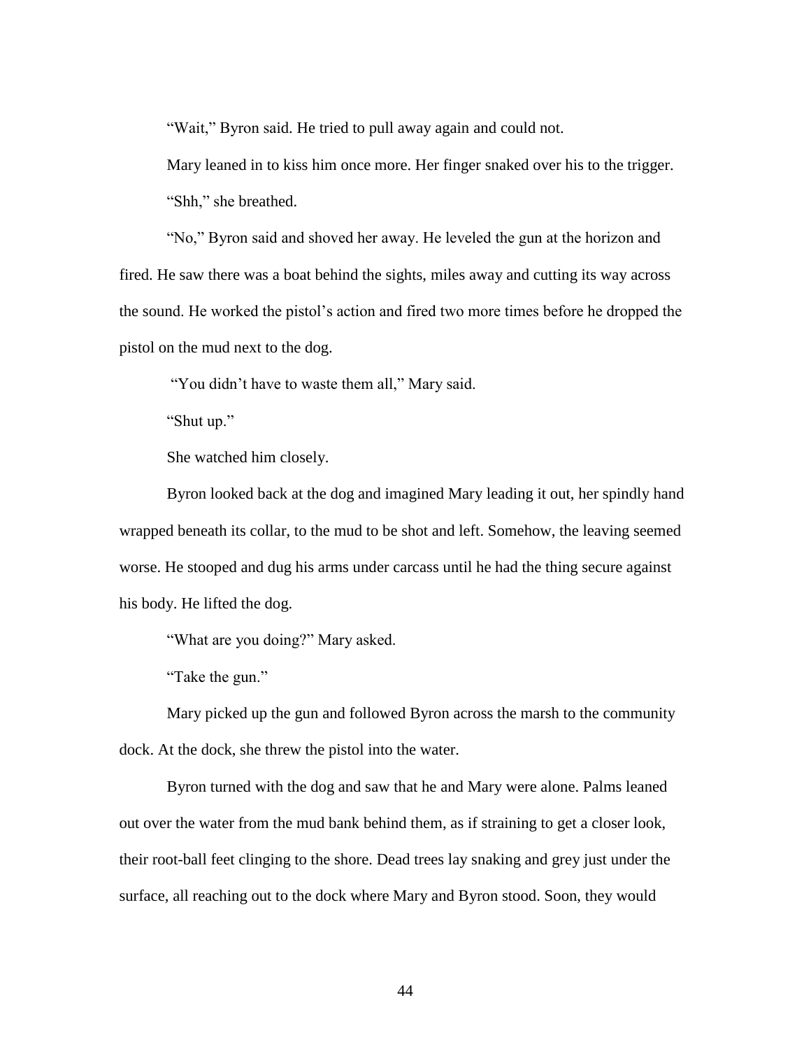"Wait," Byron said. He tried to pull away again and could not.

Mary leaned in to kiss him once more. Her finger snaked over his to the trigger.

"Shh," she breathed.

"No," Byron said and shoved her away. He leveled the gun at the horizon and fired. He saw there was a boat behind the sights, miles away and cutting its way across the sound. He worked the pistol's action and fired two more times before he dropped the pistol on the mud next to the dog.

"You didn't have to waste them all," Mary said.

"Shut up."

She watched him closely.

Byron looked back at the dog and imagined Mary leading it out, her spindly hand wrapped beneath its collar, to the mud to be shot and left. Somehow, the leaving seemed worse. He stooped and dug his arms under carcass until he had the thing secure against his body. He lifted the dog.

"What are you doing?" Mary asked.

"Take the gun."

Mary picked up the gun and followed Byron across the marsh to the community dock. At the dock, she threw the pistol into the water.

Byron turned with the dog and saw that he and Mary were alone. Palms leaned out over the water from the mud bank behind them, as if straining to get a closer look, their root-ball feet clinging to the shore. Dead trees lay snaking and grey just under the surface, all reaching out to the dock where Mary and Byron stood. Soon, they would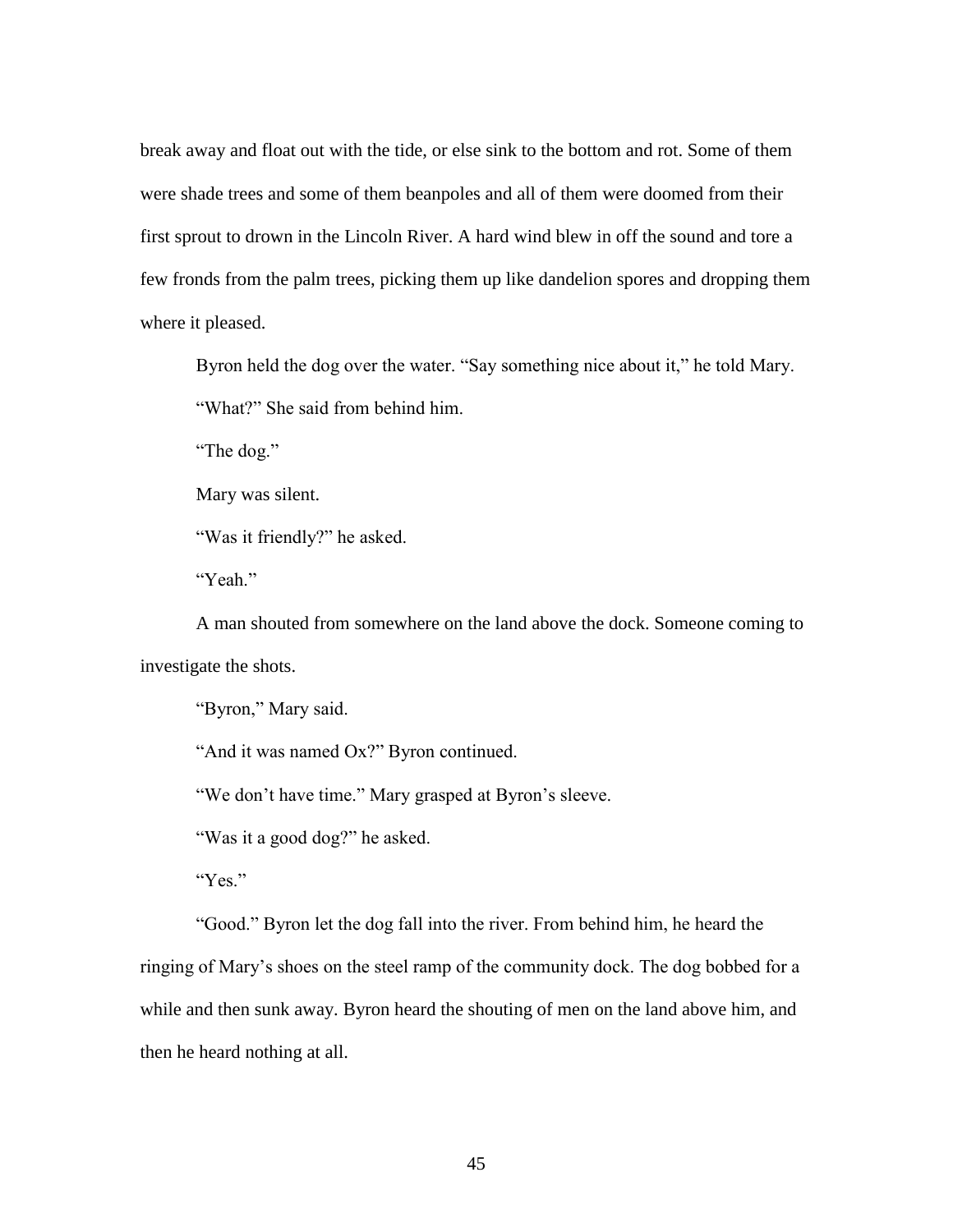break away and float out with the tide, or else sink to the bottom and rot. Some of them were shade trees and some of them beanpoles and all of them were doomed from their first sprout to drown in the Lincoln River. A hard wind blew in off the sound and tore a few fronds from the palm trees, picking them up like dandelion spores and dropping them where it pleased.

Byron held the dog over the water. "Say something nice about it," he told Mary.

"What?" She said from behind him.

"The dog."

Mary was silent.

"Was it friendly?" he asked.

"Yeah."

A man shouted from somewhere on the land above the dock. Someone coming to investigate the shots.

"Byron," Mary said.

"And it was named Ox?" Byron continued.

"We don't have time." Mary grasped at Byron's sleeve.

"Was it a good dog?" he asked.

"Yes."

"Good." Byron let the dog fall into the river. From behind him, he heard the ringing of Mary's shoes on the steel ramp of the community dock. The dog bobbed for a while and then sunk away. Byron heard the shouting of men on the land above him, and then he heard nothing at all.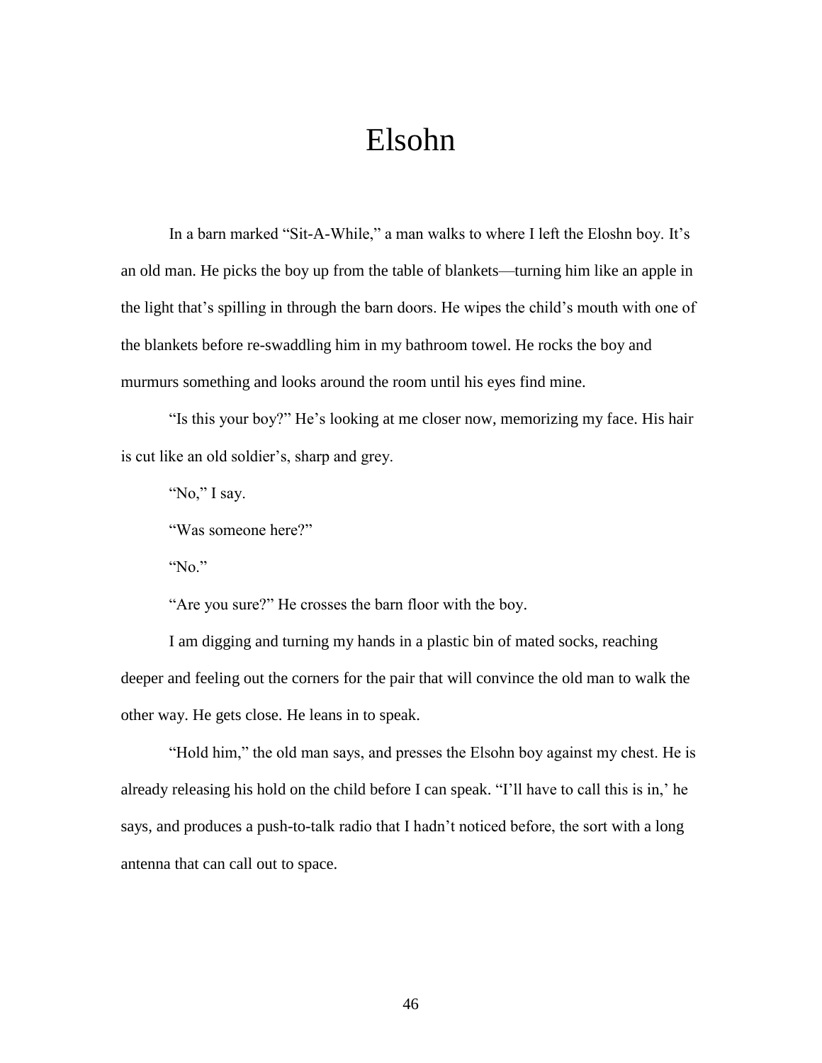# Elsohn

In a barn marked "Sit-A-While," a man walks to where I left the Eloshn boy. It's an old man. He picks the boy up from the table of blankets—turning him like an apple in the light that's spilling in through the barn doors. He wipes the child's mouth with one of the blankets before re-swaddling him in my bathroom towel. He rocks the boy and murmurs something and looks around the room until his eyes find mine.

"Is this your boy?" He's looking at me closer now, memorizing my face. His hair is cut like an old soldier's, sharp and grey.

"No," I say.

"Was someone here?"

"No."

"Are you sure?" He crosses the barn floor with the boy.

I am digging and turning my hands in a plastic bin of mated socks, reaching deeper and feeling out the corners for the pair that will convince the old man to walk the other way. He gets close. He leans in to speak.

"Hold him," the old man says, and presses the Elsohn boy against my chest. He is already releasing his hold on the child before I can speak. "I'll have to call this is in,' he says, and produces a push-to-talk radio that I hadn't noticed before, the sort with a long antenna that can call out to space.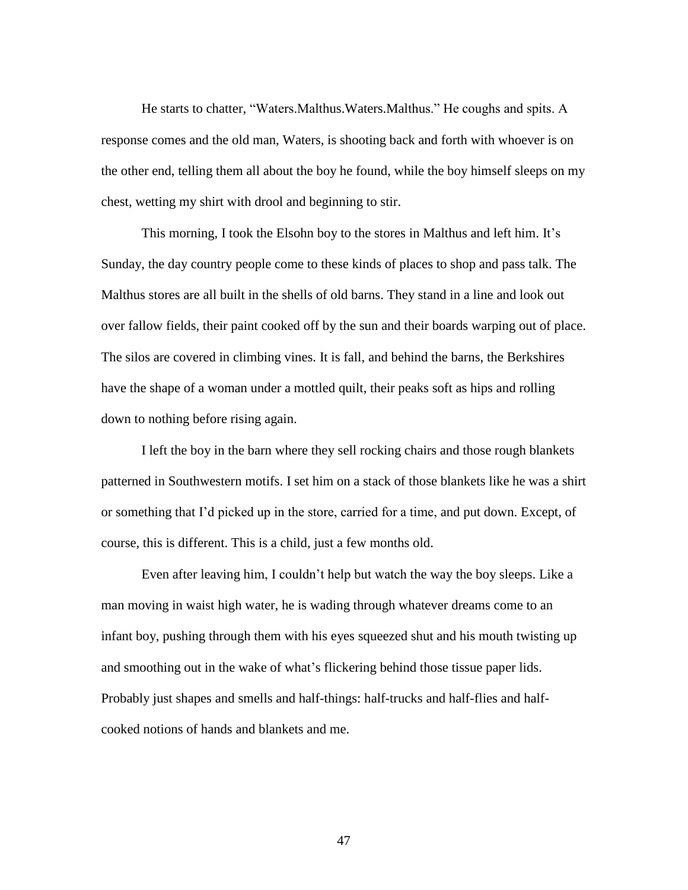He starts to chatter, "Waters.Malthus.Waters.Malthus." He coughs and spits. A response comes and the old man, Waters, is shooting back and forth with whoever is on the other end, telling them all about the boy he found, while the boy himself sleeps on my chest, wetting my shirt with drool and beginning to stir.

This morning, I took the Elsohn boy to the stores in Malthus and left him. It's Sunday, the day country people come to these kinds of places to shop and pass talk. The Malthus stores are all built in the shells of old barns. They stand in a line and look out over fallow fields, their paint cooked off by the sun and their boards warping out of place. The silos are covered in climbing vines. It is fall, and behind the barns, the Berkshires have the shape of a woman under a mottled quilt, their peaks soft as hips and rolling down to nothing before rising again.

I left the boy in the barn where they sell rocking chairs and those rough blankets patterned in Southwestern motifs. I set him on a stack of those blankets like he was a shirt or something that I'd picked up in the store, carried for a time, and put down. Except, of course, this is different. This is a child, just a few months old.

Even after leaving him, I couldn't help but watch the way the boy sleeps. Like a man moving in waist high water, he is wading through whatever dreams come to an infant boy, pushing through them with his eyes squeezed shut and his mouth twisting up and smoothing out in the wake of what's flickering behind those tissue paper lids. Probably just shapes and smells and half-things: half-trucks and half-flies and half-cooked notions of hands and blankets and me.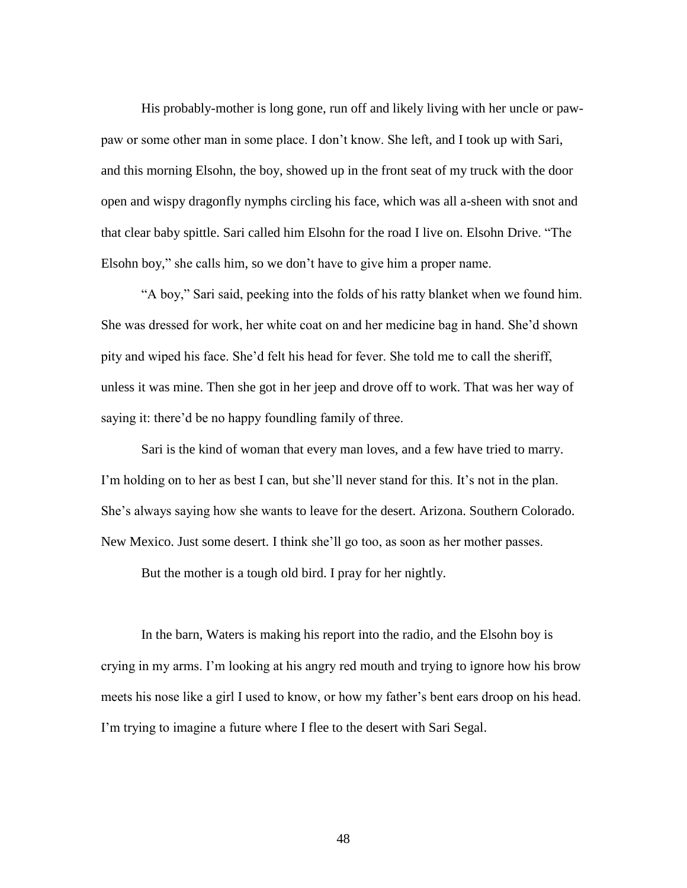His probably-mother is long gone, run off and likely living with her uncle or paw-paw or some other man in some place. I don't know. She left, and I took up with Sari, and this morning Elsohn, the boy, showed up in the front seat of my truck with the door open and wispy dragonfly nymphs circling his face, which was all a-sheen with snot and that clear baby spittle. Sari called him Elsohn for the road I live on. Elsohn Drive. "The Elsohn boy," she calls him, so we don't have to give him a proper name.

"A boy," Sari said, peeking into the folds of his ratty blanket when we found him. She was dressed for work, her white coat on and her medicine bag in hand. She'd shown pity and wiped his face. She'd felt his head for fever. She told me to call the sheriff, unless it was mine. Then she got in her jeep and drove off to work. That was her way of saying it: there'd be no happy foundling family of three.

Sari is the kind of woman that every man loves, and a few have tried to marry. I'm holding on to her as best I can, but she'll never stand for this. It's not in the plan. She's always saying how she wants to leave for the desert. Arizona. Southern Colorado. New Mexico. Just some desert. I think she'll go too, as soon as her mother passes.

But the mother is a tough old bird. I pray for her nightly.

In the barn, Waters is making his report into the radio, and the Elsohn boy is crying in my arms. I'm looking at his angry red mouth and trying to ignore how his brow meets his nose like a girl I used to know, or how my father's bent ears droop on his head. I'm trying to imagine a future where I flee to the desert with Sari Segal.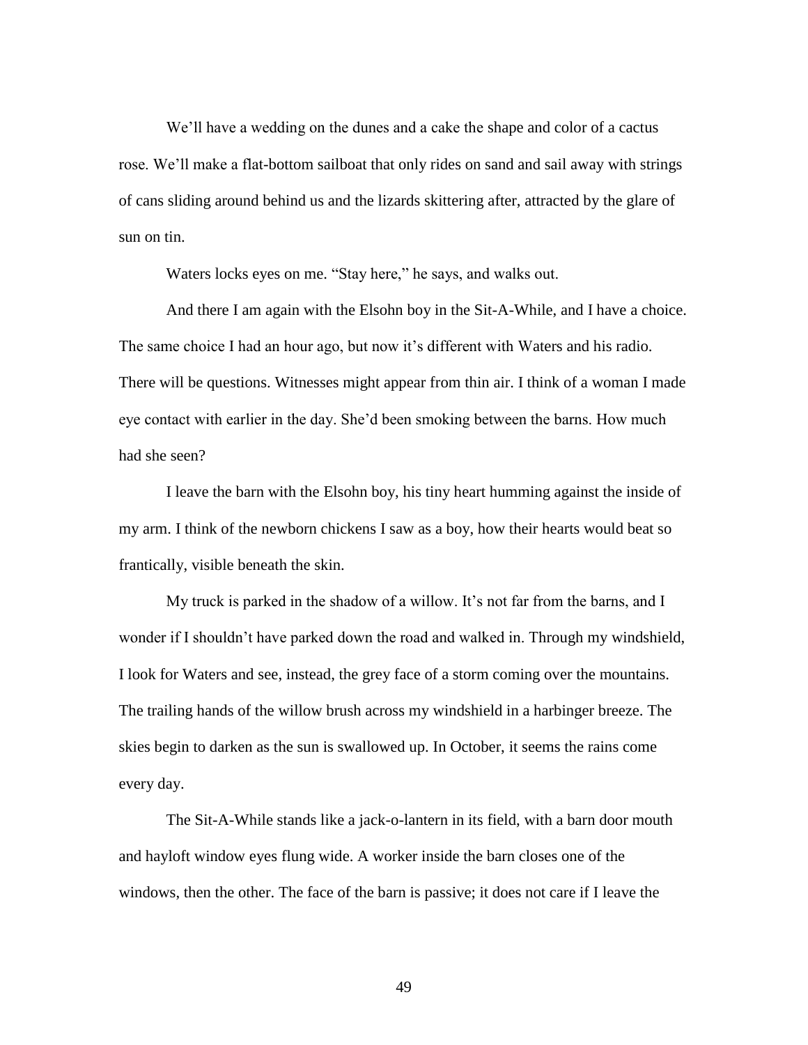We'll have a wedding on the dunes and a cake the shape and color of a cactus rose. We'll make a flat-bottom sailboat that only rides on sand and sail away with strings of cans sliding around behind us and the lizards skittering after, attracted by the glare of sun on tin.

Waters locks eyes on me. "Stay here," he says, and walks out.

And there I am again with the Elsohn boy in the Sit-A-While, and I have a choice. The same choice I had an hour ago, but now it's different with Waters and his radio. There will be questions. Witnesses might appear from thin air. I think of a woman I made eye contact with earlier in the day. She'd been smoking between the barns. How much had she seen?

I leave the barn with the Elsohn boy, his tiny heart humming against the inside of my arm. I think of the newborn chickens I saw as a boy, how their hearts would beat so frantically, visible beneath the skin.

My truck is parked in the shadow of a willow. It's not far from the barns, and I wonder if I shouldn't have parked down the road and walked in. Through my windshield, I look for Waters and see, instead, the grey face of a storm coming over the mountains. The trailing hands of the willow brush across my windshield in a harbinger breeze. The skies begin to darken as the sun is swallowed up. In October, it seems the rains come every day.

The Sit-A-While stands like a jack-o-lantern in its field, with a barn door mouth and hayloft window eyes flung wide. A worker inside the barn closes one of the windows, then the other. The face of the barn is passive; it does not care if I leave the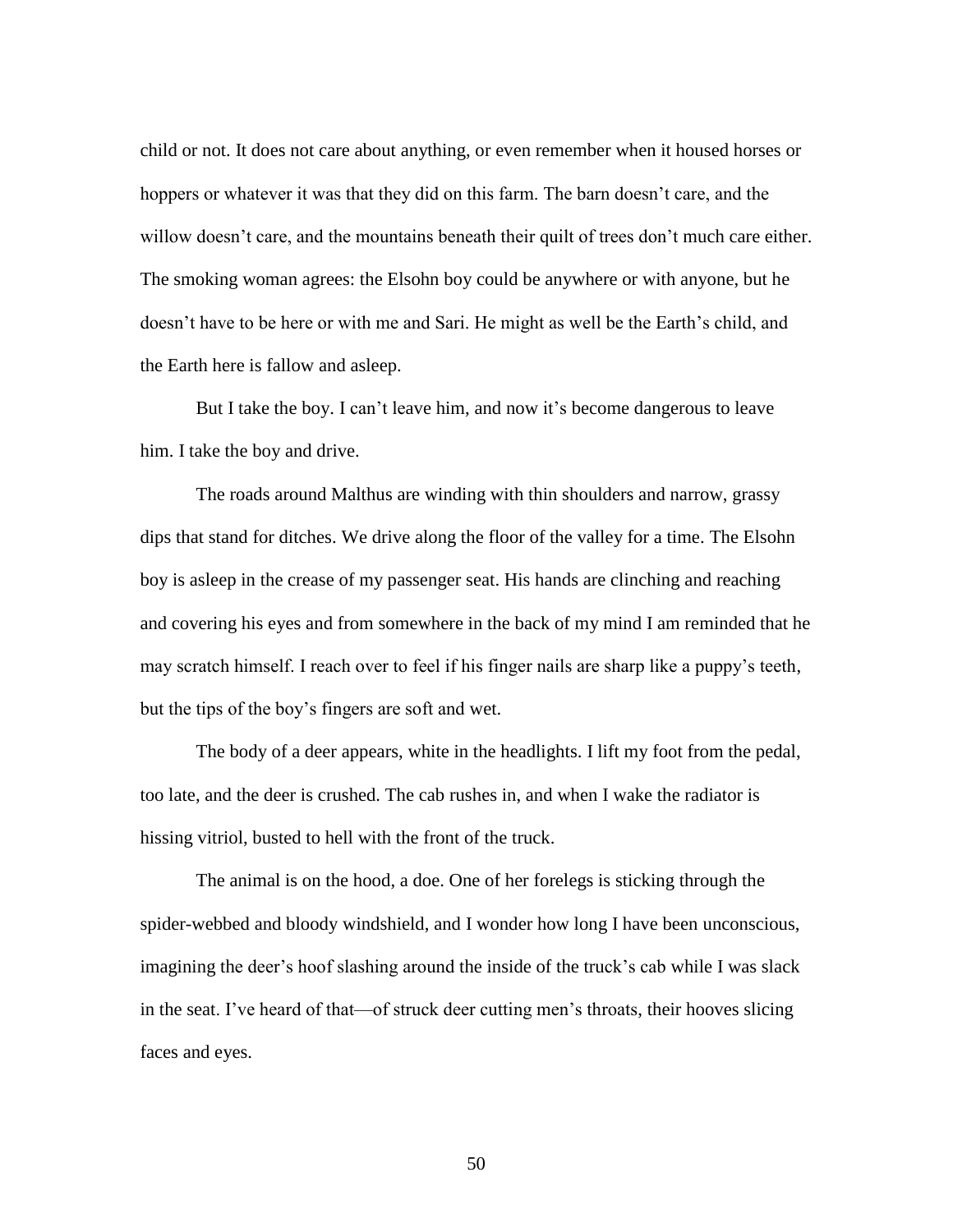child or not. It does not care about anything, or even remember when it housed horses or hoppers or whatever it was that they did on this farm. The barn doesn't care, and the willow doesn't care, and the mountains beneath their quilt of trees don't much care either. The smoking woman agrees: the Elsohn boy could be anywhere or with anyone, but he doesn't have to be here or with me and Sari. He might as well be the Earth's child, and the Earth here is fallow and asleep.

But I take the boy. I can't leave him, and now it's become dangerous to leave him. I take the boy and drive.

The roads around Malthus are winding with thin shoulders and narrow, grassy dips that stand for ditches. We drive along the floor of the valley for a time. The Elsohn boy is asleep in the crease of my passenger seat. His hands are clinching and reaching and covering his eyes and from somewhere in the back of my mind I am reminded that he may scratch himself. I reach over to feel if his finger nails are sharp like a puppy's teeth, but the tips of the boy's fingers are soft and wet.

The body of a deer appears, white in the headlights. I lift my foot from the pedal, too late, and the deer is crushed. The cab rushes in, and when I wake the radiator is hissing vitriol, busted to hell with the front of the truck.

The animal is on the hood, a doe. One of her forelegs is sticking through the spider-webbed and bloody windshield, and I wonder how long I have been unconscious, imagining the deer's hoof slashing around the inside of the truck's cab while I was slack in the seat. I've heard of that—of struck deer cutting men's throats, their hooves slicing faces and eyes.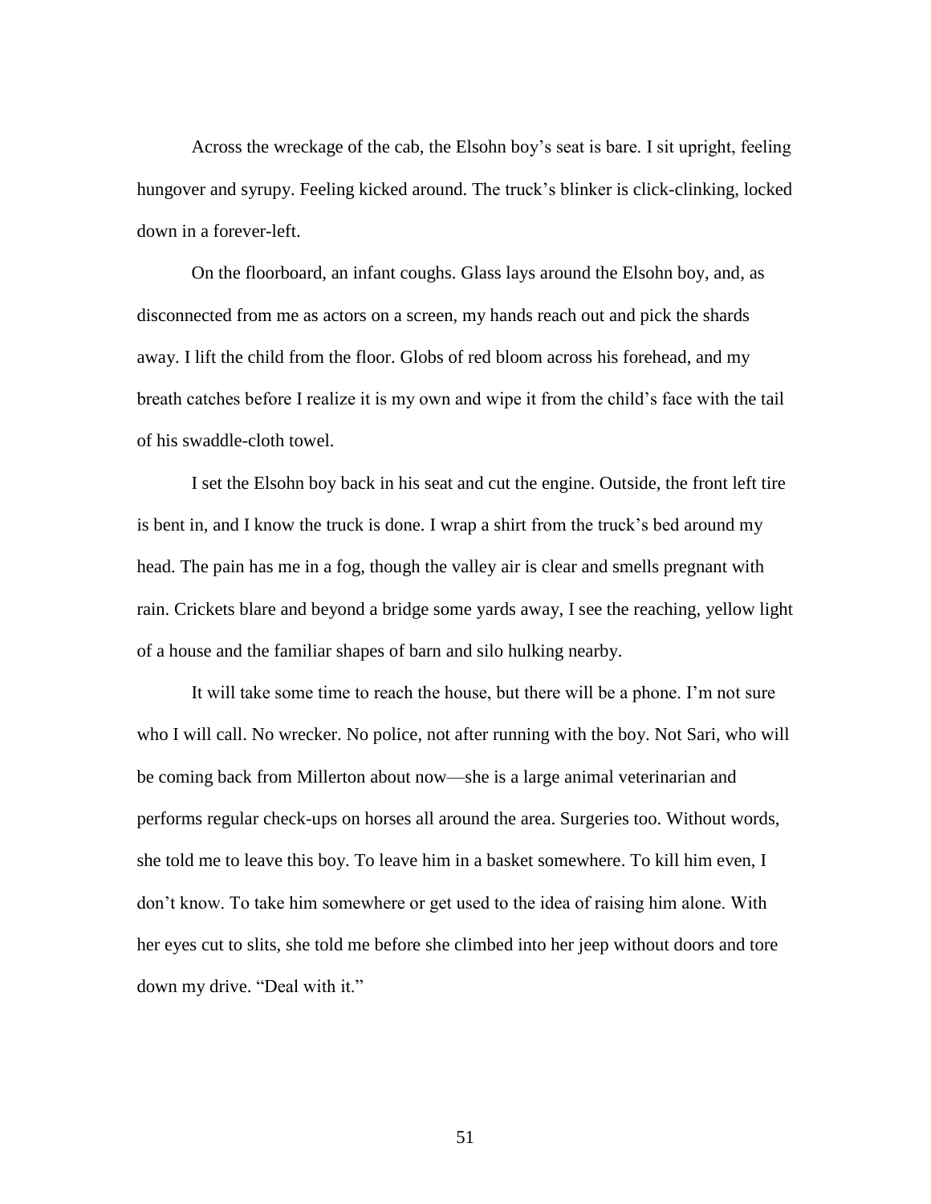Across the wreckage of the cab, the Elsohn boy's seat is bare. I sit upright, feeling hungover and syrupy. Feeling kicked around. The truck's blinker is click-clinking, locked down in a forever-left.

On the floorboard, an infant coughs. Glass lays around the Elsohn boy, and, as disconnected from me as actors on a screen, my hands reach out and pick the shards away. I lift the child from the floor. Globs of red bloom across his forehead, and my breath catches before I realize it is my own and wipe it from the child's face with the tail of his swaddle-cloth towel.

I set the Elsohn boy back in his seat and cut the engine. Outside, the front left tire is bent in, and I know the truck is done. I wrap a shirt from the truck's bed around my head. The pain has me in a fog, though the valley air is clear and smells pregnant with rain. Crickets blare and beyond a bridge some yards away, I see the reaching, yellow light of a house and the familiar shapes of barn and silo hulking nearby.

It will take some time to reach the house, but there will be a phone. I'm not sure who I will call. No wrecker. No police, not after running with the boy. Not Sari, who will be coming back from Millerton about now—she is a large animal veterinarian and performs regular check-ups on horses all around the area. Surgeries too. Without words, she told me to leave this boy. To leave him in a basket somewhere. To kill him even, I don't know. To take him somewhere or get used to the idea of raising him alone. With her eyes cut to slits, she told me before she climbed into her jeep without doors and tore down my drive. "Deal with it."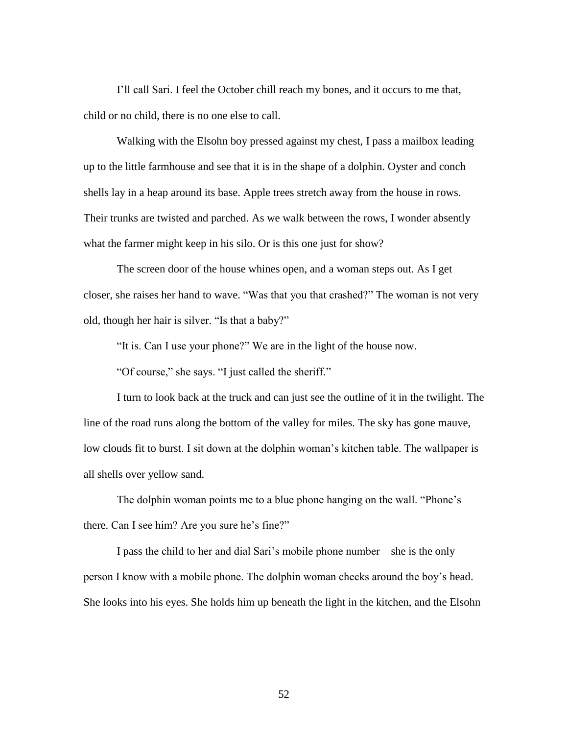I'll call Sari. I feel the October chill reach my bones, and it occurs to me that, child or no child, there is no one else to call.

Walking with the Elsohn boy pressed against my chest, I pass a mailbox leading up to the little farmhouse and see that it is in the shape of a dolphin. Oyster and conch shells lay in a heap around its base. Apple trees stretch away from the house in rows. Their trunks are twisted and parched. As we walk between the rows, I wonder absently what the farmer might keep in his silo. Or is this one just for show?

The screen door of the house whines open, and a woman steps out. As I get closer, she raises her hand to wave. "Was that you that crashed?" The woman is not very old, though her hair is silver. "Is that a baby?"

"It is. Can I use your phone?" We are in the light of the house now.

"Of course," she says. "I just called the sheriff."

I turn to look back at the truck and can just see the outline of it in the twilight. The line of the road runs along the bottom of the valley for miles. The sky has gone mauve, low clouds fit to burst. I sit down at the dolphin woman's kitchen table. The wallpaper is all shells over yellow sand.

The dolphin woman points me to a blue phone hanging on the wall. "Phone's there. Can I see him? Are you sure he's fine?"

I pass the child to her and dial Sari's mobile phone number—she is the only person I know with a mobile phone. The dolphin woman checks around the boy's head. She looks into his eyes. She holds him up beneath the light in the kitchen, and the Elsohn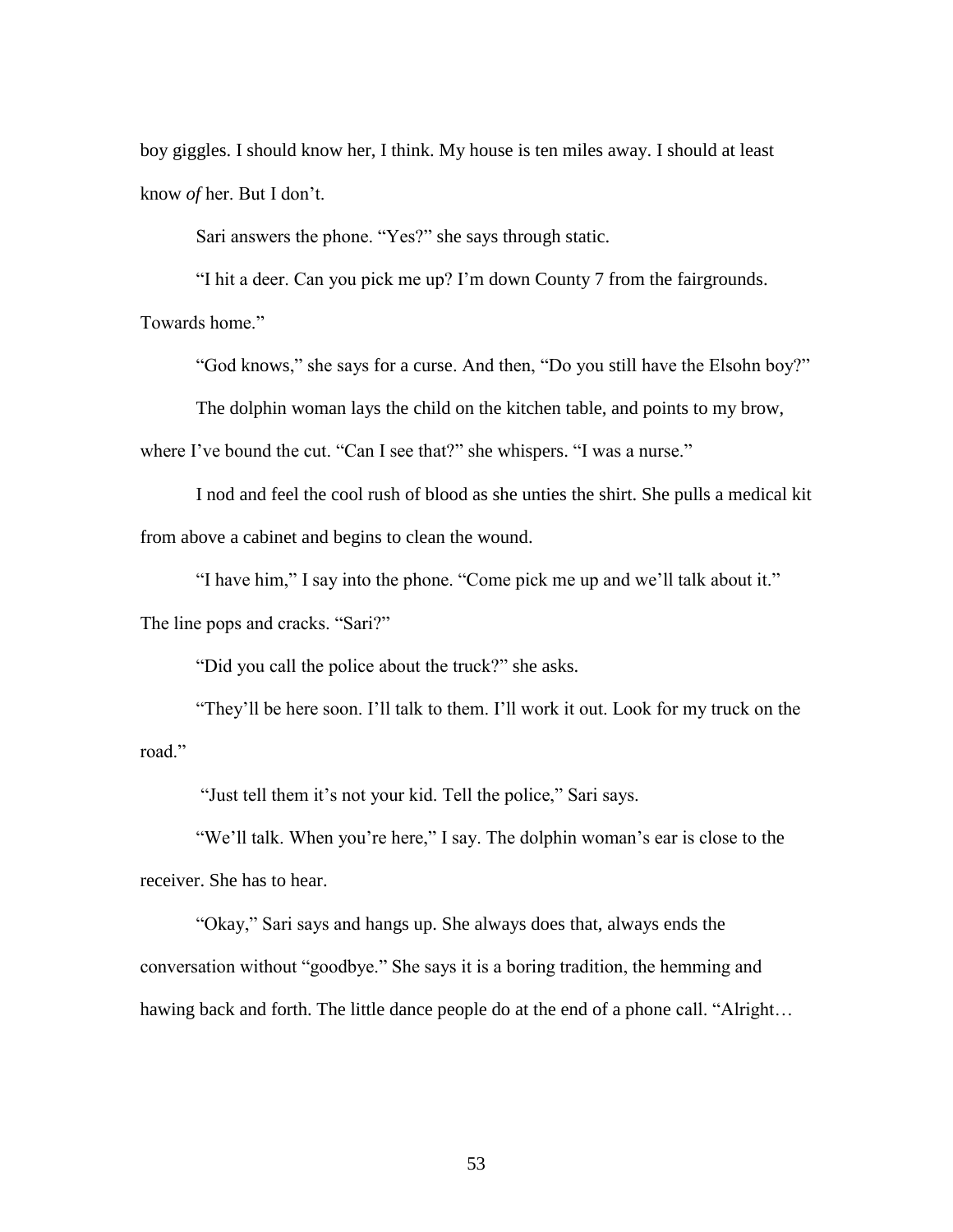boy giggles. I should know her, I think. My house is ten miles away. I should at least know *of* her. But I don't.

Sari answers the phone. "Yes?" she says through static.

"I hit a deer. Can you pick me up? I'm down County 7 from the fairgrounds. Towards home."

"God knows," she says for a curse. And then, "Do you still have the Elsohn boy?"

The dolphin woman lays the child on the kitchen table, and points to my brow, where I've bound the cut. "Can I see that?" she whispers. "I was a nurse."

I nod and feel the cool rush of blood as she unties the shirt. She pulls a medical kit from above a cabinet and begins to clean the wound.

"I have him," I say into the phone. "Come pick me up and we'll talk about it." The line pops and cracks. "Sari?"

"Did you call the police about the truck?" she asks.

"They'll be here soon. I'll talk to them. I'll work it out. Look for my truck on the road."

"Just tell them it's not your kid. Tell the police," Sari says.

"We'll talk. When you're here," I say. The dolphin woman's ear is close to the receiver. She has to hear.

"Okay," Sari says and hangs up. She always does that, always ends the conversation without "goodbye." She says it is a boring tradition, the hemming and hawing back and forth. The little dance people do at the end of a phone call. "Alright…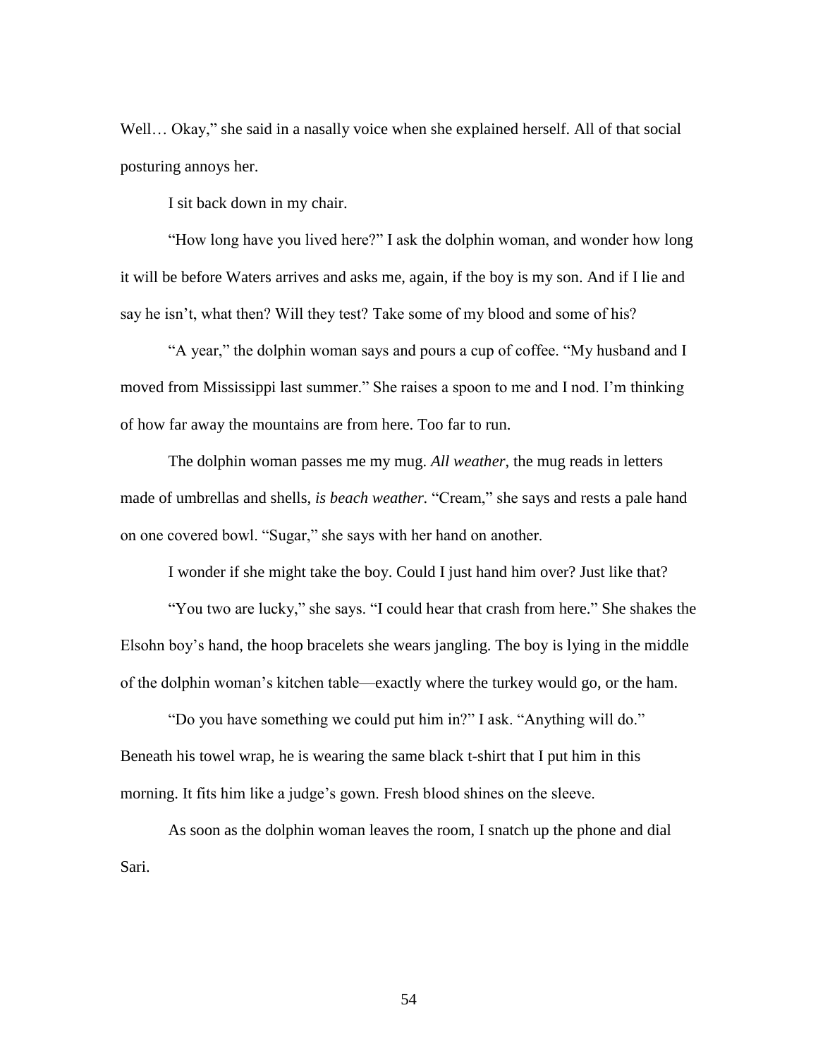Well… Okay," she said in a nasally voice when she explained herself. All of that social posturing annoys her.

I sit back down in my chair.

"How long have you lived here?" I ask the dolphin woman, and wonder how long it will be before Waters arrives and asks me, again, if the boy is my son. And if I lie and say he isn't, what then? Will they test? Take some of my blood and some of his?

"A year," the dolphin woman says and pours a cup of coffee. "My husband and I moved from Mississippi last summer." She raises a spoon to me and I nod. I'm thinking of how far away the mountains are from here. Too far to run.

The dolphin woman passes me my mug. *All weather*, the mug reads in letters made of umbrellas and shells, *is beach weather.* "Cream," she says and rests a pale hand on one covered bowl. "Sugar," she says with her hand on another.

I wonder if she might take the boy. Could I just hand him over? Just like that?

"You two are lucky," she says. "I could hear that crash from here." She shakes the Elsohn boy's hand, the hoop bracelets she wears jangling. The boy is lying in the middle of the dolphin woman's kitchen table—exactly where the turkey would go, or the ham.

"Do you have something we could put him in?" I ask. "Anything will do." Beneath his towel wrap, he is wearing the same black t-shirt that I put him in this morning. It fits him like a judge's gown. Fresh blood shines on the sleeve.

As soon as the dolphin woman leaves the room, I snatch up the phone and dial Sari.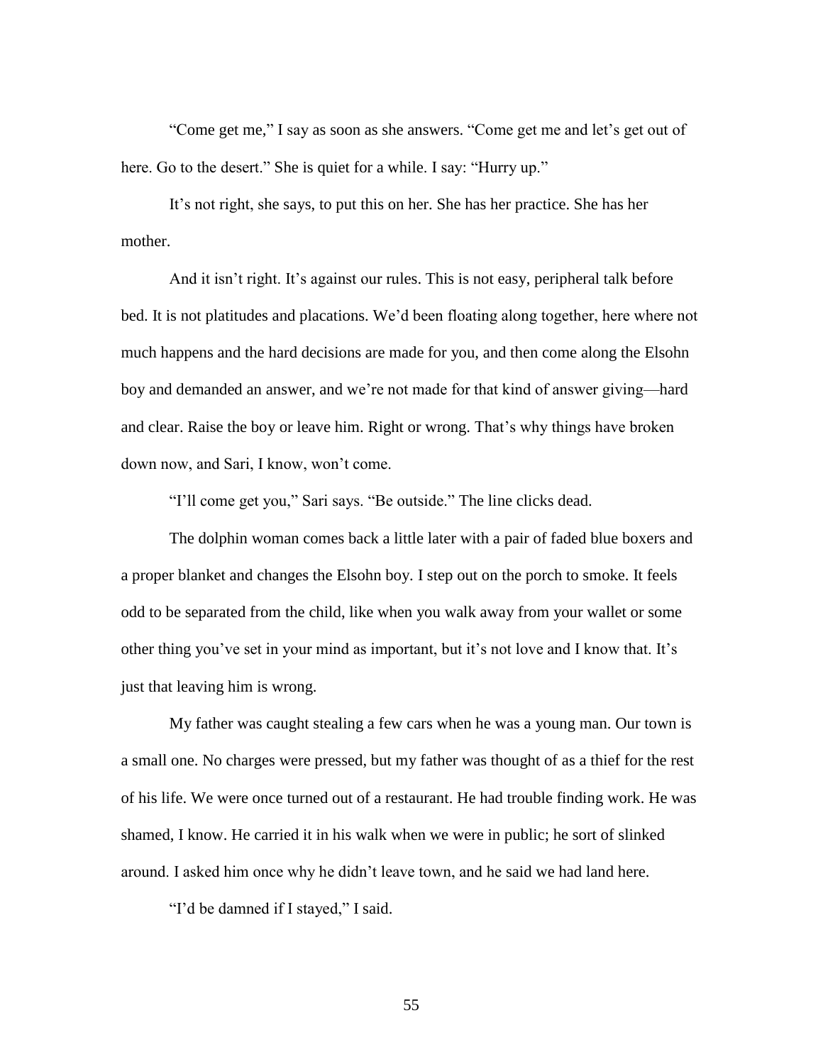"Come get me," I say as soon as she answers. "Come get me and let's get out of here. Go to the desert." She is quiet for a while. I say: "Hurry up."

It's not right, she says, to put this on her. She has her practice. She has her mother.

And it isn't right. It's against our rules. This is not easy, peripheral talk before bed. It is not platitudes and placations. We'd been floating along together, here where not much happens and the hard decisions are made for you, and then come along the Elsohn boy and demanded an answer, and we're not made for that kind of answer giving—hard and clear. Raise the boy or leave him. Right or wrong. That's why things have broken down now, and Sari, I know, won't come.

"I'll come get you," Sari says. "Be outside." The line clicks dead.

The dolphin woman comes back a little later with a pair of faded blue boxers and a proper blanket and changes the Elsohn boy. I step out on the porch to smoke. It feels odd to be separated from the child, like when you walk away from your wallet or some other thing you've set in your mind as important, but it's not love and I know that. It's just that leaving him is wrong.

My father was caught stealing a few cars when he was a young man. Our town is a small one. No charges were pressed, but my father was thought of as a thief for the rest of his life. We were once turned out of a restaurant. He had trouble finding work. He was shamed, I know. He carried it in his walk when we were in public; he sort of slinked around. I asked him once why he didn't leave town, and he said we had land here.

"I'd be damned if I stayed," I said.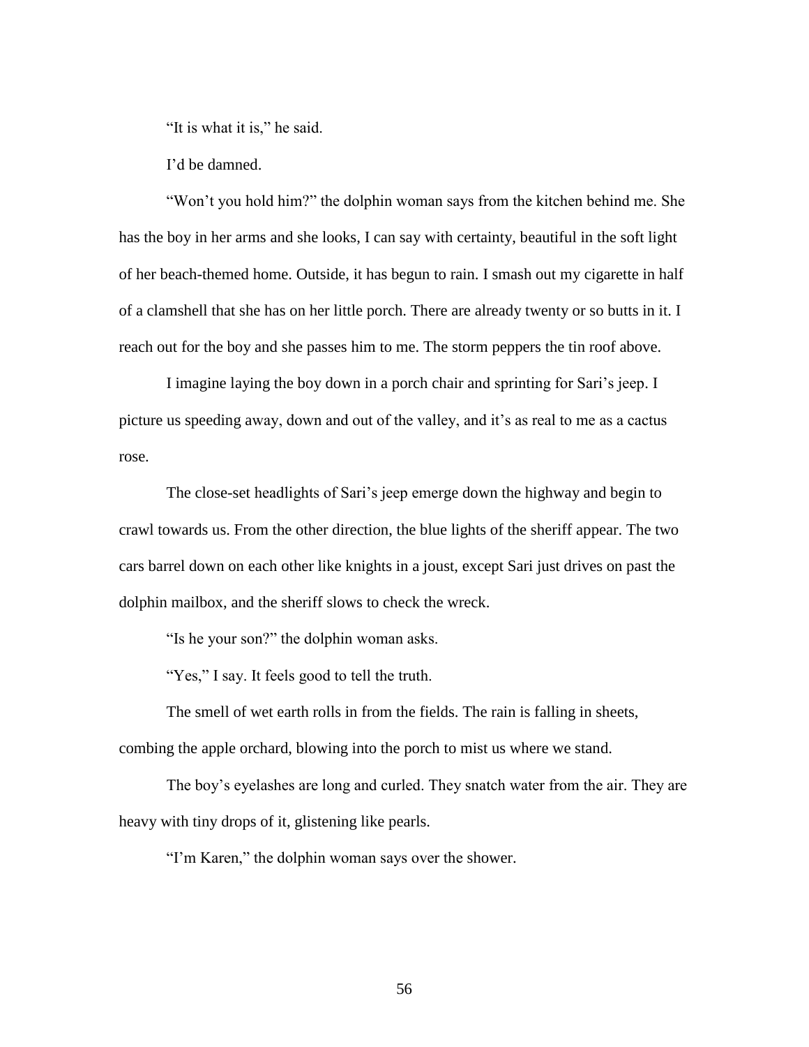"It is what it is," he said.

I'd be damned.

"Won't you hold him?" the dolphin woman says from the kitchen behind me. She has the boy in her arms and she looks, I can say with certainty, beautiful in the soft light of her beach-themed home. Outside, it has begun to rain. I smash out my cigarette in half of a clamshell that she has on her little porch. There are already twenty or so butts in it. I reach out for the boy and she passes him to me. The storm peppers the tin roof above.

I imagine laying the boy down in a porch chair and sprinting for Sari's jeep. I picture us speeding away, down and out of the valley, and it's as real to me as a cactus rose.

The close-set headlights of Sari's jeep emerge down the highway and begin to crawl towards us. From the other direction, the blue lights of the sheriff appear. The two cars barrel down on each other like knights in a joust, except Sari just drives on past the dolphin mailbox, and the sheriff slows to check the wreck.

"Is he your son?" the dolphin woman asks.

"Yes," I say. It feels good to tell the truth.

The smell of wet earth rolls in from the fields. The rain is falling in sheets, combing the apple orchard, blowing into the porch to mist us where we stand.

The boy's eyelashes are long and curled. They snatch water from the air. They are heavy with tiny drops of it, glistening like pearls.

"I'm Karen," the dolphin woman says over the shower.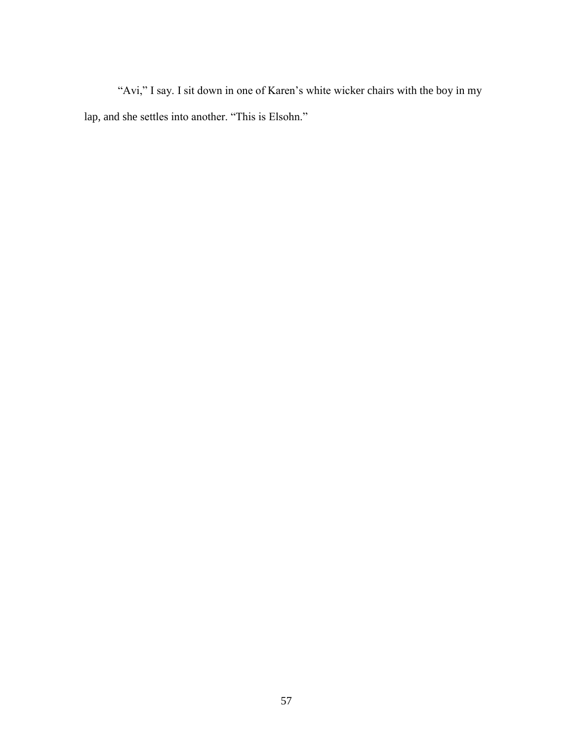"Avi," I say. I sit down in one of Karen's white wicker chairs with the boy in my lap, and she settles into another. "This is Elsohn."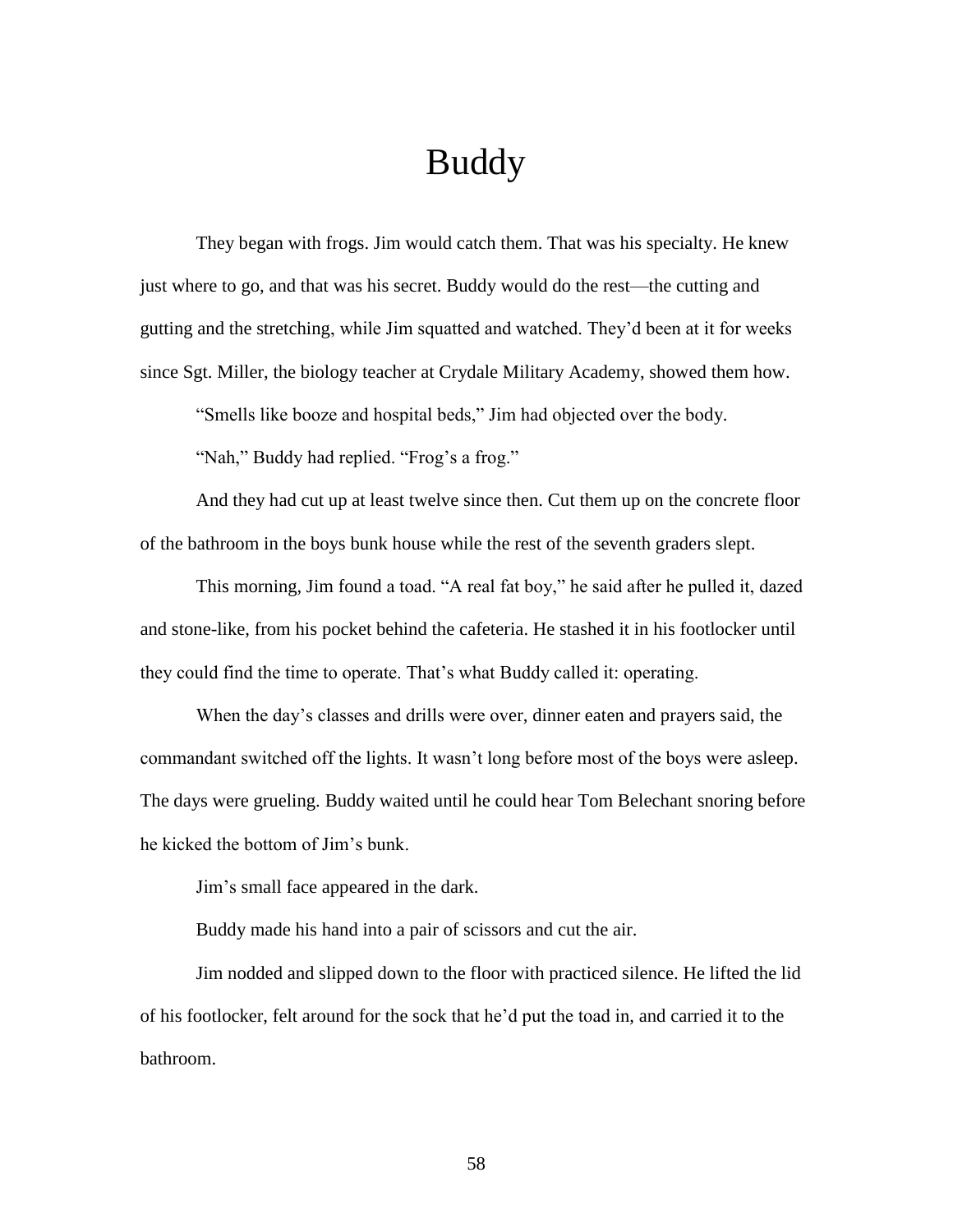# Buddy

They began with frogs. Jim would catch them. That was his specialty. He knew just where to go, and that was his secret. Buddy would do the rest—the cutting and gutting and the stretching, while Jim squatted and watched. They'd been at it for weeks since Sgt. Miller, the biology teacher at Crydale Military Academy, showed them how.

"Smells like booze and hospital beds," Jim had objected over the body.

"Nah," Buddy had replied. "Frog's a frog."

And they had cut up at least twelve since then. Cut them up on the concrete floor of the bathroom in the boys bunk house while the rest of the seventh graders slept.

This morning, Jim found a toad. "A real fat boy," he said after he pulled it, dazed and stone-like, from his pocket behind the cafeteria. He stashed it in his footlocker until they could find the time to operate. That's what Buddy called it: operating.

When the day's classes and drills were over, dinner eaten and prayers said, the commandant switched off the lights. It wasn't long before most of the boys were asleep. The days were grueling. Buddy waited until he could hear Tom Belechant snoring before he kicked the bottom of Jim's bunk.

Jim's small face appeared in the dark.

Buddy made his hand into a pair of scissors and cut the air.

Jim nodded and slipped down to the floor with practiced silence. He lifted the lid of his footlocker, felt around for the sock that he'd put the toad in, and carried it to the bathroom.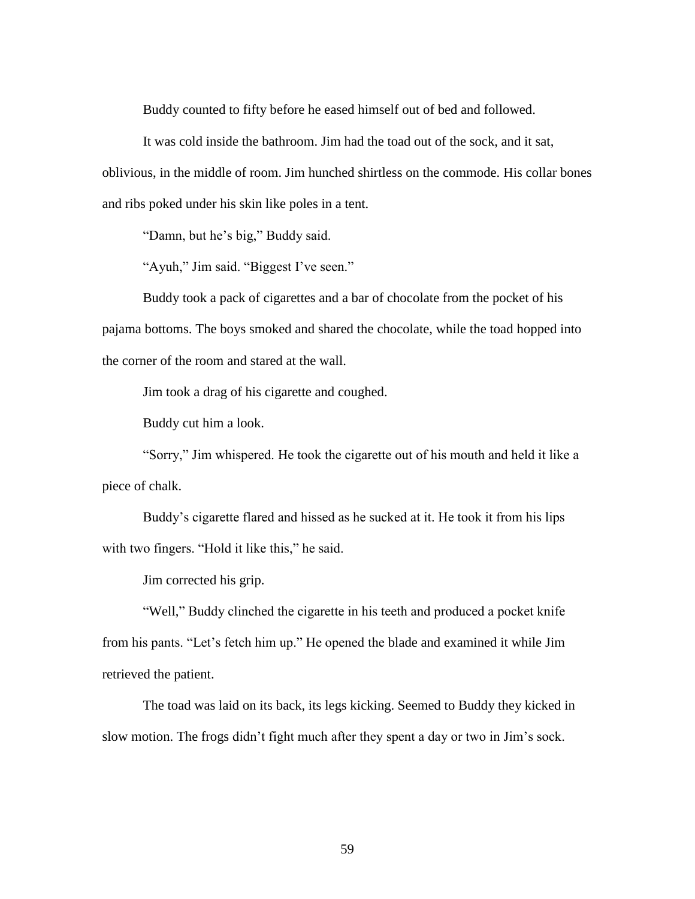Buddy counted to fifty before he eased himself out of bed and followed.

It was cold inside the bathroom. Jim had the toad out of the sock, and it sat, oblivious, in the middle of room. Jim hunched shirtless on the commode. His collar bones and ribs poked under his skin like poles in a tent.

"Damn, but he's big," Buddy said.

"Ayuh," Jim said. "Biggest I've seen."

Buddy took a pack of cigarettes and a bar of chocolate from the pocket of his pajama bottoms. The boys smoked and shared the chocolate, while the toad hopped into the corner of the room and stared at the wall.

Jim took a drag of his cigarette and coughed.

Buddy cut him a look.

"Sorry," Jim whispered. He took the cigarette out of his mouth and held it like a piece of chalk.

Buddy's cigarette flared and hissed as he sucked at it. He took it from his lips with two fingers. "Hold it like this," he said.

Jim corrected his grip.

"Well," Buddy clinched the cigarette in his teeth and produced a pocket knife from his pants. "Let's fetch him up." He opened the blade and examined it while Jim retrieved the patient.

The toad was laid on its back, its legs kicking. Seemed to Buddy they kicked in slow motion. The frogs didn't fight much after they spent a day or two in Jim's sock.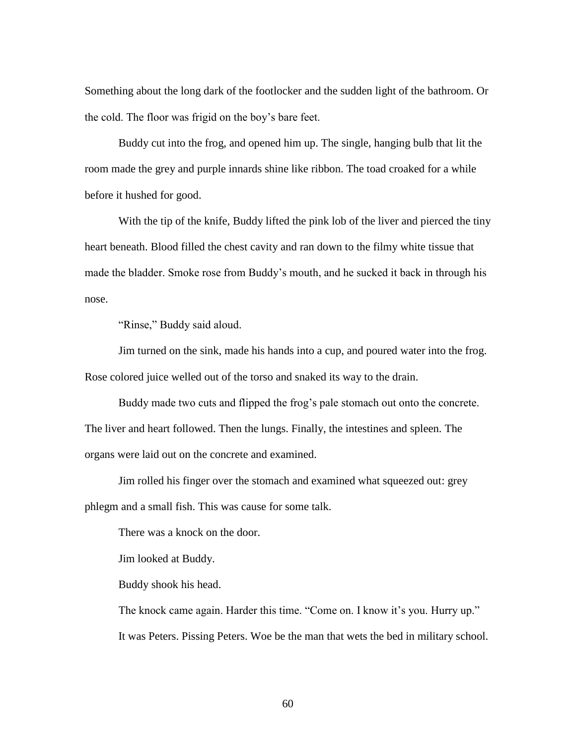Something about the long dark of the footlocker and the sudden light of the bathroom. Or the cold. The floor was frigid on the boy's bare feet.

Buddy cut into the frog, and opened him up. The single, hanging bulb that lit the room made the grey and purple innards shine like ribbon. The toad croaked for a while before it hushed for good.

With the tip of the knife, Buddy lifted the pink lob of the liver and pierced the tiny heart beneath. Blood filled the chest cavity and ran down to the filmy white tissue that made the bladder. Smoke rose from Buddy's mouth, and he sucked it back in through his nose.

"Rinse," Buddy said aloud.

Jim turned on the sink, made his hands into a cup, and poured water into the frog. Rose colored juice welled out of the torso and snaked its way to the drain.

Buddy made two cuts and flipped the frog's pale stomach out onto the concrete. The liver and heart followed. Then the lungs. Finally, the intestines and spleen. The organs were laid out on the concrete and examined.

Jim rolled his finger over the stomach and examined what squeezed out: grey phlegm and a small fish. This was cause for some talk.

There was a knock on the door.

Jim looked at Buddy.

Buddy shook his head.

The knock came again. Harder this time. "Come on. I know it's you. Hurry up."

It was Peters. Pissing Peters. Woe be the man that wets the bed in military school.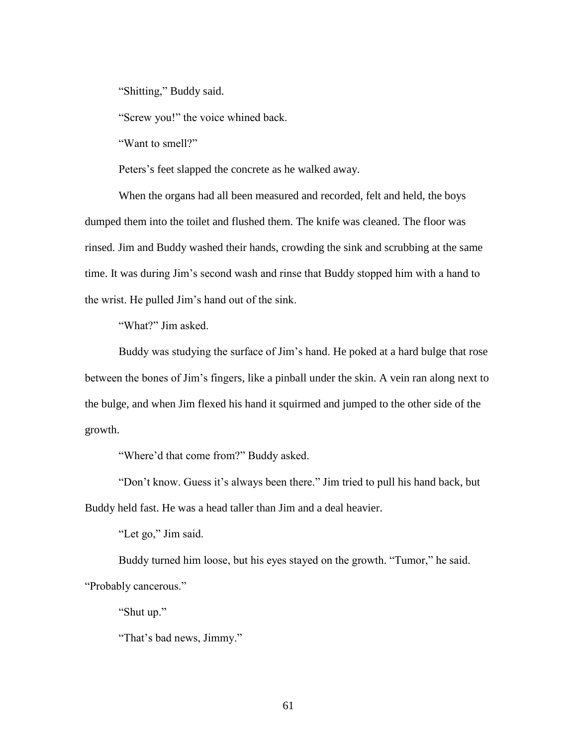"Shitting," Buddy said.

"Screw you!" the voice whined back.

"Want to smell?"

Peters's feet slapped the concrete as he walked away.

When the organs had all been measured and recorded, felt and held, the boys dumped them into the toilet and flushed them. The knife was cleaned. The floor was rinsed. Jim and Buddy washed their hands, crowding the sink and scrubbing at the same time. It was during Jim's second wash and rinse that Buddy stopped him with a hand to the wrist. He pulled Jim's hand out of the sink.

"What?" Jim asked.

Buddy was studying the surface of Jim's hand. He poked at a hard bulge that rose between the bones of Jim's fingers, like a pinball under the skin. A vein ran along next to the bulge, and when Jim flexed his hand it squirmed and jumped to the other side of the growth.

"Where'd that come from?" Buddy asked.

"Don't know. Guess it's always been there." Jim tried to pull his hand back, but Buddy held fast. He was a head taller than Jim and a deal heavier.

"Let go," Jim said.

Buddy turned him loose, but his eyes stayed on the growth. "Tumor," he said. "Probably cancerous."

"Shut up."

"That's bad news, Jimmy."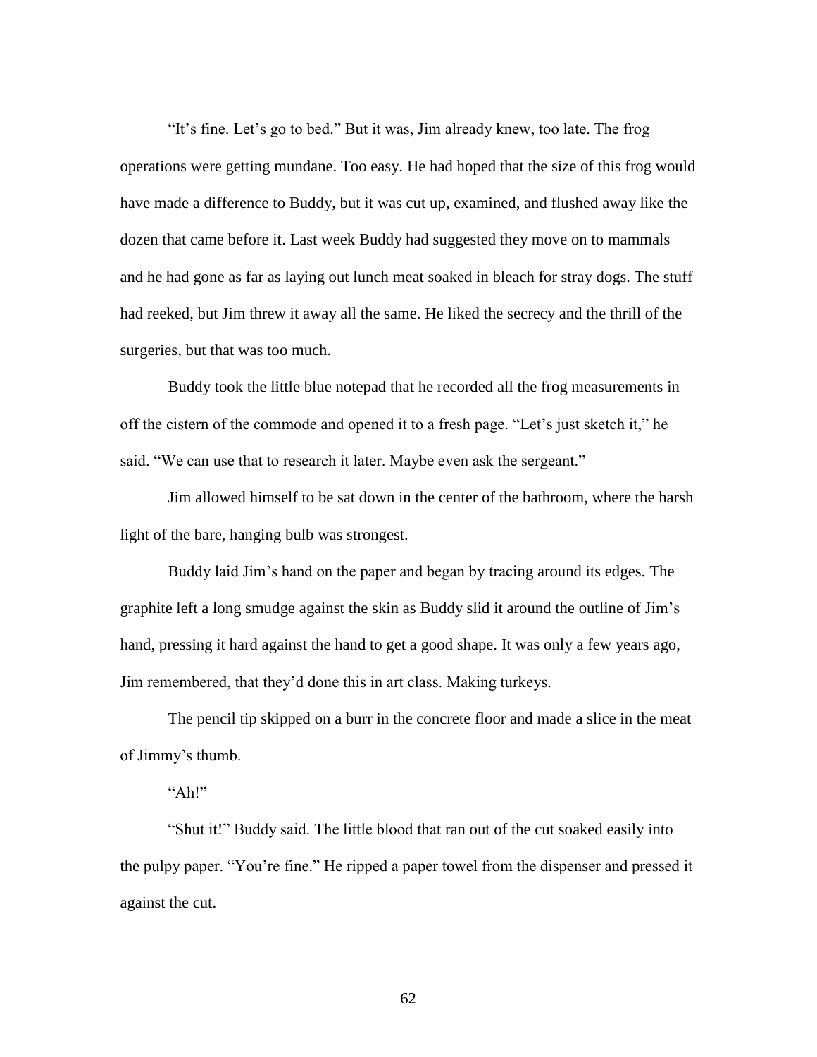"It's fine. Let's go to bed." But it was, Jim already knew, too late. The frog operations were getting mundane. Too easy. He had hoped that the size of this frog would have made a difference to Buddy, but it was cut up, examined, and flushed away like the dozen that came before it. Last week Buddy had suggested they move on to mammals and he had gone as far as laying out lunch meat soaked in bleach for stray dogs. The stuff had reeked, but Jim threw it away all the same. He liked the secrecy and the thrill of the surgeries, but that was too much.

Buddy took the little blue notepad that he recorded all the frog measurements in off the cistern of the commode and opened it to a fresh page. "Let's just sketch it," he said. "We can use that to research it later. Maybe even ask the sergeant."

Jim allowed himself to be sat down in the center of the bathroom, where the harsh light of the bare, hanging bulb was strongest.

Buddy laid Jim's hand on the paper and began by tracing around its edges. The graphite left a long smudge against the skin as Buddy slid it around the outline of Jim's hand, pressing it hard against the hand to get a good shape. It was only a few years ago, Jim remembered, that they'd done this in art class. Making turkeys.

The pencil tip skipped on a burr in the concrete floor and made a slice in the meat of Jimmy's thumb.

"Ah!"

"Shut it!" Buddy said. The little blood that ran out of the cut soaked easily into the pulpy paper. "You're fine." He ripped a paper towel from the dispenser and pressed it against the cut.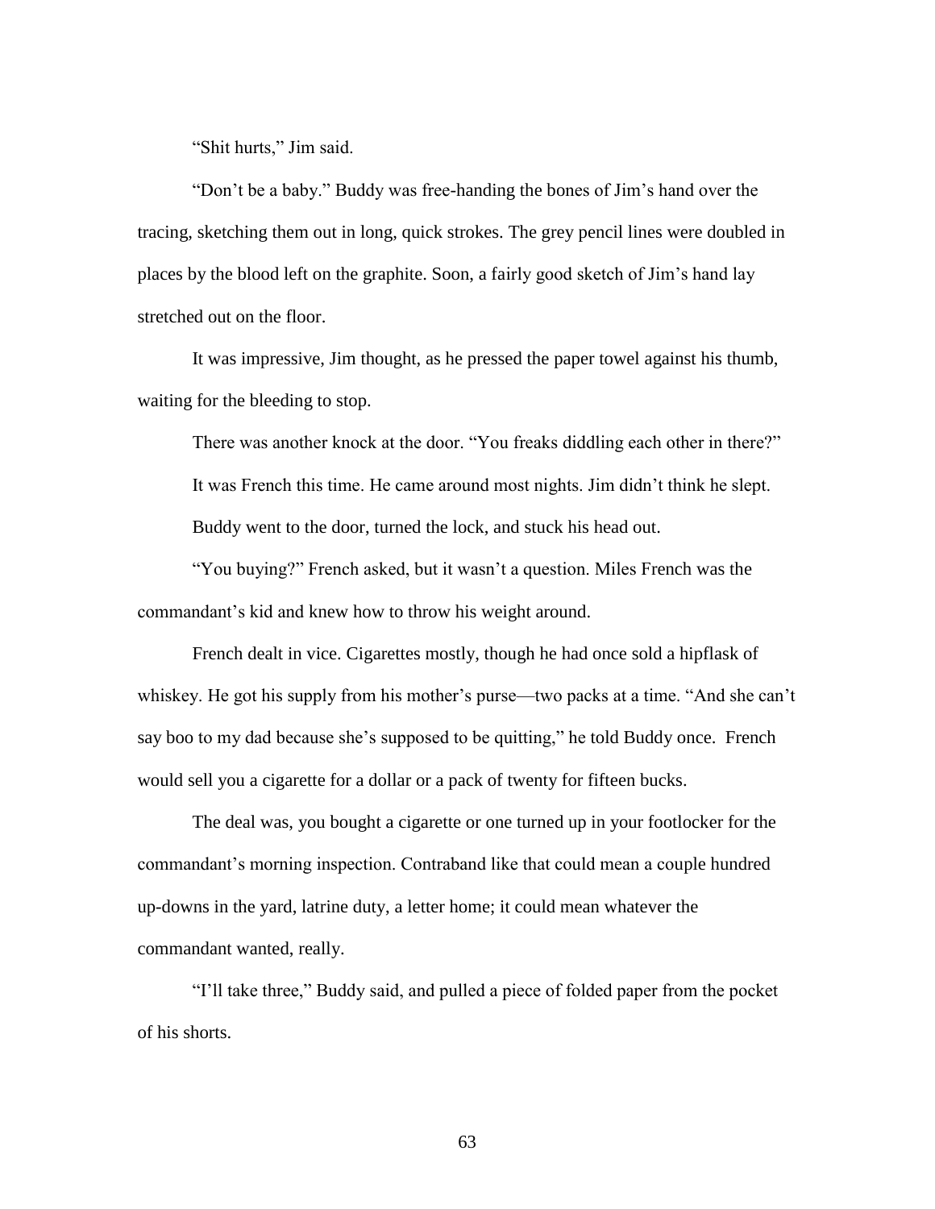"Shit hurts," Jim said.

"Don't be a baby." Buddy was free-handing the bones of Jim's hand over the tracing, sketching them out in long, quick strokes. The grey pencil lines were doubled in places by the blood left on the graphite. Soon, a fairly good sketch of Jim's hand lay stretched out on the floor.

It was impressive, Jim thought, as he pressed the paper towel against his thumb, waiting for the bleeding to stop.

There was another knock at the door. "You freaks diddling each other in there?"

It was French this time. He came around most nights. Jim didn't think he slept.

Buddy went to the door, turned the lock, and stuck his head out.

"You buying?" French asked, but it wasn't a question. Miles French was the commandant's kid and knew how to throw his weight around.

French dealt in vice. Cigarettes mostly, though he had once sold a hipflask of whiskey. He got his supply from his mother's purse—two packs at a time. "And she can't say boo to my dad because she's supposed to be quitting," he told Buddy once. French would sell you a cigarette for a dollar or a pack of twenty for fifteen bucks.

The deal was, you bought a cigarette or one turned up in your footlocker for the commandant's morning inspection. Contraband like that could mean a couple hundred up-downs in the yard, latrine duty, a letter home; it could mean whatever the commandant wanted, really.

"I'll take three," Buddy said, and pulled a piece of folded paper from the pocket of his shorts.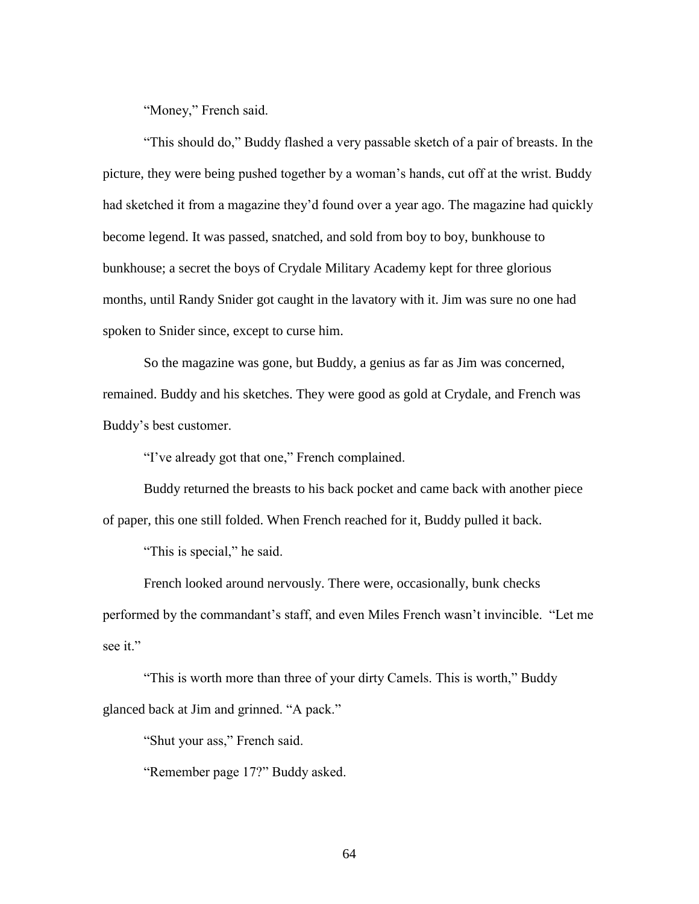"Money," French said.

"This should do," Buddy flashed a very passable sketch of a pair of breasts. In the picture, they were being pushed together by a woman's hands, cut off at the wrist. Buddy had sketched it from a magazine they'd found over a year ago. The magazine had quickly become legend. It was passed, snatched, and sold from boy to boy, bunkhouse to bunkhouse; a secret the boys of Crydale Military Academy kept for three glorious months, until Randy Snider got caught in the lavatory with it. Jim was sure no one had spoken to Snider since, except to curse him.

So the magazine was gone, but Buddy, a genius as far as Jim was concerned, remained. Buddy and his sketches. They were good as gold at Crydale, and French was Buddy's best customer.

"I've already got that one," French complained.

Buddy returned the breasts to his back pocket and came back with another piece of paper, this one still folded. When French reached for it, Buddy pulled it back.

"This is special," he said.

French looked around nervously. There were, occasionally, bunk checks performed by the commandant's staff, and even Miles French wasn't invincible. "Let me see it."

"This is worth more than three of your dirty Camels. This is worth," Buddy glanced back at Jim and grinned. "A pack."

"Shut your ass," French said.

"Remember page 17?" Buddy asked.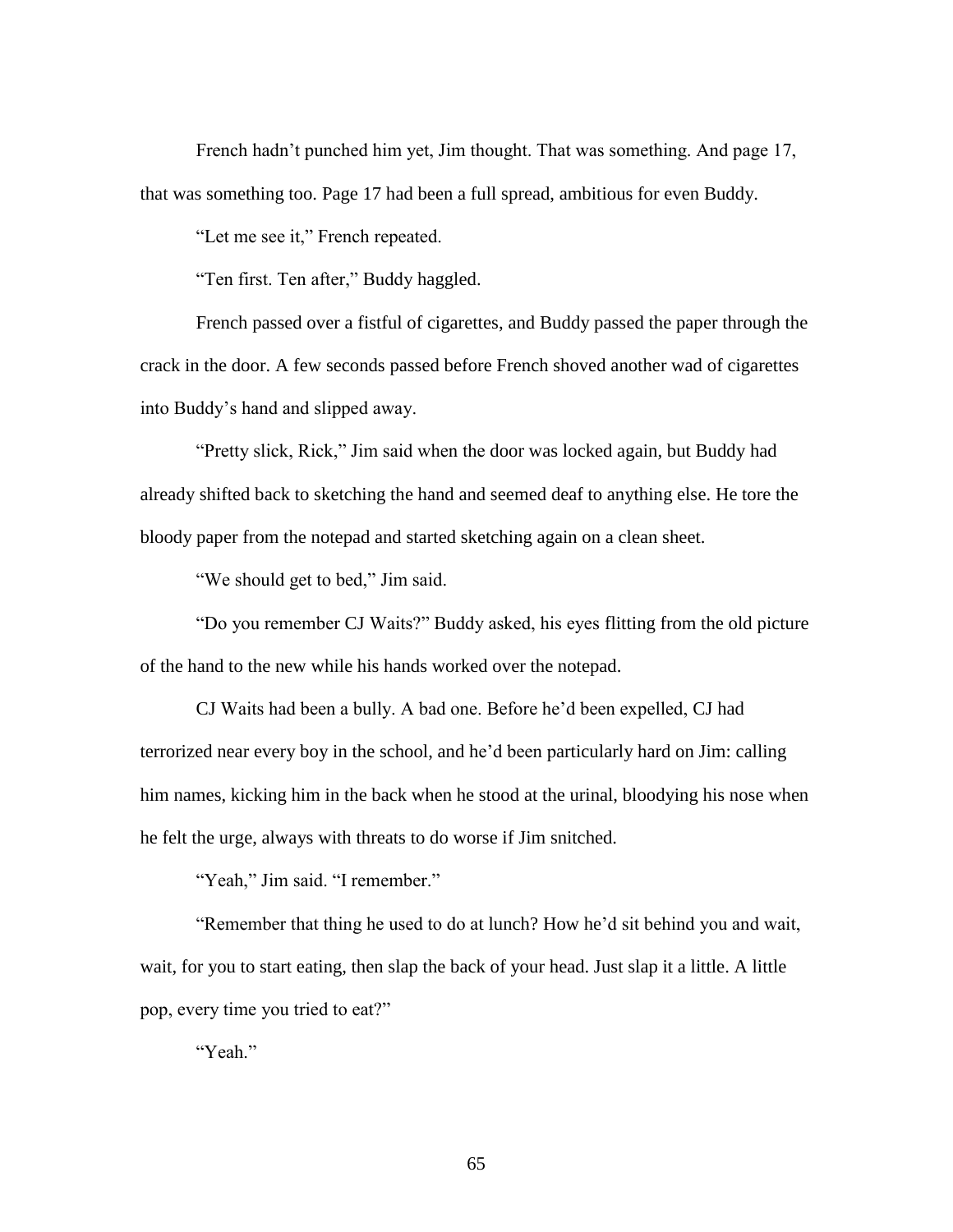French hadn't punched him yet, Jim thought. That was something. And page 17, that was something too. Page 17 had been a full spread, ambitious for even Buddy.

"Let me see it," French repeated.

"Ten first. Ten after," Buddy haggled.

French passed over a fistful of cigarettes, and Buddy passed the paper through the crack in the door. A few seconds passed before French shoved another wad of cigarettes into Buddy's hand and slipped away.

"Pretty slick, Rick," Jim said when the door was locked again, but Buddy had already shifted back to sketching the hand and seemed deaf to anything else. He tore the bloody paper from the notepad and started sketching again on a clean sheet.

"We should get to bed," Jim said.

"Do you remember CJ Waits?" Buddy asked, his eyes flitting from the old picture of the hand to the new while his hands worked over the notepad.

CJ Waits had been a bully. A bad one. Before he'd been expelled, CJ had terrorized near every boy in the school, and he'd been particularly hard on Jim: calling him names, kicking him in the back when he stood at the urinal, bloodying his nose when he felt the urge, always with threats to do worse if Jim snitched.

"Yeah," Jim said. "I remember."

"Remember that thing he used to do at lunch? How he'd sit behind you and wait, wait, for you to start eating, then slap the back of your head. Just slap it a little. A little pop, every time you tried to eat?"

"Yeah."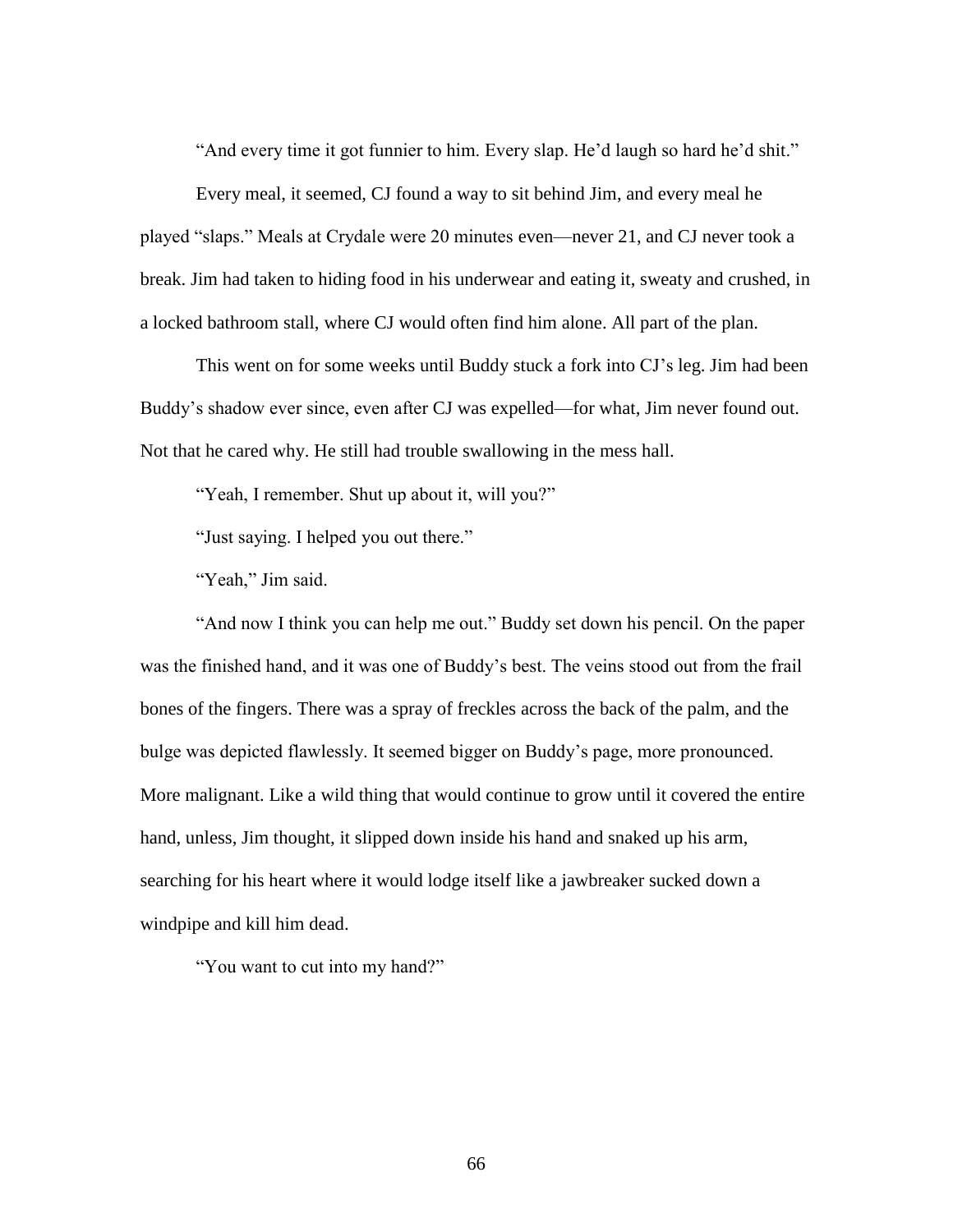"And every time it got funnier to him. Every slap. He'd laugh so hard he'd shit."

Every meal, it seemed, CJ found a way to sit behind Jim, and every meal he played "slaps." Meals at Crydale were 20 minutes even—never 21, and CJ never took a break. Jim had taken to hiding food in his underwear and eating it, sweaty and crushed, in a locked bathroom stall, where CJ would often find him alone. All part of the plan.

This went on for some weeks until Buddy stuck a fork into CJ's leg. Jim had been Buddy's shadow ever since, even after CJ was expelled—for what, Jim never found out. Not that he cared why. He still had trouble swallowing in the mess hall.

"Yeah, I remember. Shut up about it, will you?"

"Just saying. I helped you out there."

"Yeah," Jim said.

"And now I think you can help me out." Buddy set down his pencil. On the paper was the finished hand, and it was one of Buddy's best. The veins stood out from the frail bones of the fingers. There was a spray of freckles across the back of the palm, and the bulge was depicted flawlessly. It seemed bigger on Buddy's page, more pronounced. More malignant. Like a wild thing that would continue to grow until it covered the entire hand, unless, Jim thought, it slipped down inside his hand and snaked up his arm, searching for his heart where it would lodge itself like a jawbreaker sucked down a windpipe and kill him dead.

"You want to cut into my hand?"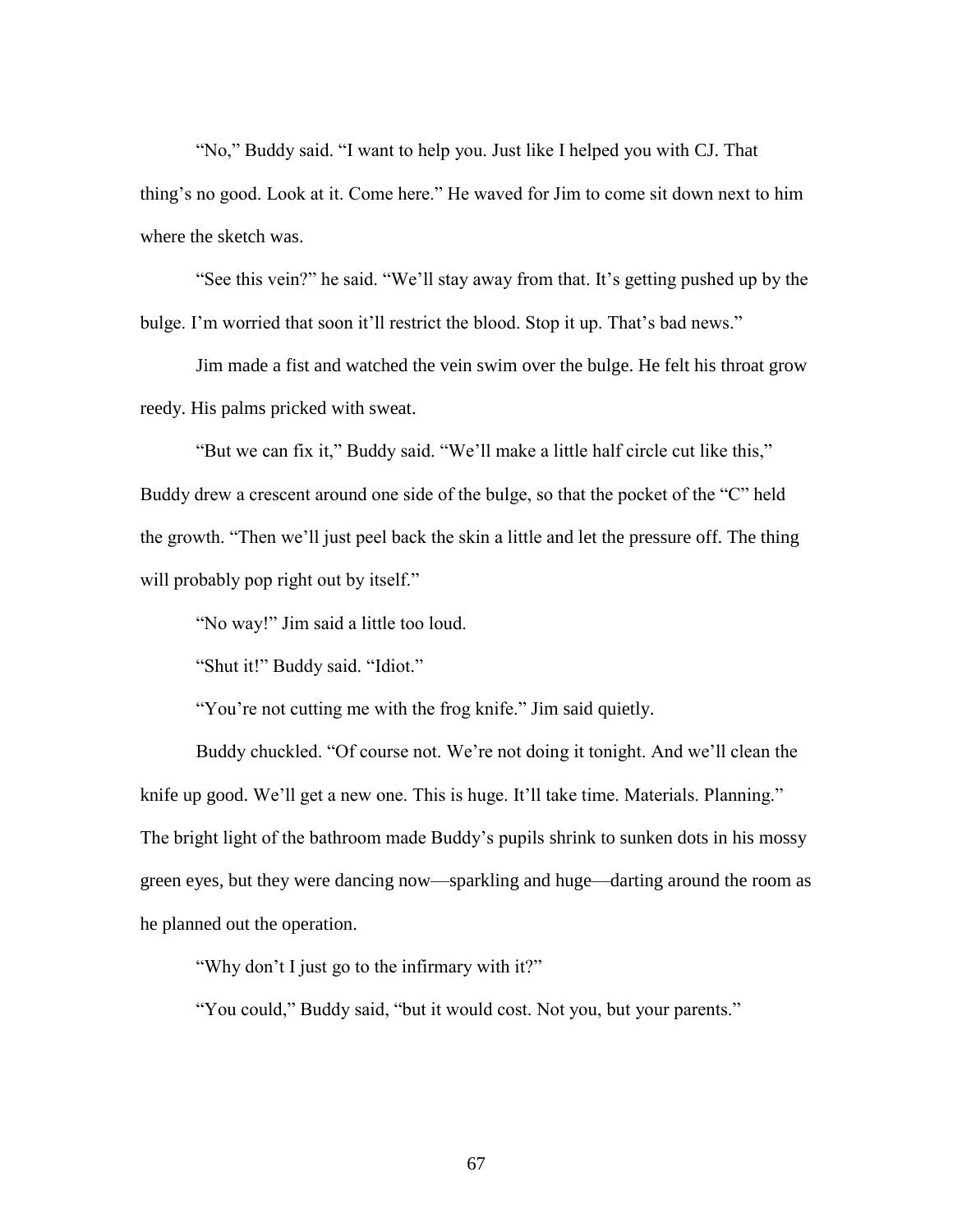"No," Buddy said. "I want to help you. Just like I helped you with CJ. That thing's no good. Look at it. Come here." He waved for Jim to come sit down next to him where the sketch was.

"See this vein?" he said. "We'll stay away from that. It's getting pushed up by the bulge. I'm worried that soon it'll restrict the blood. Stop it up. That's bad news."

Jim made a fist and watched the vein swim over the bulge. He felt his throat grow reedy. His palms pricked with sweat.

"But we can fix it," Buddy said. "We'll make a little half circle cut like this," Buddy drew a crescent around one side of the bulge, so that the pocket of the "C" held the growth. "Then we'll just peel back the skin a little and let the pressure off. The thing will probably pop right out by itself."

"No way!" Jim said a little too loud.

"Shut it!" Buddy said. "Idiot."

"You're not cutting me with the frog knife." Jim said quietly.

Buddy chuckled. "Of course not. We're not doing it tonight. And we'll clean the knife up good. We'll get a new one. This is huge. It'll take time. Materials. Planning." The bright light of the bathroom made Buddy's pupils shrink to sunken dots in his mossy green eyes, but they were dancing now—sparkling and huge—darting around the room as he planned out the operation.

"Why don't I just go to the infirmary with it?"

"You could," Buddy said, "but it would cost. Not you, but your parents."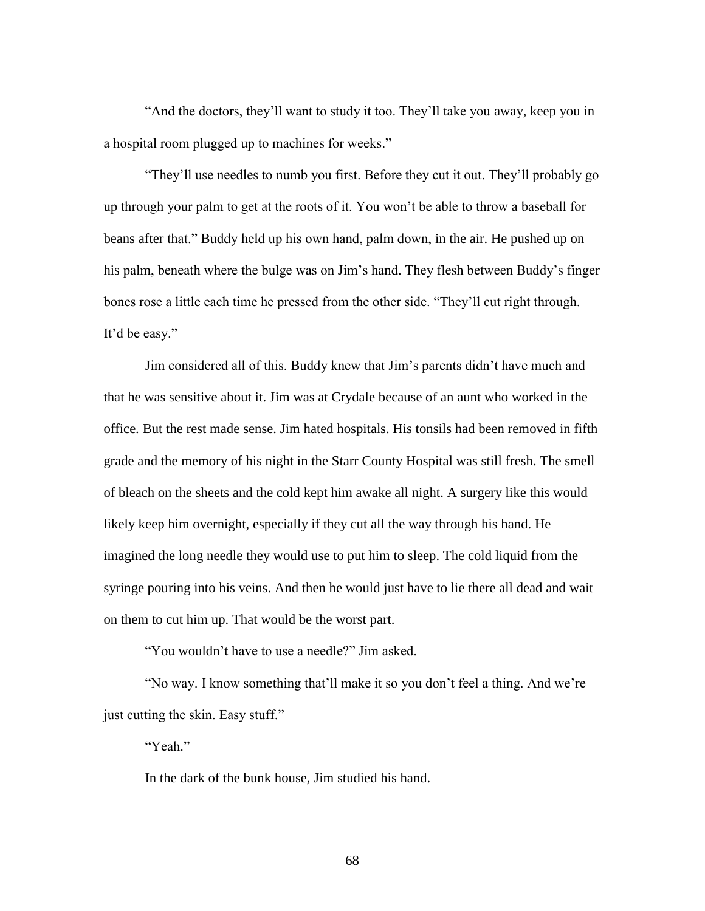"And the doctors, they'll want to study it too. They'll take you away, keep you in a hospital room plugged up to machines for weeks."

"They'll use needles to numb you first. Before they cut it out. They'll probably go up through your palm to get at the roots of it. You won't be able to throw a baseball for beans after that." Buddy held up his own hand, palm down, in the air. He pushed up on his palm, beneath where the bulge was on Jim's hand. They flesh between Buddy's finger bones rose a little each time he pressed from the other side. "They'll cut right through. It'd be easy."

Jim considered all of this. Buddy knew that Jim's parents didn't have much and that he was sensitive about it. Jim was at Crydale because of an aunt who worked in the office. But the rest made sense. Jim hated hospitals. His tonsils had been removed in fifth grade and the memory of his night in the Starr County Hospital was still fresh. The smell of bleach on the sheets and the cold kept him awake all night. A surgery like this would likely keep him overnight, especially if they cut all the way through his hand. He imagined the long needle they would use to put him to sleep. The cold liquid from the syringe pouring into his veins. And then he would just have to lie there all dead and wait on them to cut him up. That would be the worst part.

"You wouldn't have to use a needle?" Jim asked.

"No way. I know something that'll make it so you don't feel a thing. And we're just cutting the skin. Easy stuff."

"Yeah."

In the dark of the bunk house, Jim studied his hand.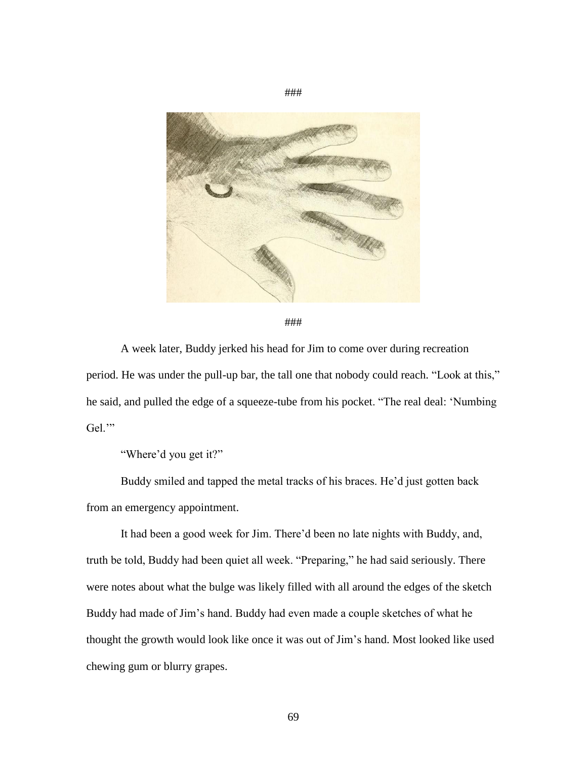###

###

A week later, Buddy jerked his head for Jim to come over during recreation period. He was under the pull-up bar, the tall one that nobody could reach. "Look at this," he said, and pulled the edge of a squeeze-tube from his pocket. "The real deal: 'Numbing Gel.'"

"Where'd you get it?"

Buddy smiled and tapped the metal tracks of his braces. He'd just gotten back from an emergency appointment.

It had been a good week for Jim. There'd been no late nights with Buddy, and, truth be told, Buddy had been quiet all week. "Preparing," he had said seriously. There were notes about what the bulge was likely filled with all around the edges of the sketch Buddy had made of Jim's hand. Buddy had even made a couple sketches of what he thought the growth would look like once it was out of Jim's hand. Most looked like used chewing gum or blurry grapes.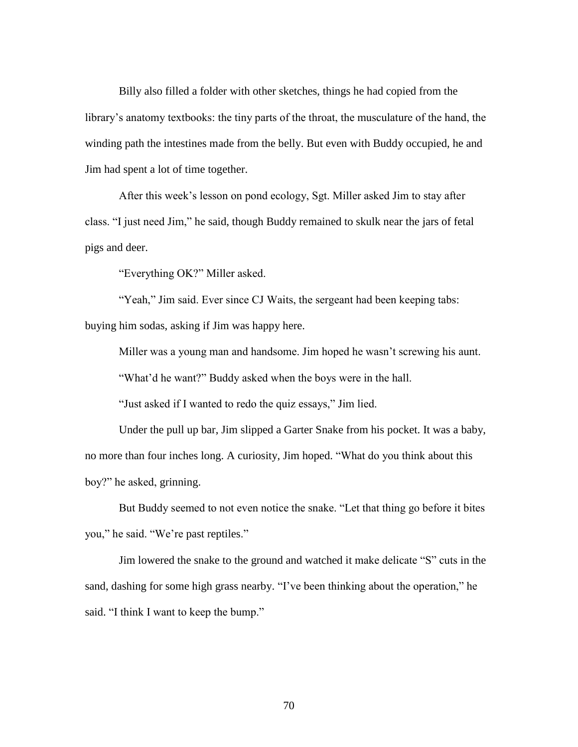Billy also filled a folder with other sketches, things he had copied from the library's anatomy textbooks: the tiny parts of the throat, the musculature of the hand, the winding path the intestines made from the belly. But even with Buddy occupied, he and Jim had spent a lot of time together.

After this week's lesson on pond ecology, Sgt. Miller asked Jim to stay after class. "I just need Jim," he said, though Buddy remained to skulk near the jars of fetal pigs and deer.

"Everything OK?" Miller asked.

"Yeah," Jim said. Ever since CJ Waits, the sergeant had been keeping tabs: buying him sodas, asking if Jim was happy here.

Miller was a young man and handsome. Jim hoped he wasn't screwing his aunt.

"What'd he want?" Buddy asked when the boys were in the hall.

"Just asked if I wanted to redo the quiz essays," Jim lied.

Under the pull up bar, Jim slipped a Garter Snake from his pocket. It was a baby, no more than four inches long. A curiosity, Jim hoped. "What do you think about this boy?" he asked, grinning.

But Buddy seemed to not even notice the snake. "Let that thing go before it bites you," he said. "We're past reptiles."

Jim lowered the snake to the ground and watched it make delicate "S" cuts in the sand, dashing for some high grass nearby. "I've been thinking about the operation," he said. "I think I want to keep the bump."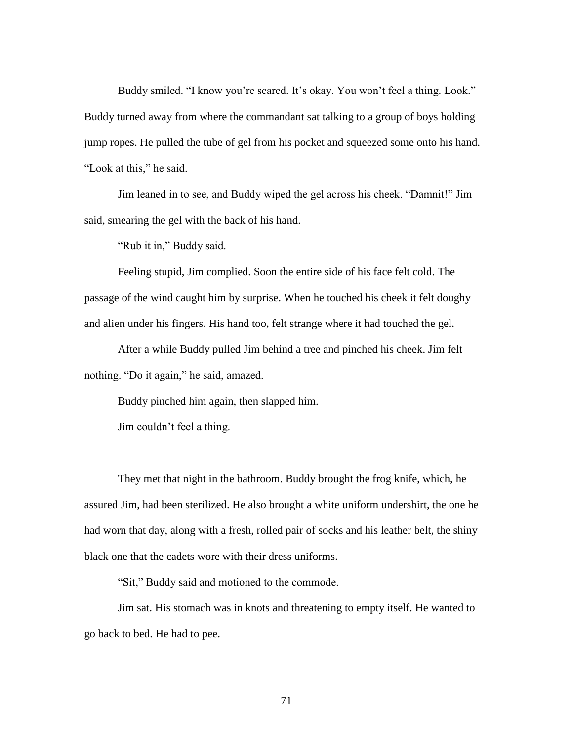Buddy smiled. “I know you’re scared. It’s okay. You won’t feel a thing. Look.” Buddy turned away from where the commandant sat talking to a group of boys holding jump ropes. He pulled the tube of gel from his pocket and squeezed some onto his hand. “Look at this,” he said.

Jim leaned in to see, and Buddy wiped the gel across his cheek. “Damnit!” Jim said, smearing the gel with the back of his hand.

“Rub it in,” Buddy said.

Feeling stupid, Jim complied. Soon the entire side of his face felt cold. The passage of the wind caught him by surprise. When he touched his cheek it felt doughy and alien under his fingers. His hand too, felt strange where it had touched the gel.

After a while Buddy pulled Jim behind a tree and pinched his cheek. Jim felt nothing. “Do it again,” he said, amazed.

Buddy pinched him again, then slapped him.

Jim couldn’t feel a thing.

They met that night in the bathroom. Buddy brought the frog knife, which, he assured Jim, had been sterilized. He also brought a white uniform undershirt, the one he had worn that day, along with a fresh, rolled pair of socks and his leather belt, the shiny black one that the cadets wore with their dress uniforms.

“Sit,” Buddy said and motioned to the commode.

Jim sat. His stomach was in knots and threatening to empty itself. He wanted to go back to bed. He had to pee.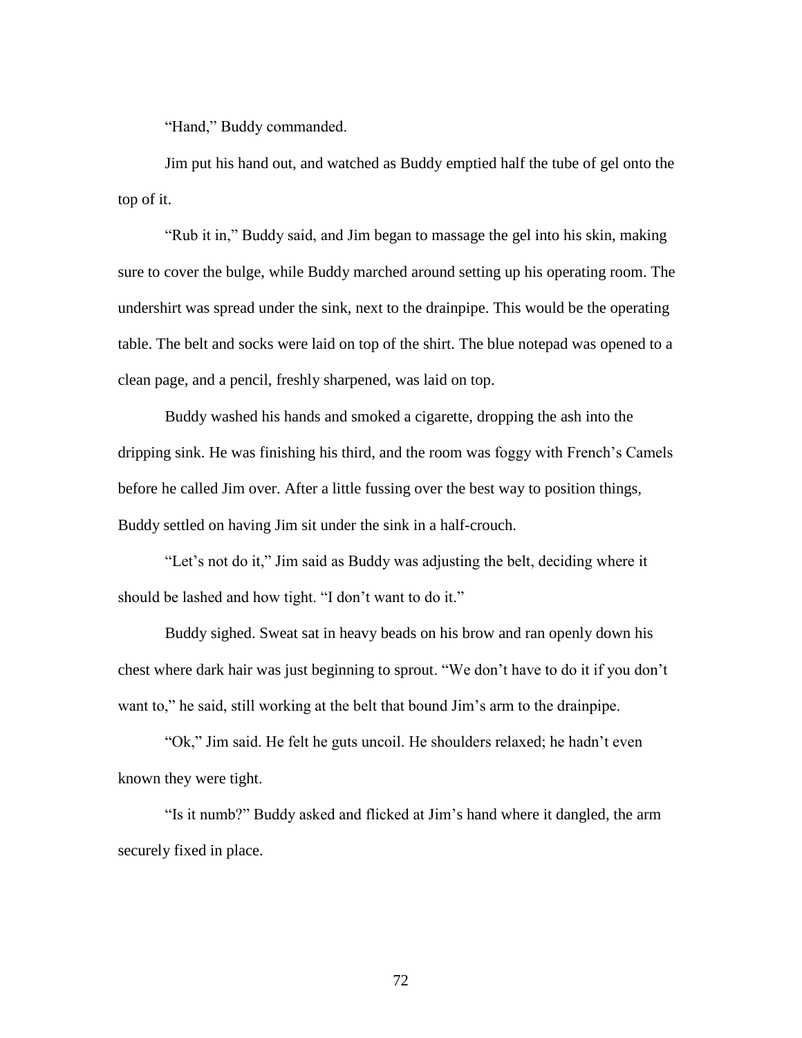"Hand," Buddy commanded.

Jim put his hand out, and watched as Buddy emptied half the tube of gel onto the top of it.

"Rub it in," Buddy said, and Jim began to massage the gel into his skin, making sure to cover the bulge, while Buddy marched around setting up his operating room. The undershirt was spread under the sink, next to the drainpipe. This would be the operating table. The belt and socks were laid on top of the shirt. The blue notepad was opened to a clean page, and a pencil, freshly sharpened, was laid on top.

Buddy washed his hands and smoked a cigarette, dropping the ash into the dripping sink. He was finishing his third, and the room was foggy with French's Camels before he called Jim over. After a little fussing over the best way to position things, Buddy settled on having Jim sit under the sink in a half-crouch.

"Let's not do it," Jim said as Buddy was adjusting the belt, deciding where it should be lashed and how tight. "I don't want to do it."

Buddy sighed. Sweat sat in heavy beads on his brow and ran openly down his chest where dark hair was just beginning to sprout. "We don't have to do it if you don't want to," he said, still working at the belt that bound Jim's arm to the drainpipe.

"Ok," Jim said. He felt he guts uncoil. He shoulders relaxed; he hadn't even known they were tight.

"Is it numb?" Buddy asked and flicked at Jim's hand where it dangled, the arm securely fixed in place.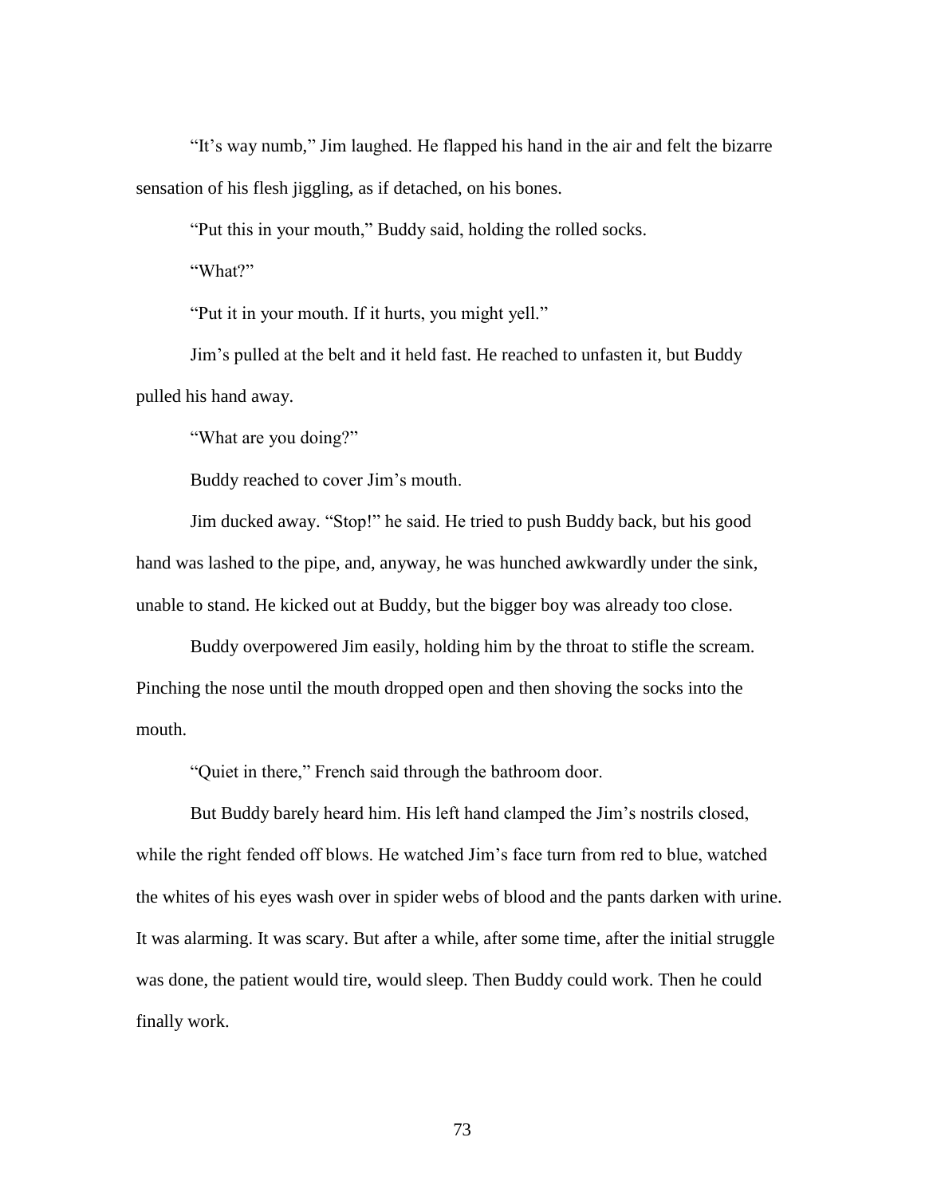"It's way numb," Jim laughed. He flapped his hand in the air and felt the bizarre sensation of his flesh jiggling, as if detached, on his bones.

"Put this in your mouth," Buddy said, holding the rolled socks.

"What?"

"Put it in your mouth. If it hurts, you might yell."

Jim's pulled at the belt and it held fast. He reached to unfasten it, but Buddy pulled his hand away.

"What are you doing?"

Buddy reached to cover Jim's mouth.

Jim ducked away. "Stop!" he said. He tried to push Buddy back, but his good hand was lashed to the pipe, and, anyway, he was hunched awkwardly under the sink, unable to stand. He kicked out at Buddy, but the bigger boy was already too close.

Buddy overpowered Jim easily, holding him by the throat to stifle the scream. Pinching the nose until the mouth dropped open and then shoving the socks into the mouth.

"Quiet in there," French said through the bathroom door.

But Buddy barely heard him. His left hand clamped the Jim's nostrils closed, while the right fended off blows. He watched Jim's face turn from red to blue, watched the whites of his eyes wash over in spider webs of blood and the pants darken with urine. It was alarming. It was scary. But after a while, after some time, after the initial struggle was done, the patient would tire, would sleep. Then Buddy could work. Then he could finally work.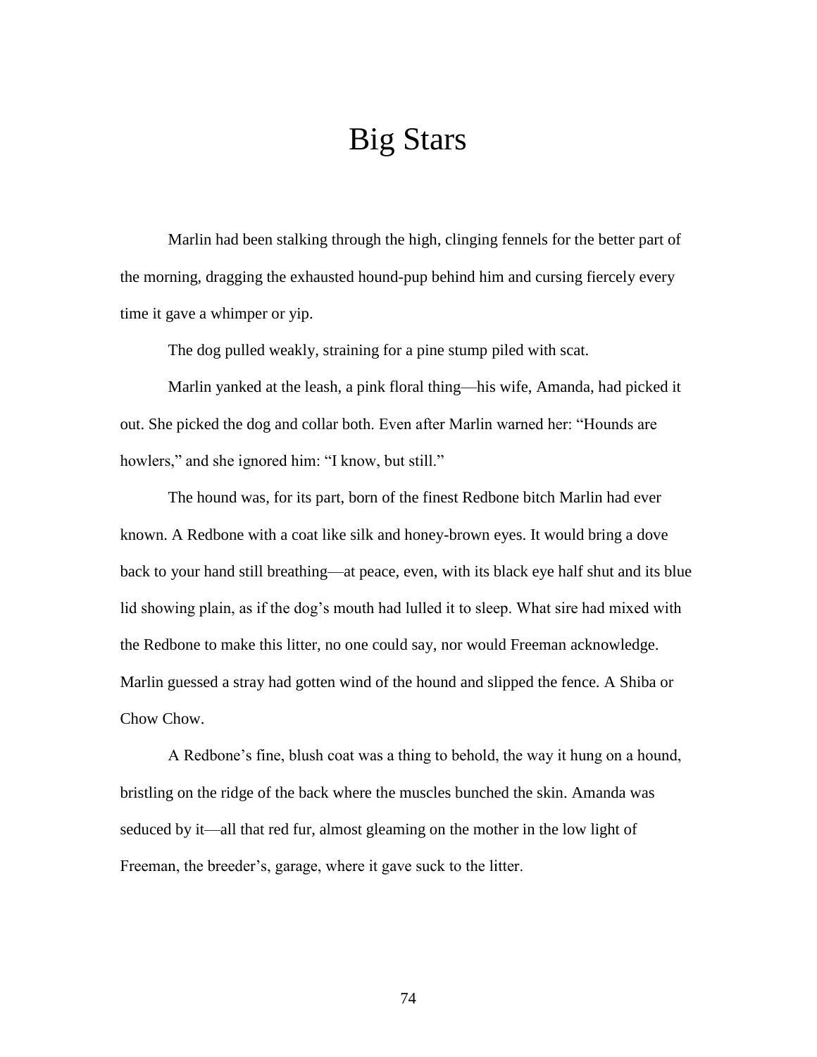# Big Stars

Marlin had been stalking through the high, clinging fennels for the better part of the morning, dragging the exhausted hound-pup behind him and cursing fiercely every time it gave a whimper or yip.

The dog pulled weakly, straining for a pine stump piled with scat.

Marlin yanked at the leash, a pink floral thing—his wife, Amanda, had picked it out. She picked the dog and collar both. Even after Marlin warned her: "Hounds are howlers," and she ignored him: "I know, but still."

The hound was, for its part, born of the finest Redbone bitch Marlin had ever known. A Redbone with a coat like silk and honey-brown eyes. It would bring a dove back to your hand still breathing—at peace, even, with its black eye half shut and its blue lid showing plain, as if the dog's mouth had lulled it to sleep. What sire had mixed with the Redbone to make this litter, no one could say, nor would Freeman acknowledge. Marlin guessed a stray had gotten wind of the hound and slipped the fence. A Shiba or Chow Chow.

A Redbone's fine, blush coat was a thing to behold, the way it hung on a hound, bristling on the ridge of the back where the muscles bunched the skin. Amanda was seduced by it—all that red fur, almost gleaming on the mother in the low light of Freeman, the breeder's, garage, where it gave suck to the litter.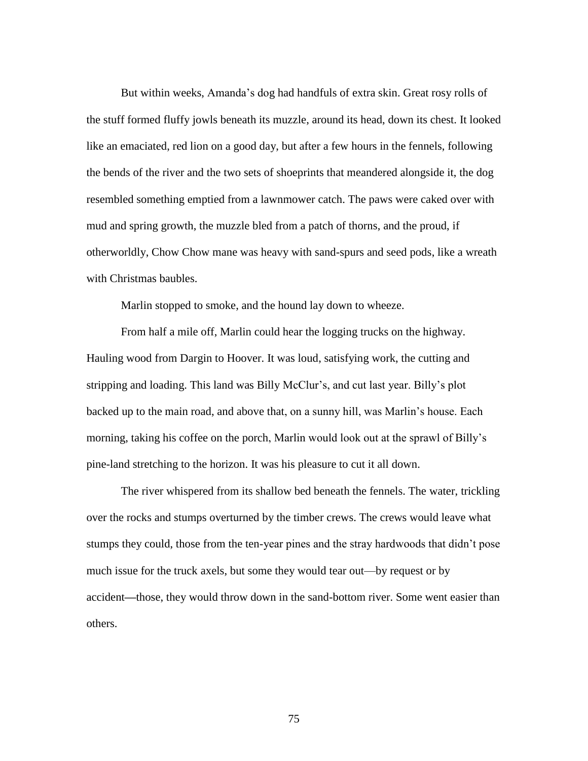But within weeks, Amanda's dog had handfuls of extra skin. Great rosy rolls of the stuff formed fluffy jowls beneath its muzzle, around its head, down its chest. It looked like an emaciated, red lion on a good day, but after a few hours in the fennels, following the bends of the river and the two sets of shoeprints that meandered alongside it, the dog resembled something emptied from a lawnmower catch. The paws were caked over with mud and spring growth, the muzzle bled from a patch of thorns, and the proud, if otherworldly, Chow Chow mane was heavy with sand-spurs and seed pods, like a wreath with Christmas baubles.

Marlin stopped to smoke, and the hound lay down to wheeze.

From half a mile off, Marlin could hear the logging trucks on the highway. Hauling wood from Dargin to Hoover. It was loud, satisfying work, the cutting and stripping and loading. This land was Billy McClur's, and cut last year. Billy's plot backed up to the main road, and above that, on a sunny hill, was Marlin's house. Each morning, taking his coffee on the porch, Marlin would look out at the sprawl of Billy's pine-land stretching to the horizon. It was his pleasure to cut it all down.

The river whispered from its shallow bed beneath the fennels. The water, trickling over the rocks and stumps overturned by the timber crews. The crews would leave what stumps they could, those from the ten-year pines and the stray hardwoods that didn't pose much issue for the truck axels, but some they would tear out—by request or by accident—those, they would throw down in the sand-bottom river. Some went easier than others.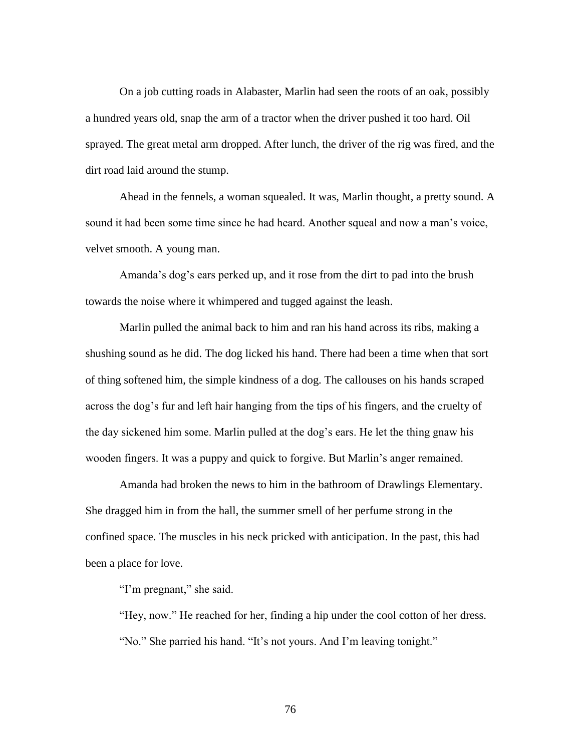On a job cutting roads in Alabaster, Marlin had seen the roots of an oak, possibly a hundred years old, snap the arm of a tractor when the driver pushed it too hard. Oil sprayed. The great metal arm dropped. After lunch, the driver of the rig was fired, and the dirt road laid around the stump.

Ahead in the fennels, a woman squealed. It was, Marlin thought, a pretty sound. A sound it had been some time since he had heard. Another squeal and now a man's voice, velvet smooth. A young man.

Amanda's dog's ears perked up, and it rose from the dirt to pad into the brush towards the noise where it whimpered and tugged against the leash.

Marlin pulled the animal back to him and ran his hand across its ribs, making a shushing sound as he did. The dog licked his hand. There had been a time when that sort of thing softened him, the simple kindness of a dog. The callouses on his hands scraped across the dog's fur and left hair hanging from the tips of his fingers, and the cruelty of the day sickened him some. Marlin pulled at the dog's ears. He let the thing gnaw his wooden fingers. It was a puppy and quick to forgive. But Marlin's anger remained.

Amanda had broken the news to him in the bathroom of Drawlings Elementary. She dragged him in from the hall, the summer smell of her perfume strong in the confined space. The muscles in his neck pricked with anticipation. In the past, this had been a place for love.

"I'm pregnant," she said.

"Hey, now." He reached for her, finding a hip under the cool cotton of her dress.

"No." She parried his hand. "It's not yours. And I'm leaving tonight."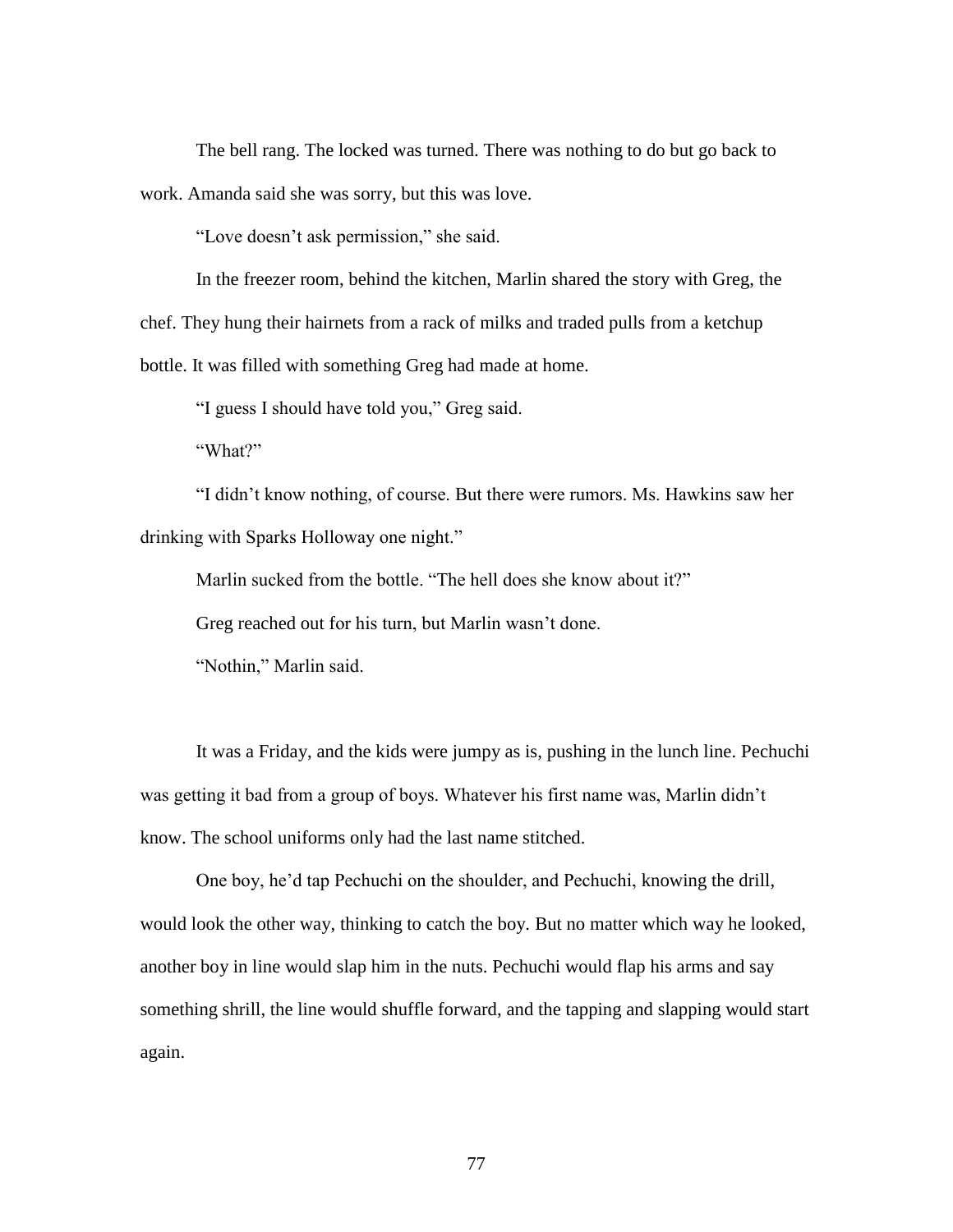The bell rang. The locked was turned. There was nothing to do but go back to work. Amanda said she was sorry, but this was love.

"Love doesn't ask permission," she said.

In the freezer room, behind the kitchen, Marlin shared the story with Greg, the chef. They hung their hairnets from a rack of milks and traded pulls from a ketchup bottle. It was filled with something Greg had made at home.

"I guess I should have told you," Greg said.

"What?"

"I didn't know nothing, of course. But there were rumors. Ms. Hawkins saw her drinking with Sparks Holloway one night."

Marlin sucked from the bottle. "The hell does she know about it?"

Greg reached out for his turn, but Marlin wasn't done.

"Nothin," Marlin said.

It was a Friday, and the kids were jumpy as is, pushing in the lunch line. Pechuchi was getting it bad from a group of boys. Whatever his first name was, Marlin didn't know. The school uniforms only had the last name stitched.

One boy, he'd tap Pechuchi on the shoulder, and Pechuchi, knowing the drill, would look the other way, thinking to catch the boy. But no matter which way he looked, another boy in line would slap him in the nuts. Pechuchi would flap his arms and say something shrill, the line would shuffle forward, and the tapping and slapping would start again.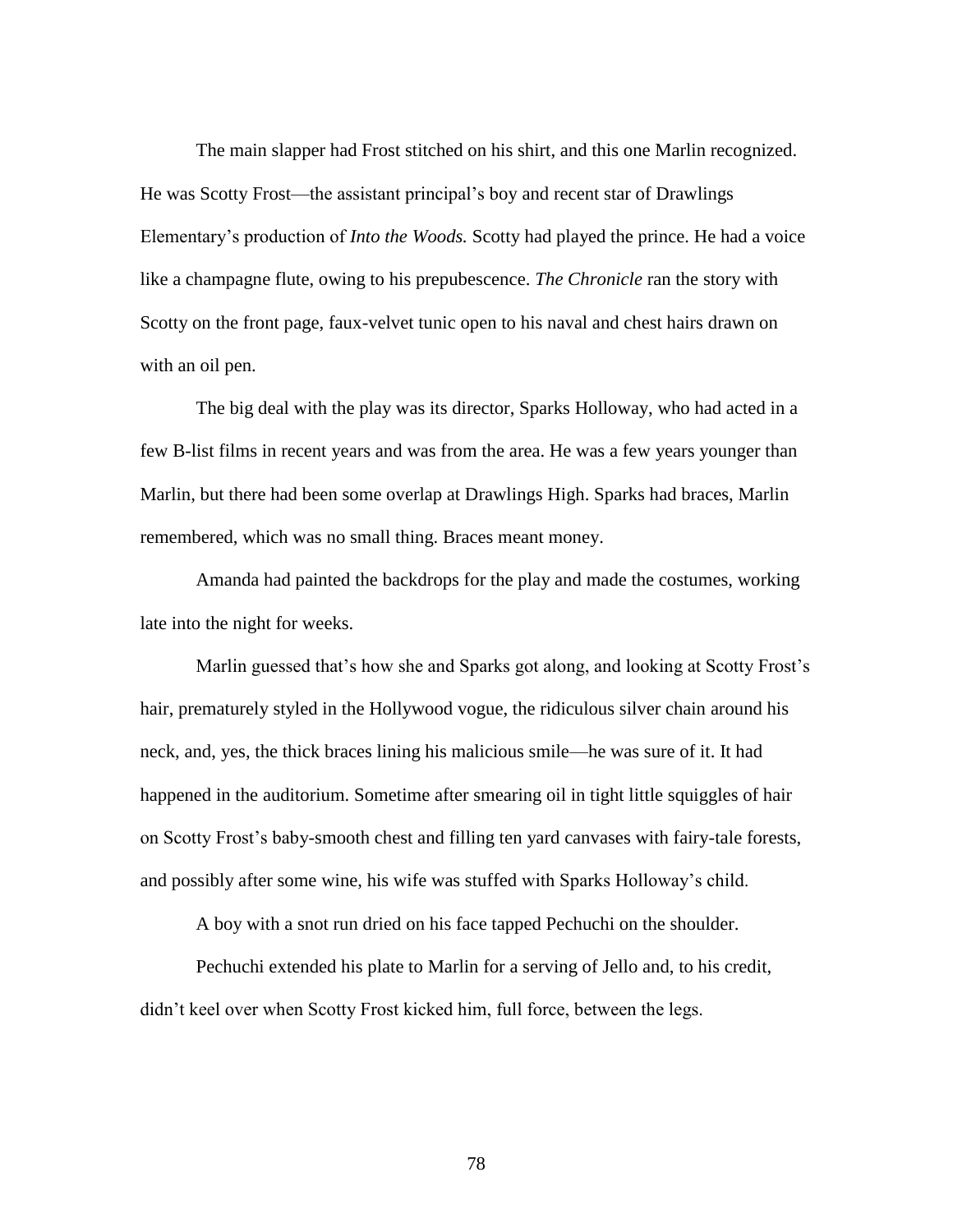The main slapper had Frost stitched on his shirt, and this one Marlin recognized. He was Scotty Frost—the assistant principal's boy and recent star of Drawlings Elementary's production of *Into the Woods.* Scotty had played the prince. He had a voice like a champagne flute, owing to his prepubescence. *The Chronicle* ran the story with Scotty on the front page, faux-velvet tunic open to his naval and chest hairs drawn on with an oil pen.

The big deal with the play was its director, Sparks Holloway, who had acted in a few B-list films in recent years and was from the area. He was a few years younger than Marlin, but there had been some overlap at Drawlings High. Sparks had braces, Marlin remembered, which was no small thing. Braces meant money.

Amanda had painted the backdrops for the play and made the costumes, working late into the night for weeks.

Marlin guessed that's how she and Sparks got along, and looking at Scotty Frost's hair, prematurely styled in the Hollywood vogue, the ridiculous silver chain around his neck, and, yes, the thick braces lining his malicious smile—he was sure of it. It had happened in the auditorium. Sometime after smearing oil in tight little squiggles of hair on Scotty Frost's baby-smooth chest and filling ten yard canvases with fairy-tale forests, and possibly after some wine, his wife was stuffed with Sparks Holloway's child.

A boy with a snot run dried on his face tapped Pechuchi on the shoulder.

Pechuchi extended his plate to Marlin for a serving of Jello and, to his credit, didn't keel over when Scotty Frost kicked him, full force, between the legs.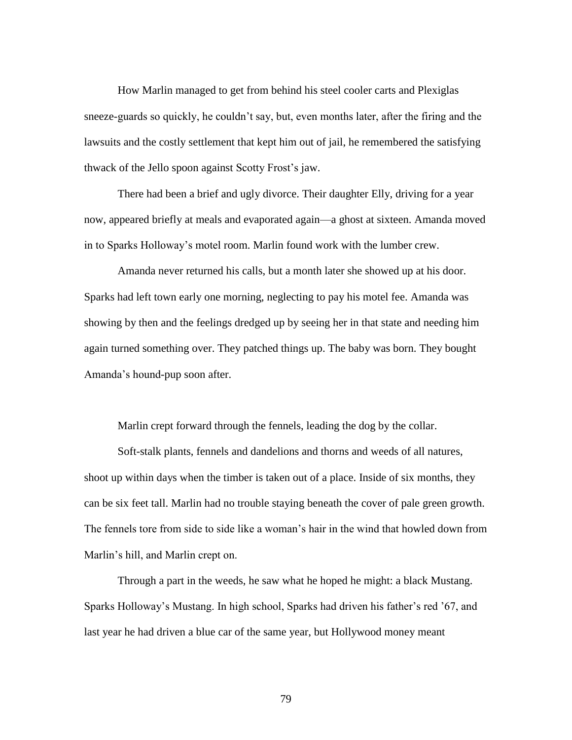How Marlin managed to get from behind his steel cooler carts and Plexiglas sneeze-guards so quickly, he couldn't say, but, even months later, after the firing and the lawsuits and the costly settlement that kept him out of jail, he remembered the satisfying thwack of the Jello spoon against Scotty Frost's jaw.

There had been a brief and ugly divorce. Their daughter Elly, driving for a year now, appeared briefly at meals and evaporated again—a ghost at sixteen. Amanda moved in to Sparks Holloway's motel room. Marlin found work with the lumber crew.

Amanda never returned his calls, but a month later she showed up at his door. Sparks had left town early one morning, neglecting to pay his motel fee. Amanda was showing by then and the feelings dredged up by seeing her in that state and needing him again turned something over. They patched things up. The baby was born. They bought Amanda's hound-pup soon after.

Marlin crept forward through the fennels, leading the dog by the collar.

Soft-stalk plants, fennels and dandelions and thorns and weeds of all natures, shoot up within days when the timber is taken out of a place. Inside of six months, they can be six feet tall. Marlin had no trouble staying beneath the cover of pale green growth. The fennels tore from side to side like a woman's hair in the wind that howled down from Marlin's hill, and Marlin crept on.

Through a part in the weeds, he saw what he hoped he might: a black Mustang. Sparks Holloway's Mustang. In high school, Sparks had driven his father's red '67, and last year he had driven a blue car of the same year, but Hollywood money meant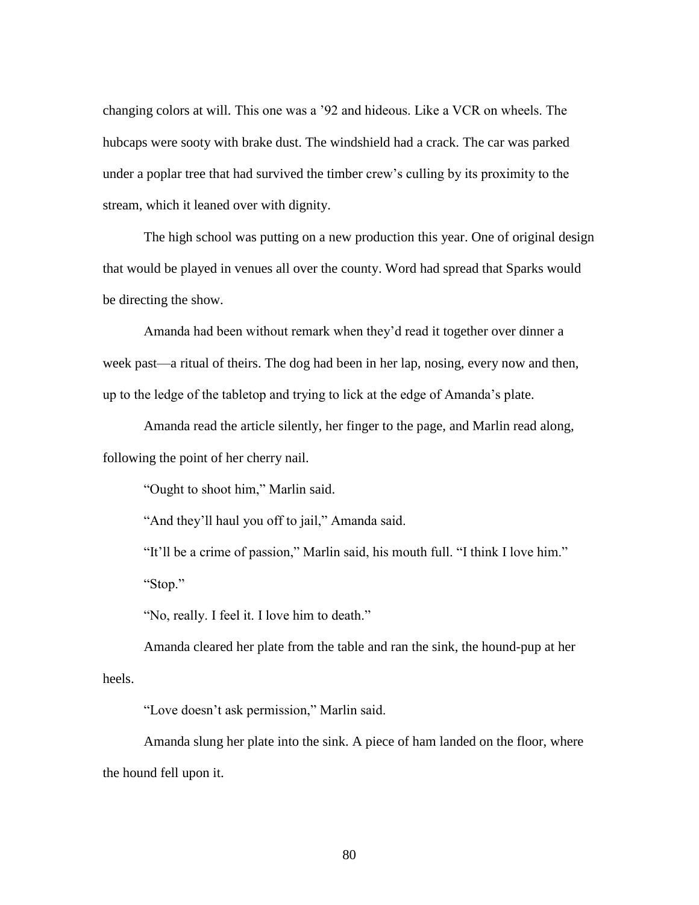changing colors at will. This one was a ’92 and hideous. Like a VCR on wheels. The hubcaps were sooty with brake dust. The windshield had a crack. The car was parked under a poplar tree that had survived the timber crew’s culling by its proximity to the stream, which it leaned over with dignity.

The high school was putting on a new production this year. One of original design that would be played in venues all over the county. Word had spread that Sparks would be directing the show.

Amanda had been without remark when they’d read it together over dinner a week past—a ritual of theirs. The dog had been in her lap, nosing, every now and then, up to the ledge of the tabletop and trying to lick at the edge of Amanda’s plate.

Amanda read the article silently, her finger to the page, and Marlin read along, following the point of her cherry nail.

“Ought to shoot him,” Marlin said.

“And they’ll haul you off to jail,” Amanda said.

“It’ll be a crime of passion,” Marlin said, his mouth full. “I think I love him.”

“Stop.”

“No, really. I feel it. I love him to death.”

Amanda cleared her plate from the table and ran the sink, the hound-pup at her heels.

“Love doesn’t ask permission,” Marlin said.

Amanda slung her plate into the sink. A piece of ham landed on the floor, where the hound fell upon it.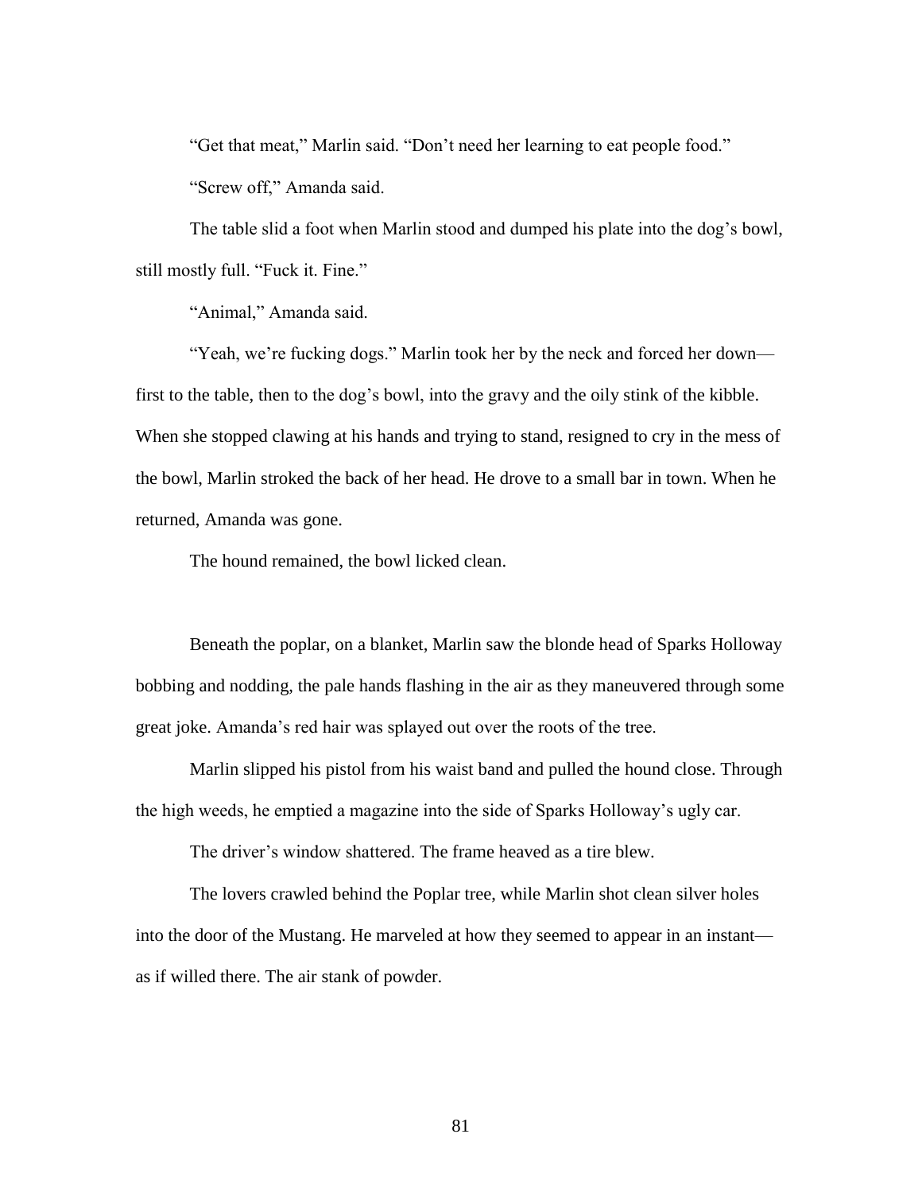"Get that meat," Marlin said. "Don't need her learning to eat people food."

"Screw off," Amanda said.

The table slid a foot when Marlin stood and dumped his plate into the dog's bowl, still mostly full. "Fuck it. Fine."

"Animal," Amanda said.

"Yeah, we're fucking dogs." Marlin took her by the neck and forced her down—first to the table, then to the dog's bowl, into the gravy and the oily stink of the kibble. When she stopped clawing at his hands and trying to stand, resigned to cry in the mess of the bowl, Marlin stroked the back of her head. He drove to a small bar in town. When he returned, Amanda was gone.

The hound remained, the bowl licked clean.

Beneath the poplar, on a blanket, Marlin saw the blonde head of Sparks Holloway bobbing and nodding, the pale hands flashing in the air as they maneuvered through some great joke. Amanda's red hair was splayed out over the roots of the tree.

Marlin slipped his pistol from his waist band and pulled the hound close. Through the high weeds, he emptied a magazine into the side of Sparks Holloway's ugly car.

The driver's window shattered. The frame heaved as a tire blew.

The lovers crawled behind the Poplar tree, while Marlin shot clean silver holes into the door of the Mustang. He marveled at how they seemed to appear in an instant—as if willed there. The air stank of powder.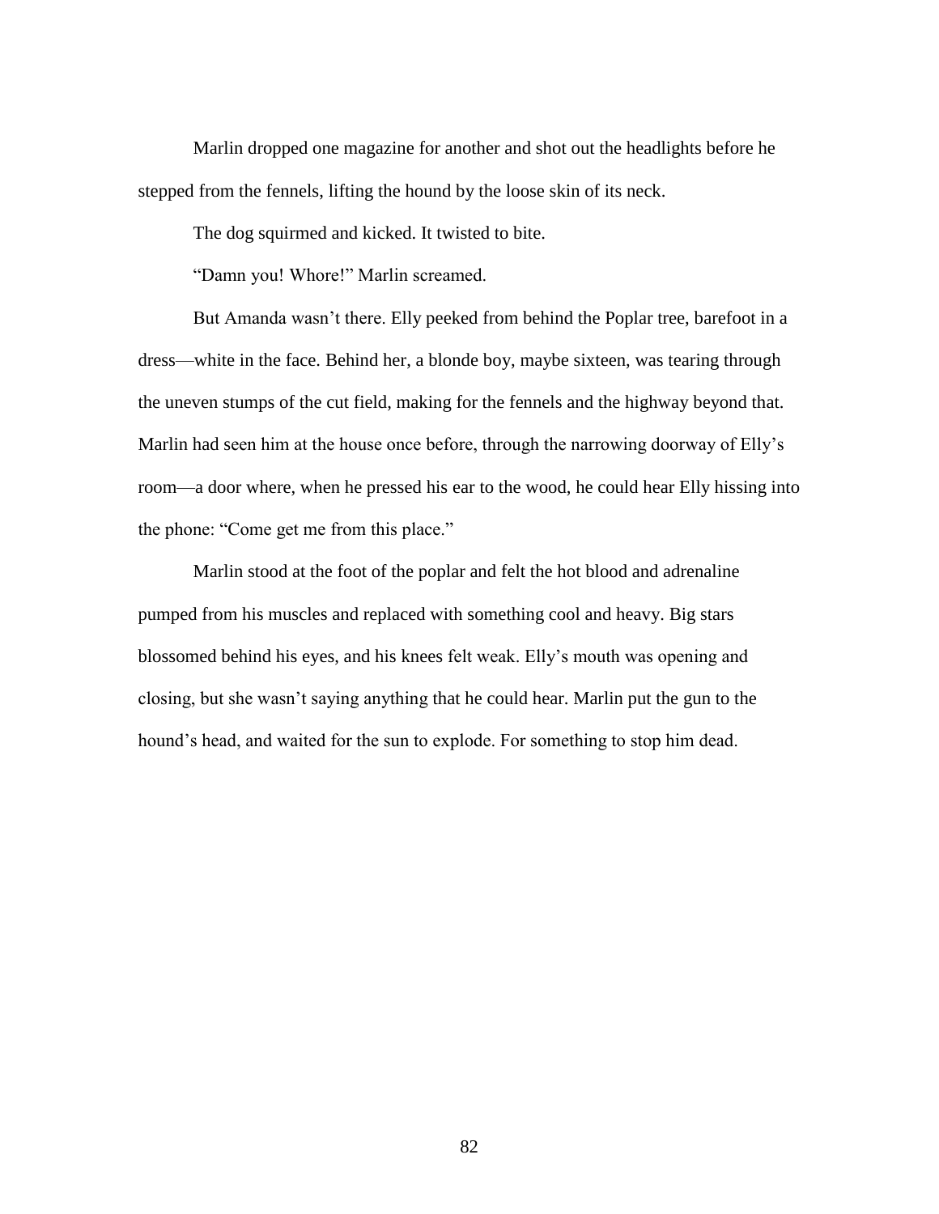Marlin dropped one magazine for another and shot out the headlights before he stepped from the fennels, lifting the hound by the loose skin of its neck.

The dog squirmed and kicked. It twisted to bite.

"Damn you! Whore!" Marlin screamed.

But Amanda wasn't there. Elly peeked from behind the Poplar tree, barefoot in a dress—white in the face. Behind her, a blonde boy, maybe sixteen, was tearing through the uneven stumps of the cut field, making for the fennels and the highway beyond that. Marlin had seen him at the house once before, through the narrowing doorway of Elly's room—a door where, when he pressed his ear to the wood, he could hear Elly hissing into the phone: "Come get me from this place."

Marlin stood at the foot of the poplar and felt the hot blood and adrenaline pumped from his muscles and replaced with something cool and heavy. Big stars blossomed behind his eyes, and his knees felt weak. Elly's mouth was opening and closing, but she wasn't saying anything that he could hear. Marlin put the gun to the hound's head, and waited for the sun to explode. For something to stop him dead.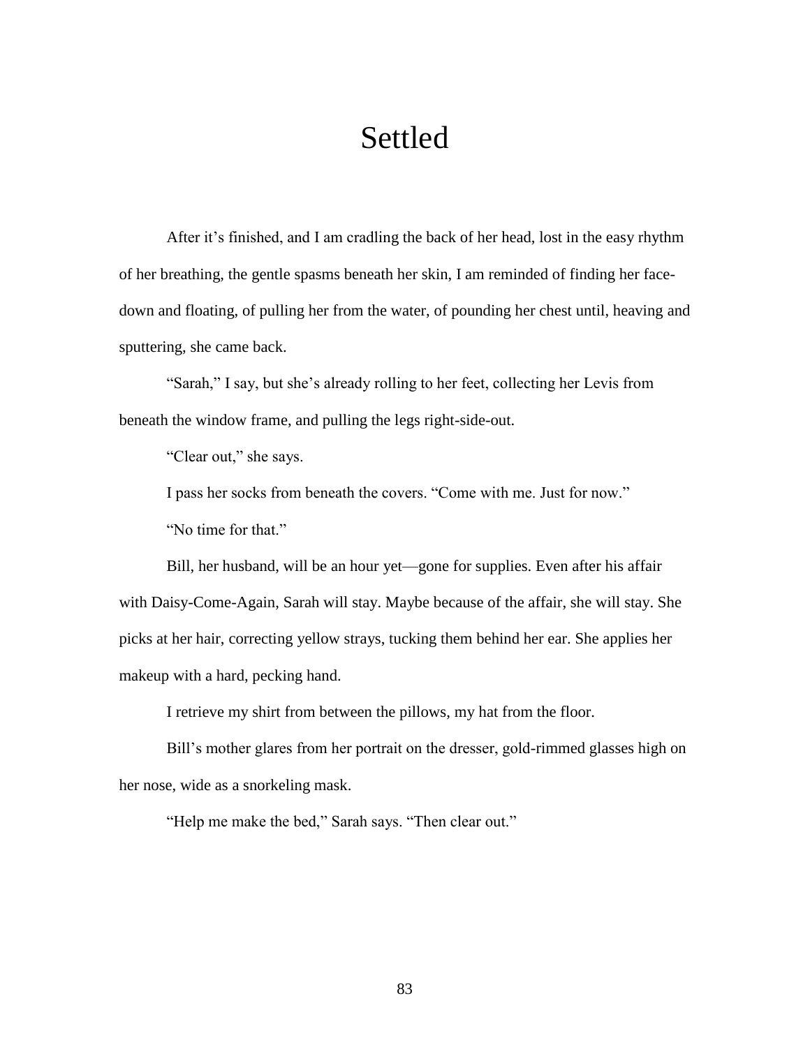# Settled

After it's finished, and I am cradling the back of her head, lost in the easy rhythm of her breathing, the gentle spasms beneath her skin, I am reminded of finding her face-down and floating, of pulling her from the water, of pounding her chest until, heaving and sputtering, she came back.

"Sarah," I say, but she's already rolling to her feet, collecting her Levis from beneath the window frame, and pulling the legs right-side-out.

"Clear out," she says.

I pass her socks from beneath the covers. "Come with me. Just for now."

"No time for that."

Bill, her husband, will be an hour yet—gone for supplies. Even after his affair with Daisy-Come-Again, Sarah will stay. Maybe because of the affair, she will stay. She picks at her hair, correcting yellow strays, tucking them behind her ear. She applies her makeup with a hard, pecking hand.

I retrieve my shirt from between the pillows, my hat from the floor.

Bill's mother glares from her portrait on the dresser, gold-rimmed glasses high on her nose, wide as a snorkeling mask.

"Help me make the bed," Sarah says. "Then clear out."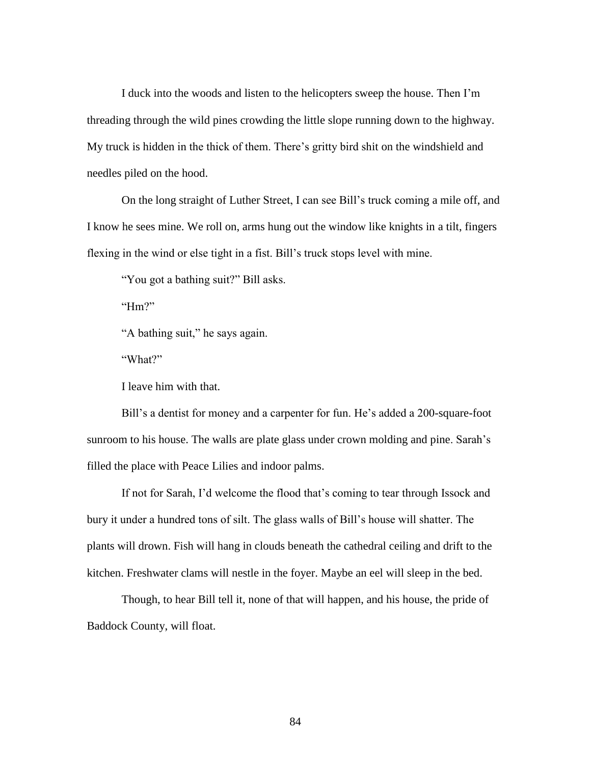I duck into the woods and listen to the helicopters sweep the house. Then I'm threading through the wild pines crowding the little slope running down to the highway. My truck is hidden in the thick of them. There's gritty bird shit on the windshield and needles piled on the hood.

On the long straight of Luther Street, I can see Bill's truck coming a mile off, and I know he sees mine. We roll on, arms hung out the window like knights in a tilt, fingers flexing in the wind or else tight in a fist. Bill's truck stops level with mine.

"You got a bathing suit?" Bill asks.

"Hm?"

"A bathing suit," he says again.

"What?"

I leave him with that.

Bill's a dentist for money and a carpenter for fun. He's added a 200-square-foot sunroom to his house. The walls are plate glass under crown molding and pine. Sarah's filled the place with Peace Lilies and indoor palms.

If not for Sarah, I'd welcome the flood that's coming to tear through Issock and bury it under a hundred tons of silt. The glass walls of Bill's house will shatter. The plants will drown. Fish will hang in clouds beneath the cathedral ceiling and drift to the kitchen. Freshwater clams will nestle in the foyer. Maybe an eel will sleep in the bed.

Though, to hear Bill tell it, none of that will happen, and his house, the pride of Baddock County, will float.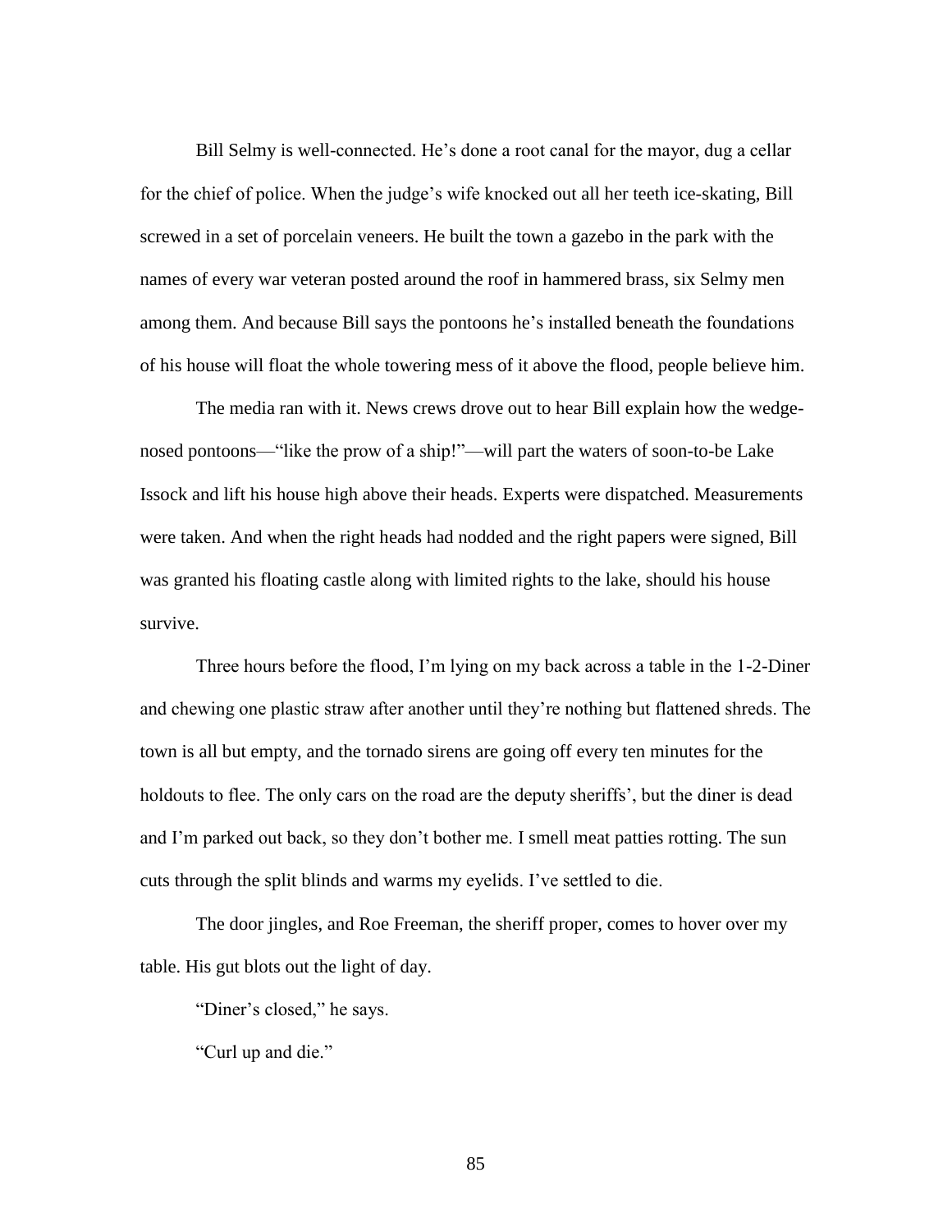Bill Selmy is well-connected. He's done a root canal for the mayor, dug a cellar for the chief of police. When the judge's wife knocked out all her teeth ice-skating, Bill screwed in a set of porcelain veneers. He built the town a gazebo in the park with the names of every war veteran posted around the roof in hammered brass, six Selmy men among them. And because Bill says the pontoons he's installed beneath the foundations of his house will float the whole towering mess of it above the flood, people believe him.

The media ran with it. News crews drove out to hear Bill explain how the wedge-nosed pontoons—"like the prow of a ship!"—will part the waters of soon-to-be Lake Issock and lift his house high above their heads. Experts were dispatched. Measurements were taken. And when the right heads had nodded and the right papers were signed, Bill was granted his floating castle along with limited rights to the lake, should his house survive.

Three hours before the flood, I'm lying on my back across a table in the 1-2-Diner and chewing one plastic straw after another until they're nothing but flattened shreds. The town is all but empty, and the tornado sirens are going off every ten minutes for the holdouts to flee. The only cars on the road are the deputy sheriffs', but the diner is dead and I'm parked out back, so they don't bother me. I smell meat patties rotting. The sun cuts through the split blinds and warms my eyelids. I've settled to die.

The door jingles, and Roe Freeman, the sheriff proper, comes to hover over my table. His gut blots out the light of day.

"Diner's closed," he says.

"Curl up and die."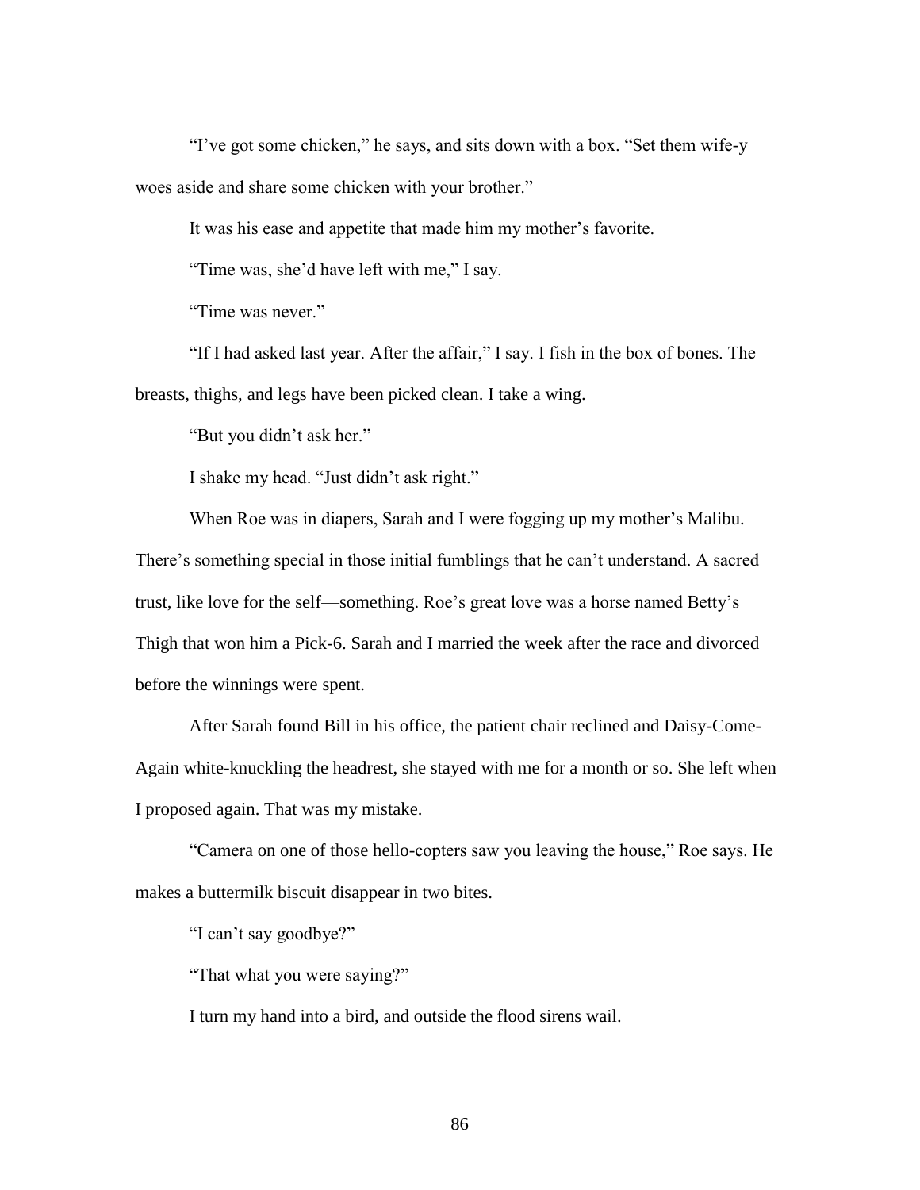"I've got some chicken," he says, and sits down with a box. "Set them wife-y woes aside and share some chicken with your brother."

It was his ease and appetite that made him my mother's favorite.

"Time was, she'd have left with me," I say.

"Time was never."

"If I had asked last year. After the affair," I say. I fish in the box of bones. The breasts, thighs, and legs have been picked clean. I take a wing.

"But you didn't ask her."

I shake my head. "Just didn't ask right."

When Roe was in diapers, Sarah and I were fogging up my mother's Malibu. There's something special in those initial fumblings that he can't understand. A sacred trust, like love for the self—something. Roe's great love was a horse named Betty's Thigh that won him a Pick-6. Sarah and I married the week after the race and divorced before the winnings were spent.

After Sarah found Bill in his office, the patient chair reclined and Daisy-Come-Again white-knuckling the headrest, she stayed with me for a month or so. She left when I proposed again. That was my mistake.

"Camera on one of those hello-copters saw you leaving the house," Roe says. He makes a buttermilk biscuit disappear in two bites.

"I can't say goodbye?"

"That what you were saying?"

I turn my hand into a bird, and outside the flood sirens wail.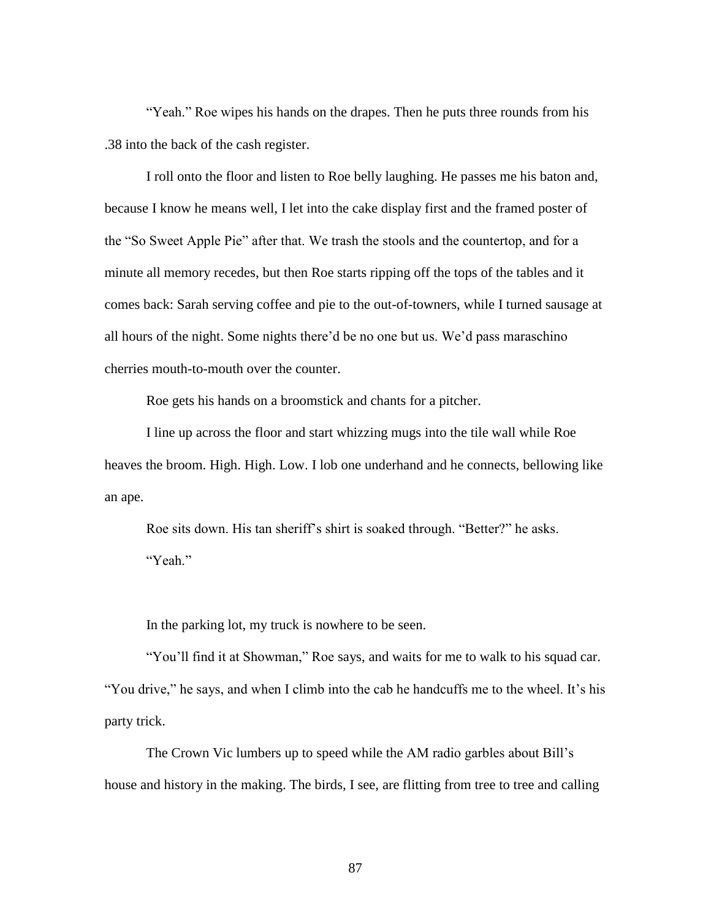"Yeah." Roe wipes his hands on the drapes. Then he puts three rounds from his .38 into the back of the cash register.

I roll onto the floor and listen to Roe belly laughing. He passes me his baton and, because I know he means well, I let into the cake display first and the framed poster of the "So Sweet Apple Pie" after that. We trash the stools and the countertop, and for a minute all memory recedes, but then Roe starts ripping off the tops of the tables and it comes back: Sarah serving coffee and pie to the out-of-towners, while I turned sausage at all hours of the night. Some nights there'd be no one but us. We'd pass maraschino cherries mouth-to-mouth over the counter.

Roe gets his hands on a broomstick and chants for a pitcher.

I line up across the floor and start whizzing mugs into the tile wall while Roe heaves the broom. High. High. Low. I lob one underhand and he connects, bellowing like an ape.

Roe sits down. His tan sheriff's shirt is soaked through. "Better?" he asks.

"Yeah."

In the parking lot, my truck is nowhere to be seen.

"You'll find it at Showman," Roe says, and waits for me to walk to his squad car. "You drive," he says, and when I climb into the cab he handcuffs me to the wheel. It's his party trick.

The Crown Vic lumbers up to speed while the AM radio garbles about Bill's house and history in the making. The birds, I see, are flitting from tree to tree and calling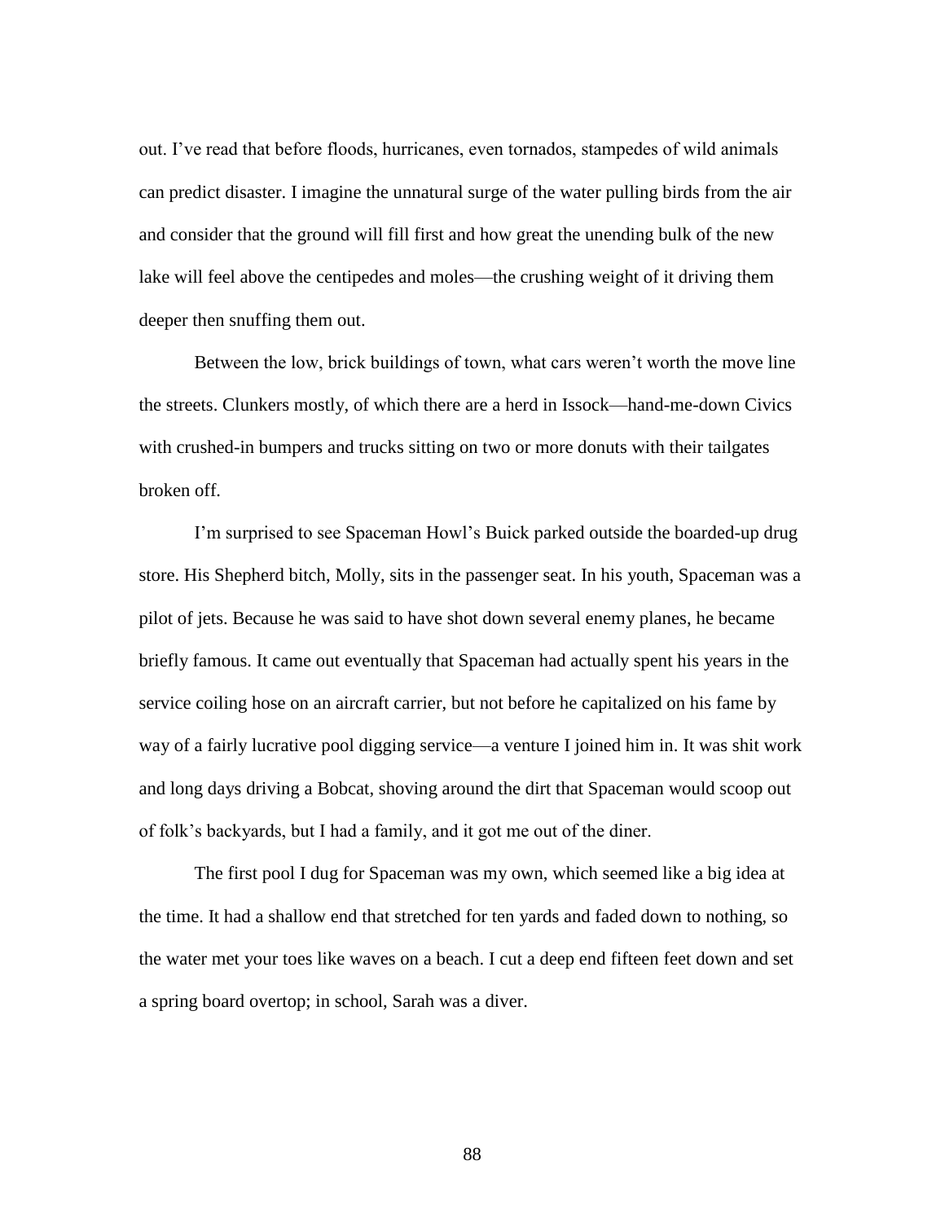out. I've read that before floods, hurricanes, even tornados, stampedes of wild animals can predict disaster. I imagine the unnatural surge of the water pulling birds from the air and consider that the ground will fill first and how great the unending bulk of the new lake will feel above the centipedes and moles—the crushing weight of it driving them deeper then snuffing them out.

Between the low, brick buildings of town, what cars weren't worth the move line the streets. Clunkers mostly, of which there are a herd in Issock—hand-me-down Civics with crushed-in bumpers and trucks sitting on two or more donuts with their tailgates broken off.

I'm surprised to see Spaceman Howl's Buick parked outside the boarded-up drug store. His Shepherd bitch, Molly, sits in the passenger seat. In his youth, Spaceman was a pilot of jets. Because he was said to have shot down several enemy planes, he became briefly famous. It came out eventually that Spaceman had actually spent his years in the service coiling hose on an aircraft carrier, but not before he capitalized on his fame by way of a fairly lucrative pool digging service—a venture I joined him in. It was shit work and long days driving a Bobcat, shoving around the dirt that Spaceman would scoop out of folk's backyards, but I had a family, and it got me out of the diner.

The first pool I dug for Spaceman was my own, which seemed like a big idea at the time. It had a shallow end that stretched for ten yards and faded down to nothing, so the water met your toes like waves on a beach. I cut a deep end fifteen feet down and set a spring board overtop; in school, Sarah was a diver.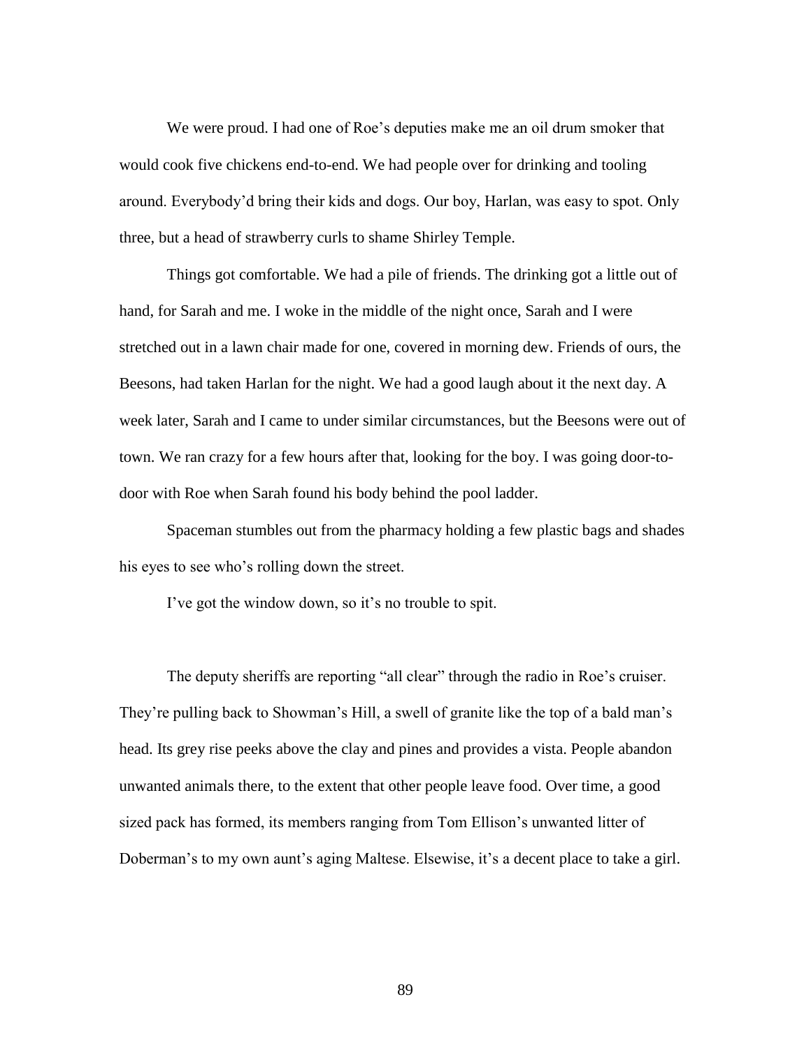We were proud. I had one of Roe's deputies make me an oil drum smoker that would cook five chickens end-to-end. We had people over for drinking and tooling around. Everybody'd bring their kids and dogs. Our boy, Harlan, was easy to spot. Only three, but a head of strawberry curls to shame Shirley Temple.

Things got comfortable. We had a pile of friends. The drinking got a little out of hand, for Sarah and me. I woke in the middle of the night once, Sarah and I were stretched out in a lawn chair made for one, covered in morning dew. Friends of ours, the Beesons, had taken Harlan for the night. We had a good laugh about it the next day. A week later, Sarah and I came to under similar circumstances, but the Beesons were out of town. We ran crazy for a few hours after that, looking for the boy. I was going door-to-door with Roe when Sarah found his body behind the pool ladder.

Spaceman stumbles out from the pharmacy holding a few plastic bags and shades his eyes to see who's rolling down the street.

I've got the window down, so it's no trouble to spit.

The deputy sheriffs are reporting "all clear" through the radio in Roe's cruiser. They're pulling back to Showman's Hill, a swell of granite like the top of a bald man's head. Its grey rise peeks above the clay and pines and provides a vista. People abandon unwanted animals there, to the extent that other people leave food. Over time, a good sized pack has formed, its members ranging from Tom Ellison's unwanted litter of Doberman's to my own aunt's aging Maltese. Elsewise, it's a decent place to take a girl.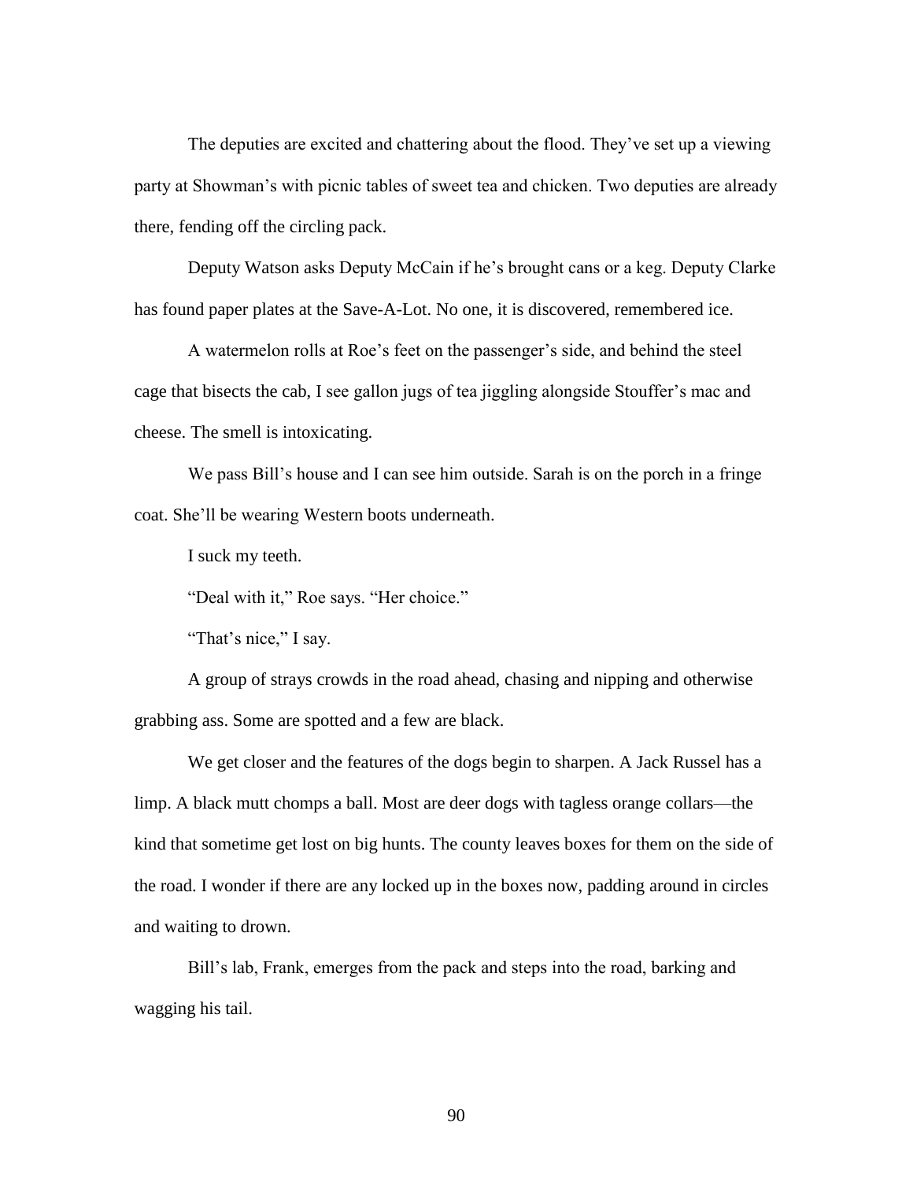The deputies are excited and chattering about the flood. They've set up a viewing party at Showman's with picnic tables of sweet tea and chicken. Two deputies are already there, fending off the circling pack.

Deputy Watson asks Deputy McCain if he's brought cans or a keg. Deputy Clarke has found paper plates at the Save-A-Lot. No one, it is discovered, remembered ice.

A watermelon rolls at Roe's feet on the passenger's side, and behind the steel cage that bisects the cab, I see gallon jugs of tea jiggling alongside Stouffer's mac and cheese. The smell is intoxicating.

We pass Bill's house and I can see him outside. Sarah is on the porch in a fringe coat. She'll be wearing Western boots underneath.

I suck my teeth.

"Deal with it," Roe says. "Her choice."

"That's nice," I say.

A group of strays crowds in the road ahead, chasing and nipping and otherwise grabbing ass. Some are spotted and a few are black.

We get closer and the features of the dogs begin to sharpen. A Jack Russel has a limp. A black mutt chomps a ball. Most are deer dogs with tagless orange collars—the kind that sometime get lost on big hunts. The county leaves boxes for them on the side of the road. I wonder if there are any locked up in the boxes now, padding around in circles and waiting to drown.

Bill's lab, Frank, emerges from the pack and steps into the road, barking and wagging his tail.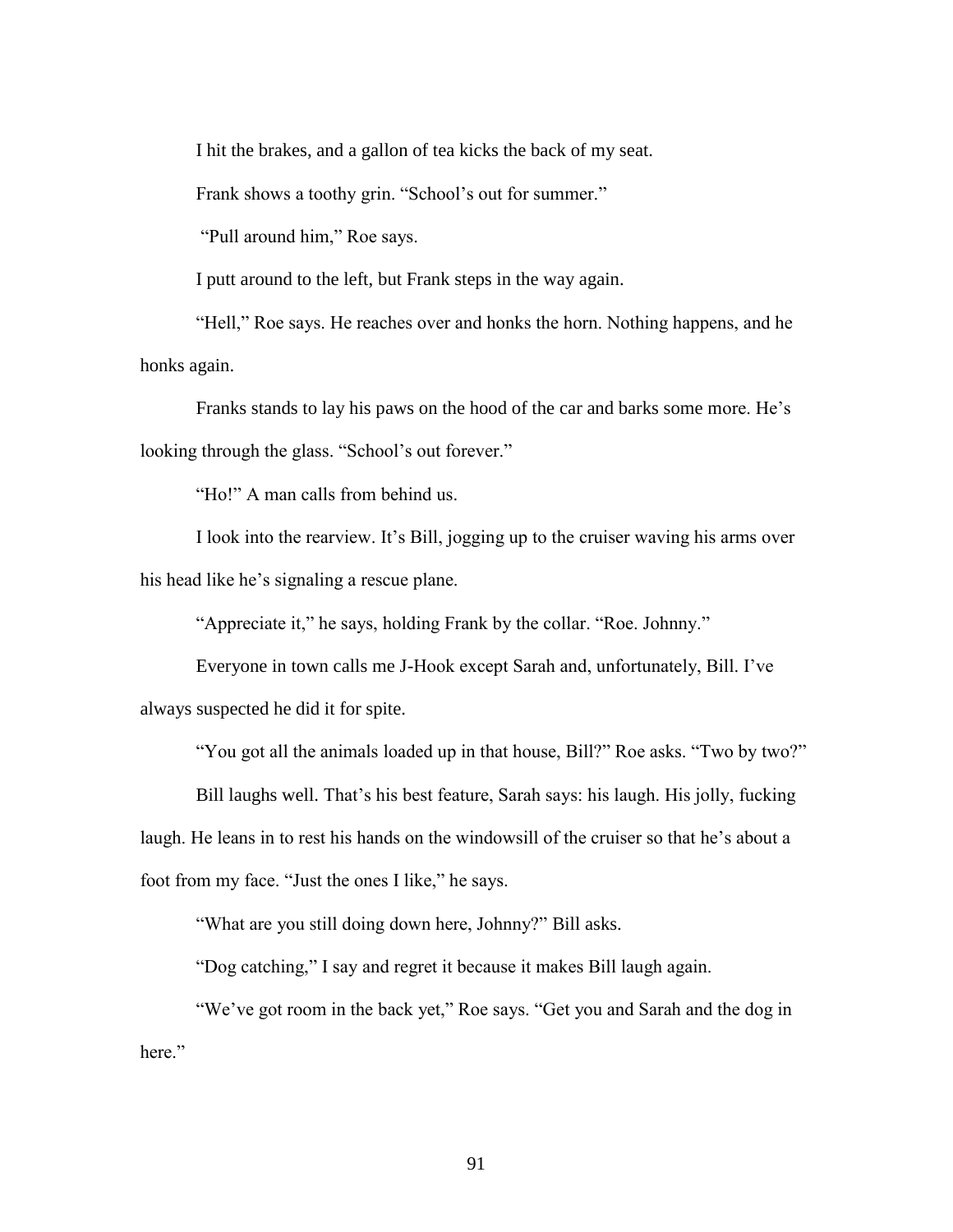I hit the brakes, and a gallon of tea kicks the back of my seat.

Frank shows a toothy grin. "School's out for summer."

"Pull around him," Roe says.

I putt around to the left, but Frank steps in the way again.

"Hell," Roe says. He reaches over and honks the horn. Nothing happens, and he honks again.

Franks stands to lay his paws on the hood of the car and barks some more. He's looking through the glass. "School's out forever."

"Ho!" A man calls from behind us.

I look into the rearview. It's Bill, jogging up to the cruiser waving his arms over his head like he's signaling a rescue plane.

"Appreciate it," he says, holding Frank by the collar. "Roe. Johnny."

Everyone in town calls me J-Hook except Sarah and, unfortunately, Bill. I've always suspected he did it for spite.

"You got all the animals loaded up in that house, Bill?" Roe asks. "Two by two?"

Bill laughs well. That's his best feature, Sarah says: his laugh. His jolly, fucking laugh. He leans in to rest his hands on the windowsill of the cruiser so that he's about a foot from my face. "Just the ones I like," he says.

"What are you still doing down here, Johnny?" Bill asks.

"Dog catching," I say and regret it because it makes Bill laugh again.

"We've got room in the back yet," Roe says. "Get you and Sarah and the dog in here."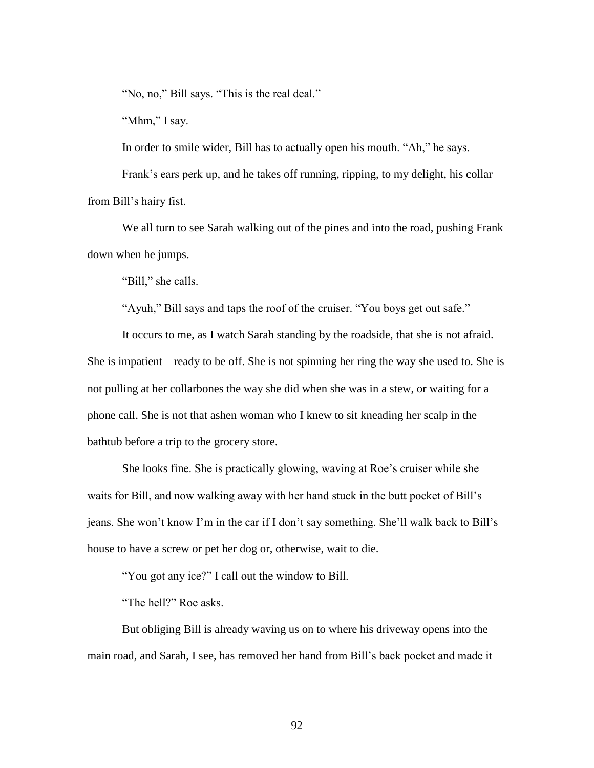"No, no," Bill says. "This is the real deal."

"Mhm," I say.

In order to smile wider, Bill has to actually open his mouth. "Ah," he says.

Frank's ears perk up, and he takes off running, ripping, to my delight, his collar from Bill's hairy fist.

We all turn to see Sarah walking out of the pines and into the road, pushing Frank down when he jumps.

"Bill," she calls.

"Ayuh," Bill says and taps the roof of the cruiser. "You boys get out safe."

It occurs to me, as I watch Sarah standing by the roadside, that she is not afraid. She is impatient—ready to be off. She is not spinning her ring the way she used to. She is not pulling at her collarbones the way she did when she was in a stew, or waiting for a phone call. She is not that ashen woman who I knew to sit kneading her scalp in the bathtub before a trip to the grocery store.

She looks fine. She is practically glowing, waving at Roe's cruiser while she waits for Bill, and now walking away with her hand stuck in the butt pocket of Bill's jeans. She won't know I'm in the car if I don't say something. She'll walk back to Bill's house to have a screw or pet her dog or, otherwise, wait to die.

"You got any ice?" I call out the window to Bill.

"The hell?" Roe asks.

But obliging Bill is already waving us on to where his driveway opens into the main road, and Sarah, I see, has removed her hand from Bill's back pocket and made it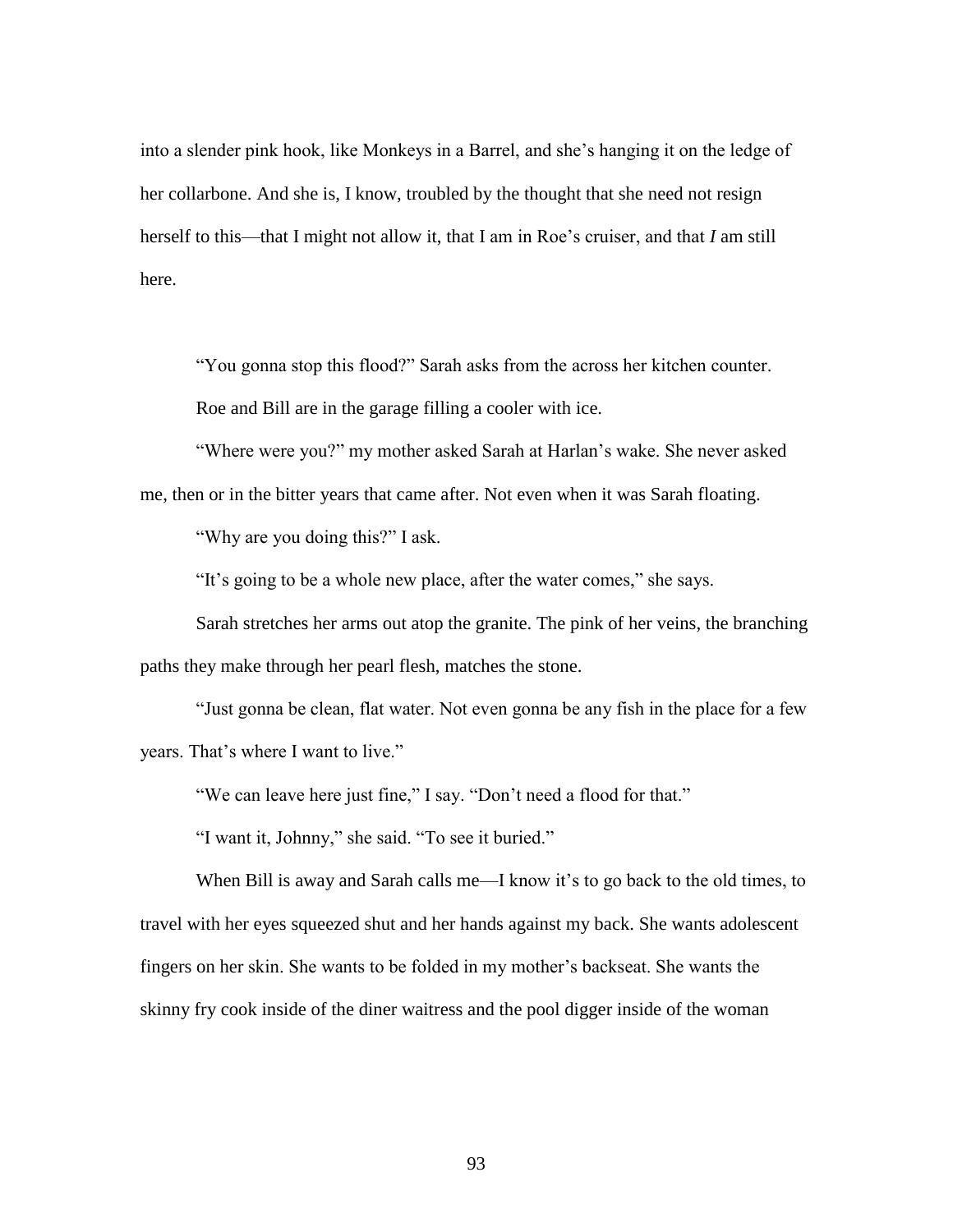into a slender pink hook, like Monkeys in a Barrel, and she's hanging it on the ledge of her collarbone. And she is, I know, troubled by the thought that she need not resign herself to this—that I might not allow it, that I am in Roe's cruiser, and that *I* am still here.

"You gonna stop this flood?" Sarah asks from the across her kitchen counter.

Roe and Bill are in the garage filling a cooler with ice.

"Where were you?" my mother asked Sarah at Harlan's wake. She never asked me, then or in the bitter years that came after. Not even when it was Sarah floating.

"Why are you doing this?" I ask.

"It's going to be a whole new place, after the water comes," she says.

Sarah stretches her arms out atop the granite. The pink of her veins, the branching paths they make through her pearl flesh, matches the stone.

"Just gonna be clean, flat water. Not even gonna be any fish in the place for a few years. That's where I want to live."

"We can leave here just fine," I say. "Don't need a flood for that."

"I want it, Johnny," she said. "To see it buried."

When Bill is away and Sarah calls me—I know it's to go back to the old times, to travel with her eyes squeezed shut and her hands against my back. She wants adolescent fingers on her skin. She wants to be folded in my mother's backseat. She wants the skinny fry cook inside of the diner waitress and the pool digger inside of the woman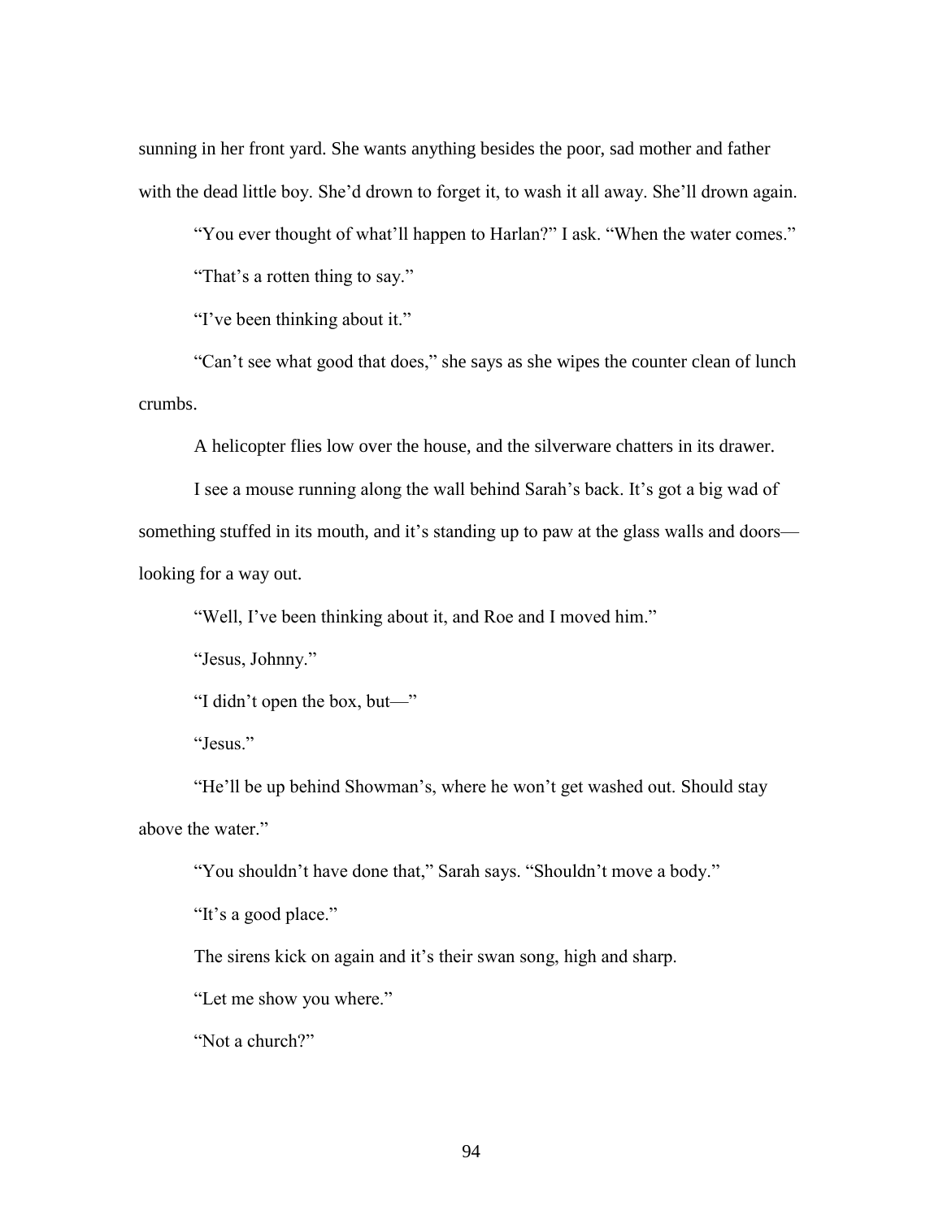sunning in her front yard. She wants anything besides the poor, sad mother and father with the dead little boy. She'd drown to forget it, to wash it all away. She'll drown again.

"You ever thought of what'll happen to Harlan?" I ask. "When the water comes."

"That's a rotten thing to say."

"I've been thinking about it."

"Can't see what good that does," she says as she wipes the counter clean of lunch crumbs.

A helicopter flies low over the house, and the silverware chatters in its drawer.

I see a mouse running along the wall behind Sarah's back. It's got a big wad of something stuffed in its mouth, and it's standing up to paw at the glass walls and doors—looking for a way out.

"Well, I've been thinking about it, and Roe and I moved him."

"Jesus, Johnny."

"I didn't open the box, but—"

"Jesus."

"He'll be up behind Showman's, where he won't get washed out. Should stay above the water."

"You shouldn't have done that," Sarah says. "Shouldn't move a body."

"It's a good place."

The sirens kick on again and it's their swan song, high and sharp.

"Let me show you where."

"Not a church?"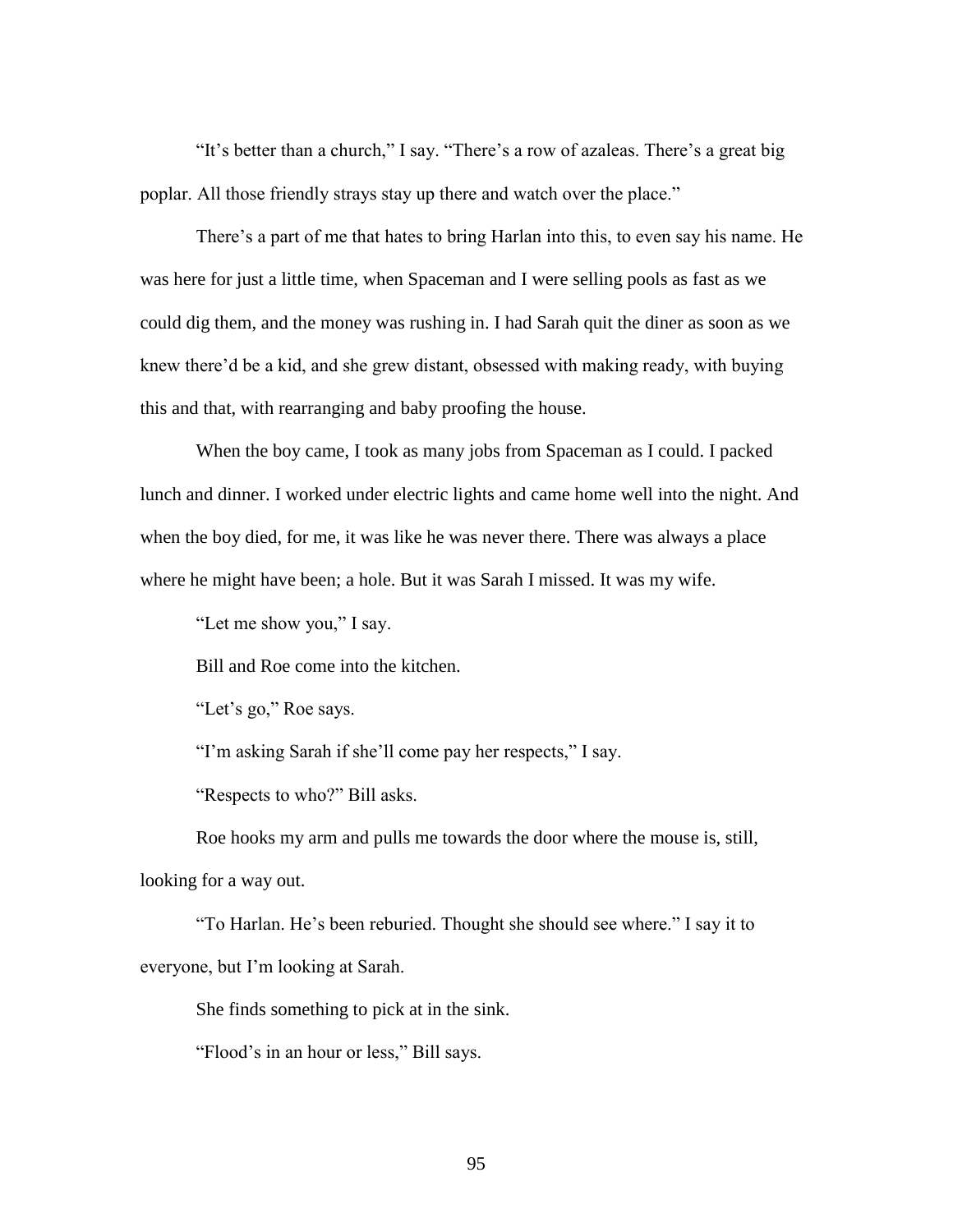"It's better than a church," I say. "There's a row of azaleas. There's a great big poplar. All those friendly strays stay up there and watch over the place."

There's a part of me that hates to bring Harlan into this, to even say his name. He was here for just a little time, when Spaceman and I were selling pools as fast as we could dig them, and the money was rushing in. I had Sarah quit the diner as soon as we knew there'd be a kid, and she grew distant, obsessed with making ready, with buying this and that, with rearranging and baby proofing the house.

When the boy came, I took as many jobs from Spaceman as I could. I packed lunch and dinner. I worked under electric lights and came home well into the night. And when the boy died, for me, it was like he was never there. There was always a place where he might have been; a hole. But it was Sarah I missed. It was my wife.

"Let me show you," I say.

Bill and Roe come into the kitchen.

"Let's go," Roe says.

"I'm asking Sarah if she'll come pay her respects," I say.

"Respects to who?" Bill asks.

Roe hooks my arm and pulls me towards the door where the mouse is, still, looking for a way out.

"To Harlan. He's been reburied. Thought she should see where." I say it to everyone, but I'm looking at Sarah.

She finds something to pick at in the sink.

"Flood's in an hour or less," Bill says.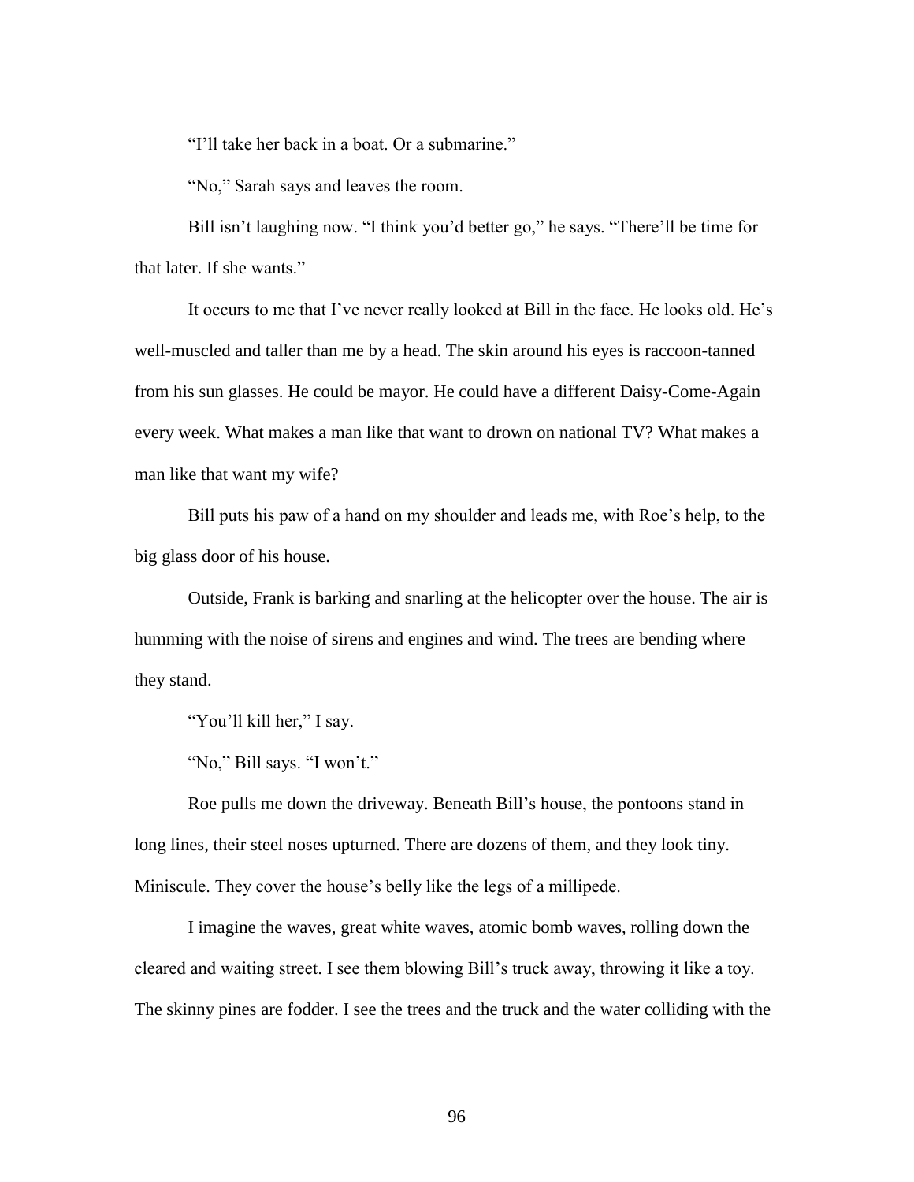"I'll take her back in a boat. Or a submarine."

"No," Sarah says and leaves the room.

Bill isn't laughing now. "I think you'd better go," he says. "There'll be time for that later. If she wants."

It occurs to me that I've never really looked at Bill in the face. He looks old. He's well-muscled and taller than me by a head. The skin around his eyes is raccoon-tanned from his sun glasses. He could be mayor. He could have a different Daisy-Come-Again every week. What makes a man like that want to drown on national TV? What makes a man like that want my wife?

Bill puts his paw of a hand on my shoulder and leads me, with Roe's help, to the big glass door of his house.

Outside, Frank is barking and snarling at the helicopter over the house. The air is humming with the noise of sirens and engines and wind. The trees are bending where they stand.

"You'll kill her," I say.

"No," Bill says. "I won't."

Roe pulls me down the driveway. Beneath Bill's house, the pontoons stand in long lines, their steel noses upturned. There are dozens of them, and they look tiny. Miniscule. They cover the house's belly like the legs of a millipede.

I imagine the waves, great white waves, atomic bomb waves, rolling down the cleared and waiting street. I see them blowing Bill's truck away, throwing it like a toy. The skinny pines are fodder. I see the trees and the truck and the water colliding with the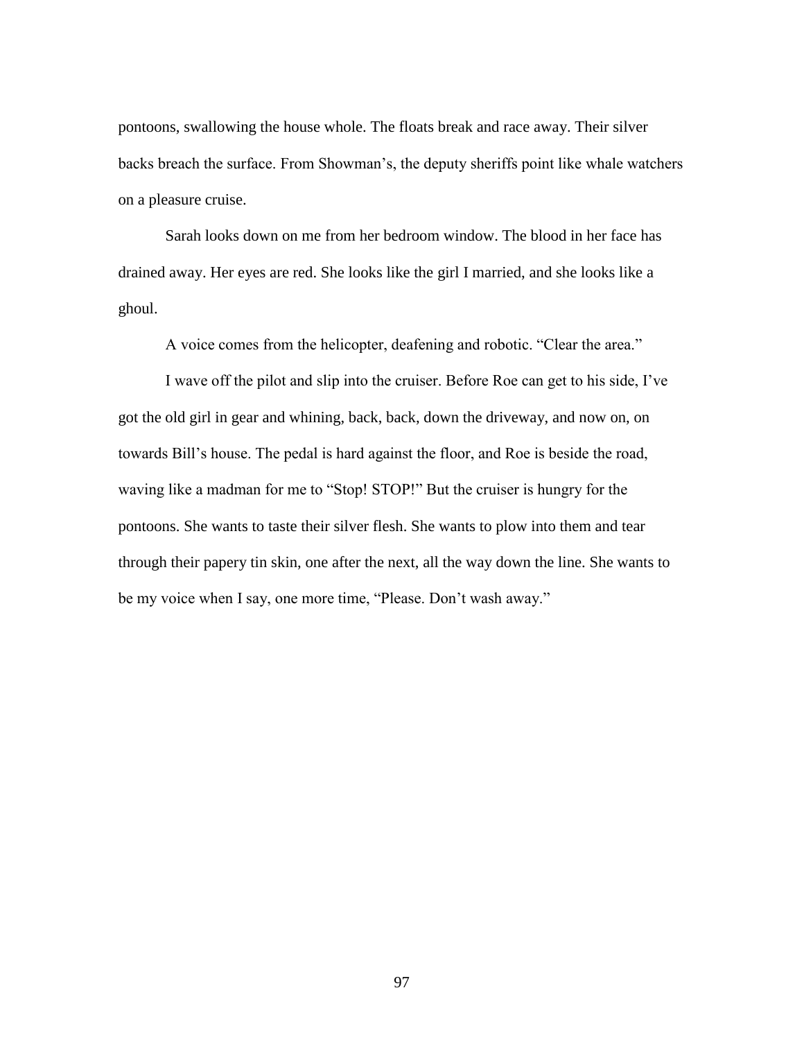pontoons, swallowing the house whole. The floats break and race away. Their silver backs breach the surface. From Showman's, the deputy sheriffs point like whale watchers on a pleasure cruise.

Sarah looks down on me from her bedroom window. The blood in her face has drained away. Her eyes are red. She looks like the girl I married, and she looks like a ghoul.

A voice comes from the helicopter, deafening and robotic. "Clear the area."

I wave off the pilot and slip into the cruiser. Before Roe can get to his side, I've got the old girl in gear and whining, back, back, down the driveway, and now on, on towards Bill's house. The pedal is hard against the floor, and Roe is beside the road, waving like a madman for me to "Stop! STOP!" But the cruiser is hungry for the pontoons. She wants to taste their silver flesh. She wants to plow into them and tear through their papery tin skin, one after the next, all the way down the line. She wants to be my voice when I say, one more time, "Please. Don't wash away."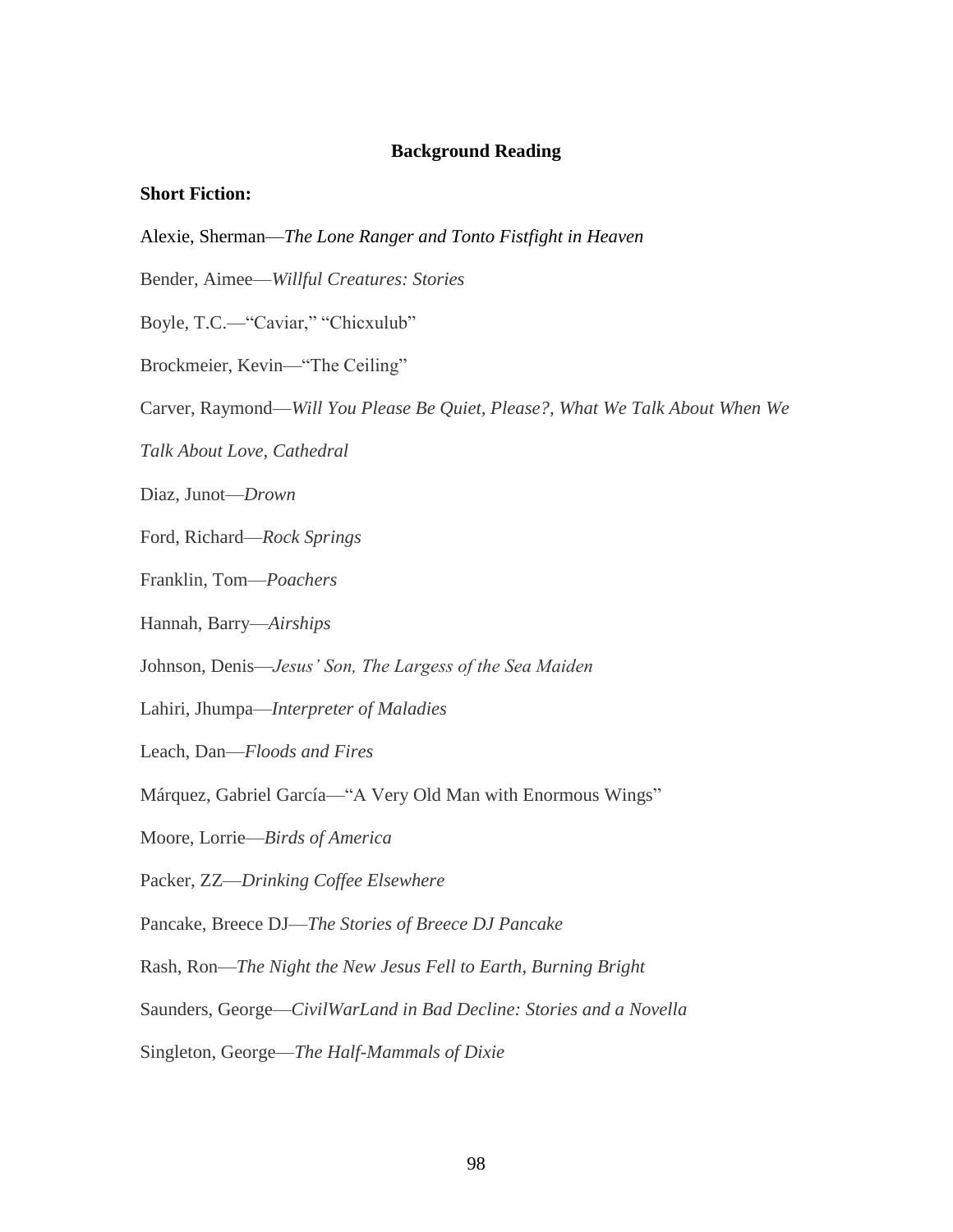## Background Reading

**Short Fiction:**

Alexie, Sherman—*The Lone Ranger and Tonto Fistfight in Heaven*

Bender, Aimee—*Willful Creatures: Stories*

Boyle, T.C.—"Caviar," "Chicxulub"

Brockmeier, Kevin—"The Ceiling"

Carver, Raymond—*Will You Please Be Quiet, Please?, What We Talk About When We Talk About Love, Cathedral*

Diaz, Junot—*Drown*

Ford, Richard—*Rock Springs*

Franklin, Tom—*Poachers*

Hannah, Barry—*Airships*

Johnson, Denis—*Jesus' Son, The Largess of the Sea Maiden*

Lahiri, Jhumpa—*Interpreter of Maladies*

Leach, Dan—*Floods and Fires*

Márquez, Gabriel García—"A Very Old Man with Enormous Wings"

Moore, Lorrie—*Birds of America*

Packer, ZZ—*Drinking Coffee Elsewhere*

Pancake, Breece DJ—*The Stories of Breece DJ Pancake*

Rash, Ron—*The Night the New Jesus Fell to Earth, Burning Bright*

Saunders, George—*CivilWarLand in Bad Decline: Stories and a Novella*

Singleton, George—*The Half-Mammals of Dixie*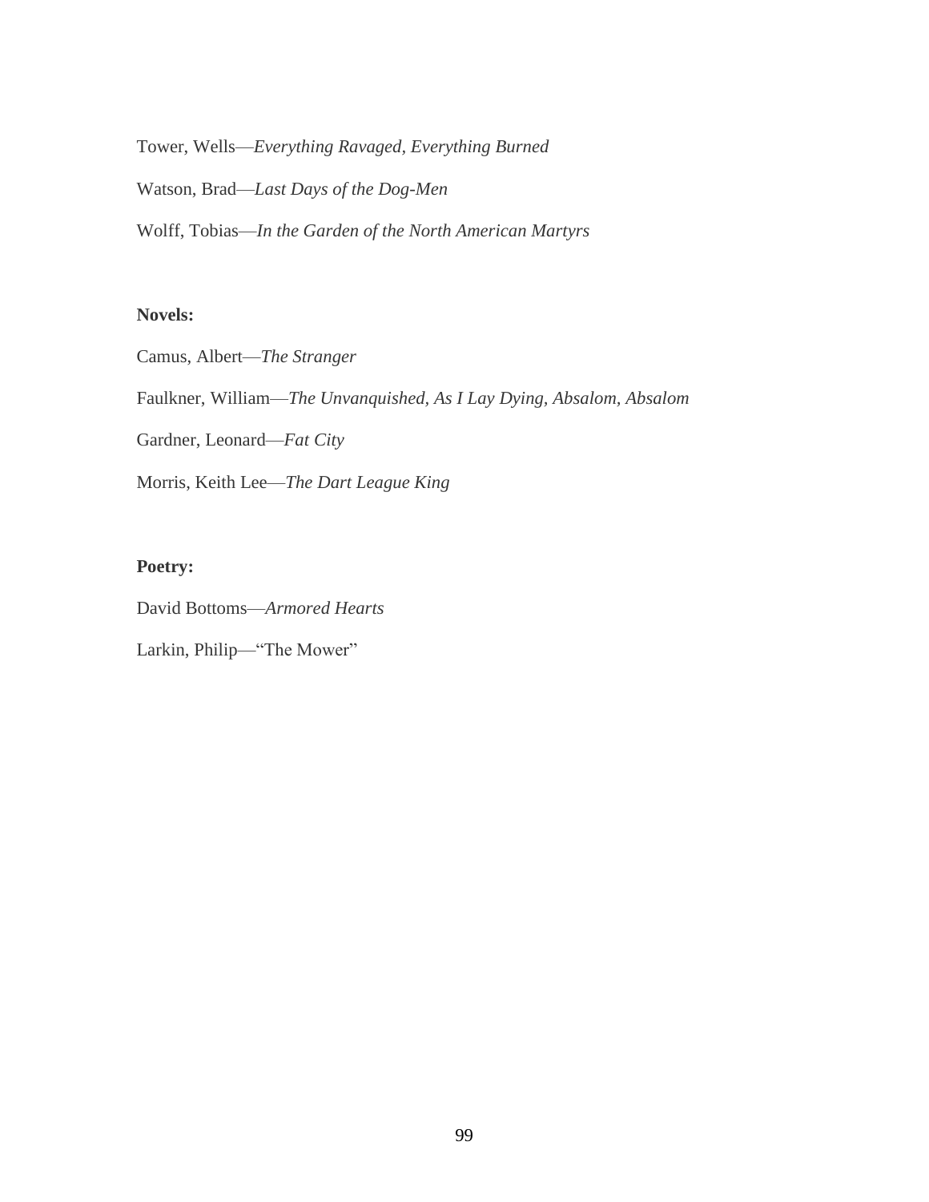Tower, Wells—*Everything Ravaged, Everything Burned*

Watson, Brad—*Last Days of the Dog-Men*

Wolff, Tobias—*In the Garden of the North American Martyrs*

**Novels:**

Camus, Albert—*The Stranger*

Faulkner, William—*The Unvanquished, As I Lay Dying, Absalom, Absalom*

Gardner, Leonard—*Fat City*

Morris, Keith Lee—*The Dart League King*

**Poetry:**

David Bottoms—*Armored Hearts*

Larkin, Philip—"The Mower"